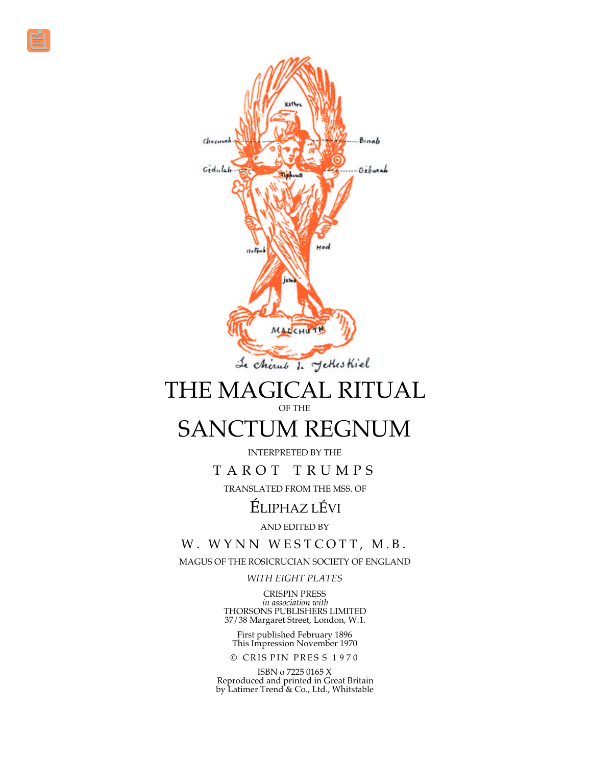# THE MAGICAL RITUAL

OF THE

# SANCTUM REGNUM

INTERPRETED BY THE

## TAROT TRUMPS

TRANSLATED FROM THE MSS. OF

## ÉLIPHAZ LÉVI

AND EDITED BY

## W. WYNN WESTCOTT, M.B.

MAGUS OF THE ROSICRUCIAN SOCIETY OF ENGLAND

*WITH EIGHT PLATES*

CRISPIN PRESS
*in association with*
THORSONS PUBLISHERS LIMITED
37/38 Margaret Street, London, W.1.

First published February 1896
This Impression November 1970

© CRISPIN PRESS 1970

ISBN o 7225 0165 X
Reproduced and printed in Great Britain
by Latimer Trend & Co., Ltd., Whitstable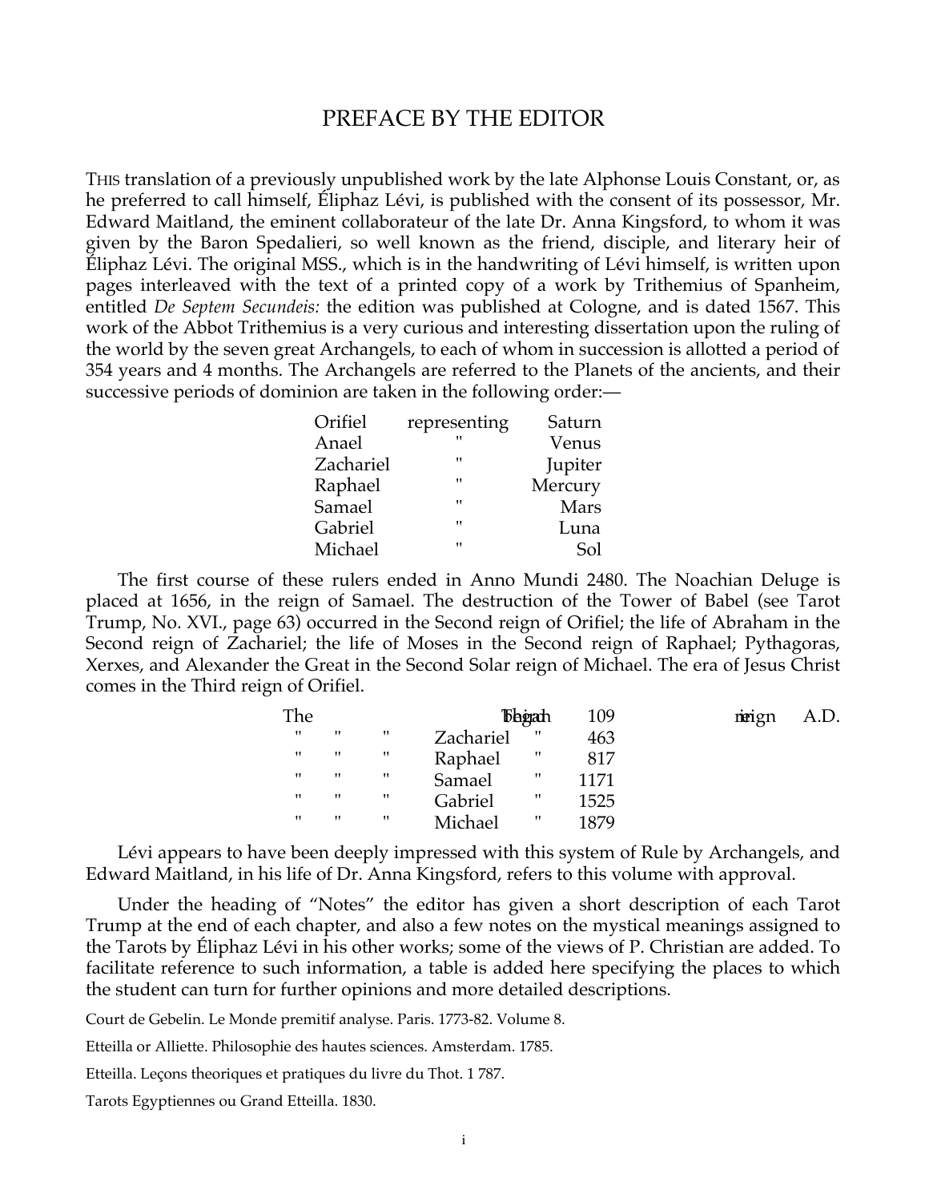# PREFACE BY THE EDITOR

THIS translation of a previously unpublished work by the late Alphonse Louis Constant, or, as he preferred to call himself, Éliphaz Lévi, is published with the consent of its possessor, Mr. Edward Maitland, the eminent collaborateur of the late Dr. Anna Kingsford, to whom it was given by the Baron Spedalieri, so well known as the friend, disciple, and literary heir of Éliphaz Lévi. The original MSS., which is in the handwriting of Lévi himself, is written upon pages interleaved with the text of a printed copy of a work by Trithemius of Spanheim, entitled *De Septem Secundeis:* the edition was published at Cologne, and is dated 1567. This work of the Abbot Trithemius is a very curious and interesting dissertation upon the ruling of the world by the seven great Archangels, to each of whom in succession is allotted a period of 354 years and 4 months. The Archangels are referred to the Planets of the ancients, and their successive periods of dominion are taken in the following order:—

| | | |
|---|---|---|
| Orifiel | representing | Saturn |
| Anael | " | Venus |
| Zachariel | " | Jupiter |
| Raphael | " | Mercury |
| Samael | " | Mars |
| Gabriel | " | Luna |
| Michael | " | Sol |

The first course of these rulers ended in Anno Mundi 2480. The Noachian Deluge is placed at 1656, in the reign of Samael. The destruction of the Tower of Babel (see Tarot Trump, No. XVI., page 63) occurred in the Second reign of Orifiel; the life of Abraham in the Second reign of Zachariel; the life of Moses in the Second reign of Raphael; Pythagoras, Xerxes, and Alexander the Great in the Second Solar reign of Michael. The era of Jesus Christ comes in the Third reign of Orifiel.

| | | | | | | |
|---|---|---|---|---|---|---|
| The | Third | reign | Anael | began | 109 | A.D. |
| " | " | " | Zachariel | " | 463 | |
| " | " | " | Raphael | " | 817 | |
| " | " | " | Samael | " | 1171 | |
| " | " | " | Gabriel | " | 1525 | |
| " | " | " | Michael | " | 1879 | |

Lévi appears to have been deeply impressed with this system of Rule by Archangels, and Edward Maitland, in his life of Dr. Anna Kingsford, refers to this volume with approval.

Under the heading of "Notes" the editor has given a short description of each Tarot Trump at the end of each chapter, and also a few notes on the mystical meanings assigned to the Tarots by Éliphaz Lévi in his other works; some of the views of P. Christian are added. To facilitate reference to such information, a table is added here specifying the places to which the student can turn for further opinions and more detailed descriptions.

Court de Gebelin. Le Monde premitif analyse. Paris. 1773-82. Volume 8.

Etteilla or Alliette. Philosophie des hautes sciences. Amsterdam. 1785.

Etteilla. Leçons theoriques et pratiques du livre du Thot. 1 787.

Tarots Egyptiennes ou Grand Etteilla. 1830.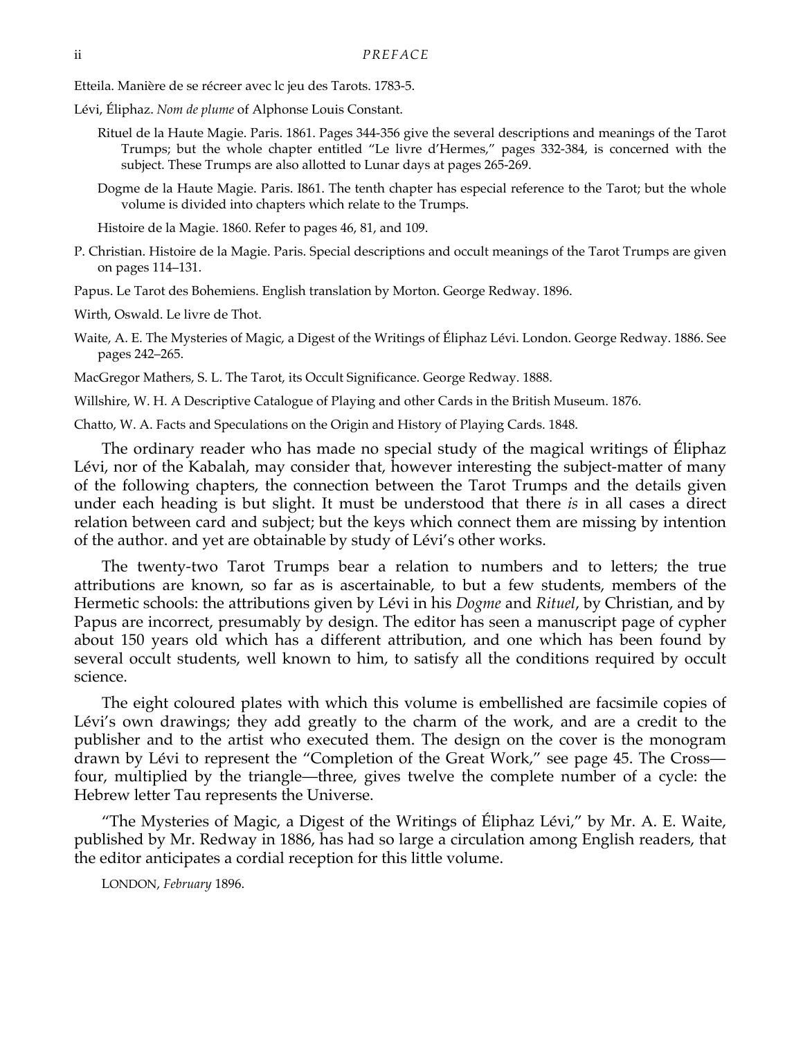Etteila. Manière de se récreer avec lc jeu des Tarots. 1783-5.

Lévi, Éliphaz. *Nom de plume* of Alphonse Louis Constant.

Rituel de la Haute Magie. Paris. 1861. Pages 344-356 give the several descriptions and meanings of the Tarot Trumps; but the whole chapter entitled "Le livre d'Hermes," pages 332-384, is concerned with the subject. These Trumps are also allotted to Lunar days at pages 265-269.

Dogme de la Haute Magie. Paris. I861. The tenth chapter has especial reference to the Tarot; but the whole volume is divided into chapters which relate to the Trumps.

Histoire de la Magie. 1860. Refer to pages 46, 81, and 109.

P. Christian. Histoire de la Magie. Paris. Special descriptions and occult meanings of the Tarot Trumps are given on pages 114–131.

Papus. Le Tarot des Bohemiens. English translation by Morton. George Redway. 1896.

Wirth, Oswald. Le livre de Thot.

Waite, A. E. The Mysteries of Magic, a Digest of the Writings of Éliphaz Lévi. London. George Redway. 1886. See pages 242–265.

MacGregor Mathers, S. L. The Tarot, its Occult Significance. George Redway. 1888.

Willshire, W. H. A Descriptive Catalogue of Playing and other Cards in the British Museum. 1876.

Chatto, W. A. Facts and Speculations on the Origin and History of Playing Cards. 1848.

The ordinary reader who has made no special study of the magical writings of Éliphaz Lévi, nor of the Kabalah, may consider that, however interesting the subject-matter of many of the following chapters, the connection between the Tarot Trumps and the details given under each heading is but slight. It must be understood that there *is* in all cases a direct relation between card and subject; but the keys which connect them are missing by intention of the author. and yet are obtainable by study of Lévi's other works.

The twenty-two Tarot Trumps bear a relation to numbers and to letters; the true attributions are known, so far as is ascertainable, to but a few students, members of the Hermetic schools: the attributions given by Lévi in his *Dogme* and *Rituel*, by Christian, and by Papus are incorrect, presumably by design. The editor has seen a manuscript page of cypher about 150 years old which has a different attribution, and one which has been found by several occult students, well known to him, to satisfy all the conditions required by occult science.

The eight coloured plates with which this volume is embellished are facsimile copies of Lévi's own drawings; they add greatly to the charm of the work, and are a credit to the publisher and to the artist who executed them. The design on the cover is the monogram drawn by Lévi to represent the "Completion of the Great Work," see page 45. The Cross—four, multiplied by the triangle—three, gives twelve the complete number of a cycle: the Hebrew letter Tau represents the Universe.

"The Mysteries of Magic, a Digest of the Writings of Éliphaz Lévi," by Mr. A. E. Waite, published by Mr. Redway in 1886, has had so large a circulation among English readers, that the editor anticipates a cordial reception for this little volume.

LONDON, *February* 1896.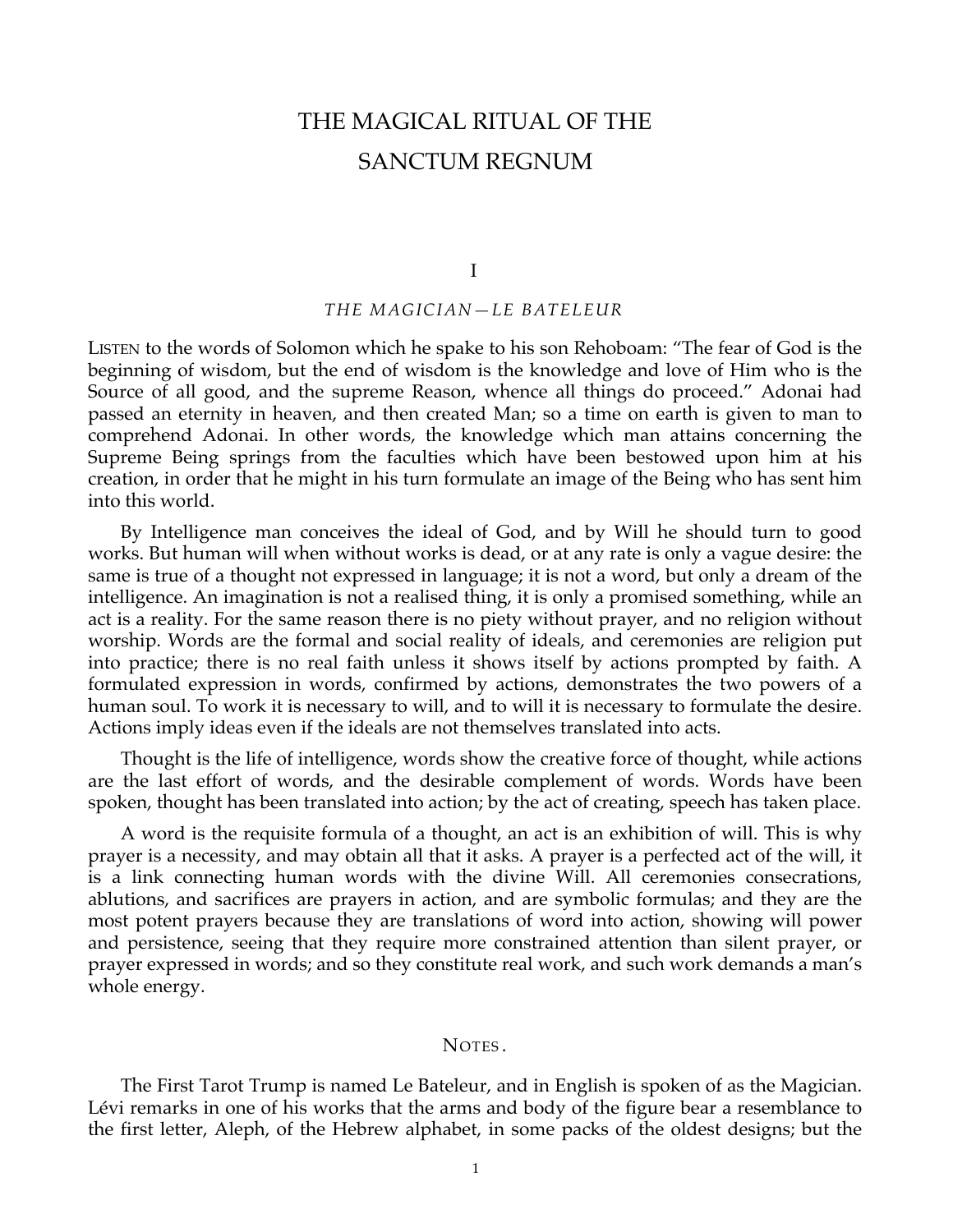# THE MAGICAL RITUAL OF THE SANCTUM REGNUM

## I

### *THE MAGICIAN—LE BATELEUR*

LISTEN to the words of Solomon which he spake to his son Rehoboam: "The fear of God is the beginning of wisdom, but the end of wisdom is the knowledge and love of Him who is the Source of all good, and the supreme Reason, whence all things do proceed." Adonai had passed an eternity in heaven, and then created Man; so a time on earth is given to man to comprehend Adonai. In other words, the knowledge which man attains concerning the Supreme Being springs from the faculties which have been bestowed upon him at his creation, in order that he might in his turn formulate an image of the Being who has sent him into this world.

By Intelligence man conceives the ideal of God, and by Will he should turn to good works. But human will when without works is dead, or at any rate is only a vague desire: the same is true of a thought not expressed in language; it is not a word, but only a dream of the intelligence. An imagination is not a realised thing, it is only a promised something, while an act is a reality. For the same reason there is no piety without prayer, and no religion without worship. Words are the formal and social reality of ideals, and ceremonies are religion put into practice; there is no real faith unless it shows itself by actions prompted by faith. A formulated expression in words, confirmed by actions, demonstrates the two powers of a human soul. To work it is necessary to will, and to will it is necessary to formulate the desire. Actions imply ideas even if the ideals are not themselves translated into acts.

Thought is the life of intelligence, words show the creative force of thought, while actions are the last effort of words, and the desirable complement of words. Words have been spoken, thought has been translated into action; by the act of creating, speech has taken place.

A word is the requisite formula of a thought, an act is an exhibition of will. This is why prayer is a necessity, and may obtain all that it asks. A prayer is a perfected act of the will, it is a link connecting human words with the divine Will. All ceremonies consecrations, ablutions, and sacrifices are prayers in action, and are symbolic formulas; and they are the most potent prayers because they are translations of word into action, showing will power and persistence, seeing that they require more constrained attention than silent prayer, or prayer expressed in words; and so they constitute real work, and such work demands a man's whole energy.

#### NOTES.

The First Tarot Trump is named Le Bateleur, and in English is spoken of as the Magician. Lévi remarks in one of his works that the arms and body of the figure bear a resemblance to the first letter, Aleph, of the Hebrew alphabet, in some packs of the oldest designs; but the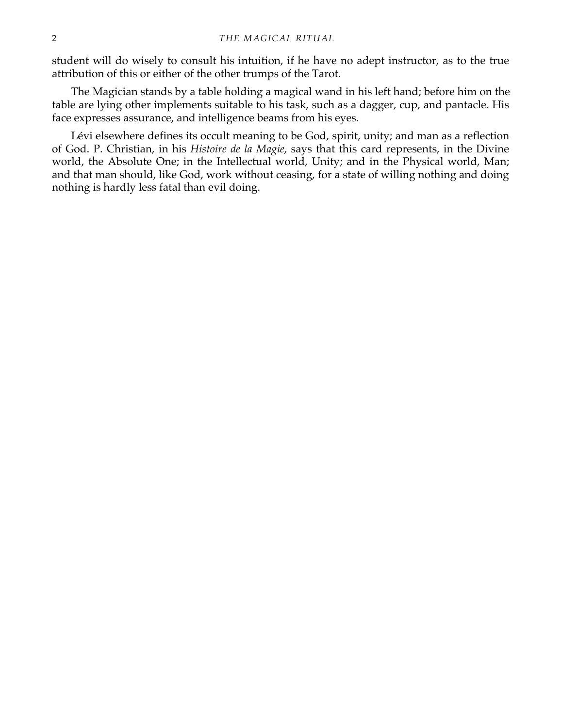student will do wisely to consult his intuition, if he have no adept instructor, as to the true attribution of this or either of the other trumps of the Tarot.

The Magician stands by a table holding a magical wand in his left hand; before him on the table are lying other implements suitable to his task, such as a dagger, cup, and pantacle. His face expresses assurance, and intelligence beams from his eyes.

Lévi elsewhere defines its occult meaning to be God, spirit, unity; and man as a reflection of God. P. Christian, in his *Histoire de la Magie*, says that this card represents, in the Divine world, the Absolute One; in the Intellectual world, Unity; and in the Physical world, Man; and that man should, like God, work without ceasing, for a state of willing nothing and doing nothing is hardly less fatal than evil doing.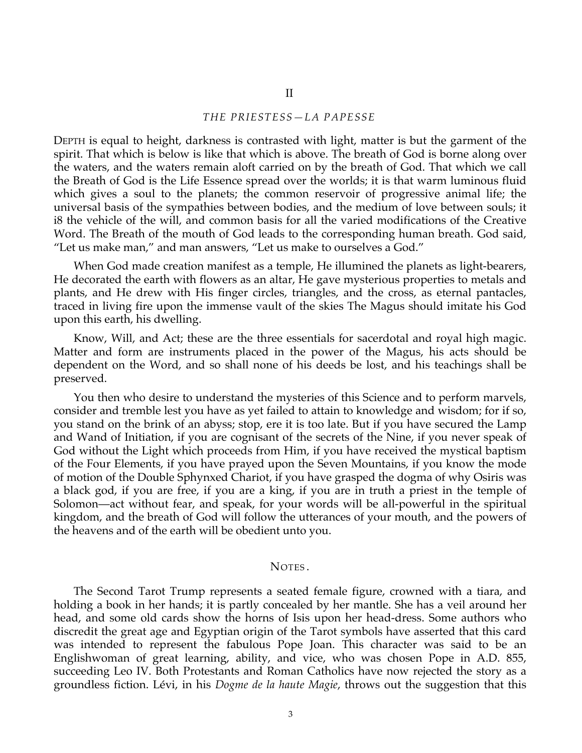## II

### *THE PRIESTESS—LA PAPESSE*

DEPTH is equal to height, darkness is contrasted with light, matter is but the garment of the spirit. That which is below is like that which is above. The breath of God is borne along over the waters, and the waters remain aloft carried on by the breath of God. That which we call the Breath of God is the Life Essence spread over the worlds; it is that warm luminous fluid which gives a soul to the planets; the common reservoir of progressive animal life; the universal basis of the sympathies between bodies, and the medium of love between souls; it i8 the vehicle of the will, and common basis for all the varied modifications of the Creative Word. The Breath of the mouth of God leads to the corresponding human breath. God said, "Let us make man," and man answers, "Let us make to ourselves a God."

When God made creation manifest as a temple, He illumined the planets as light-bearers, He decorated the earth with flowers as an altar, He gave mysterious properties to metals and plants, and He drew with His finger circles, triangles, and the cross, as eternal pantacles, traced in living fire upon the immense vault of the skies The Magus should imitate his God upon this earth, his dwelling.

Know, Will, and Act; these are the three essentials for sacerdotal and royal high magic. Matter and form are instruments placed in the power of the Magus, his acts should be dependent on the Word, and so shall none of his deeds be lost, and his teachings shall be preserved.

You then who desire to understand the mysteries of this Science and to perform marvels, consider and tremble lest you have as yet failed to attain to knowledge and wisdom; for if so, you stand on the brink of an abyss; stop, ere it is too late. But if you have secured the Lamp and Wand of Initiation, if you are cognisant of the secrets of the Nine, if you never speak of God without the Light which proceeds from Him, if you have received the mystical baptism of the Four Elements, if you have prayed upon the Seven Mountains, if you know the mode of motion of the Double Sphynxed Chariot, if you have grasped the dogma of why Osiris was a black god, if you are free, if you are a king, if you are in truth a priest in the temple of Solomon—act without fear, and speak, for your words will be all-powerful in the spiritual kingdom, and the breath of God will follow the utterances of your mouth, and the powers of the heavens and of the earth will be obedient unto you.

### NOTES.

The Second Tarot Trump represents a seated female figure, crowned with a tiara, and holding a book in her hands; it is partly concealed by her mantle. She has a veil around her head, and some old cards show the horns of Isis upon her head-dress. Some authors who discredit the great age and Egyptian origin of the Tarot symbols have asserted that this card was intended to represent the fabulous Pope Joan. This character was said to be an Englishwoman of great learning, ability, and vice, who was chosen Pope in A.D. 855, succeeding Leo IV. Both Protestants and Roman Catholics have now rejected the story as a groundless fiction. Lévi, in his *Dogme de la haute Magie*, throws out the suggestion that this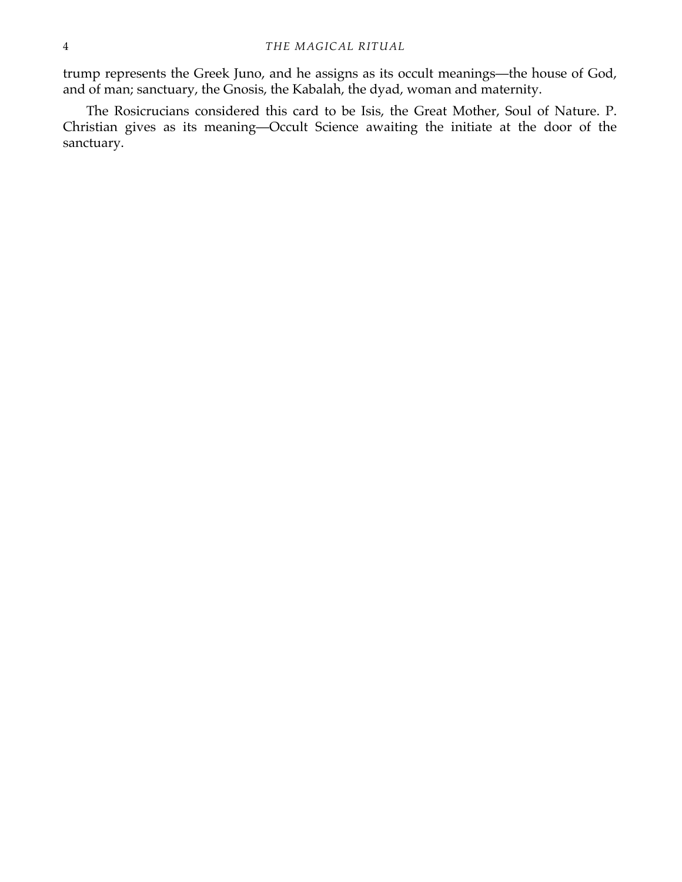trump represents the Greek Juno, and he assigns as its occult meanings—the house of God, and of man; sanctuary, the Gnosis, the Kabalah, the dyad, woman and maternity.

The Rosicrucians considered this card to be Isis, the Great Mother, Soul of Nature. P. Christian gives as its meaning—Occult Science awaiting the initiate at the door of the sanctuary.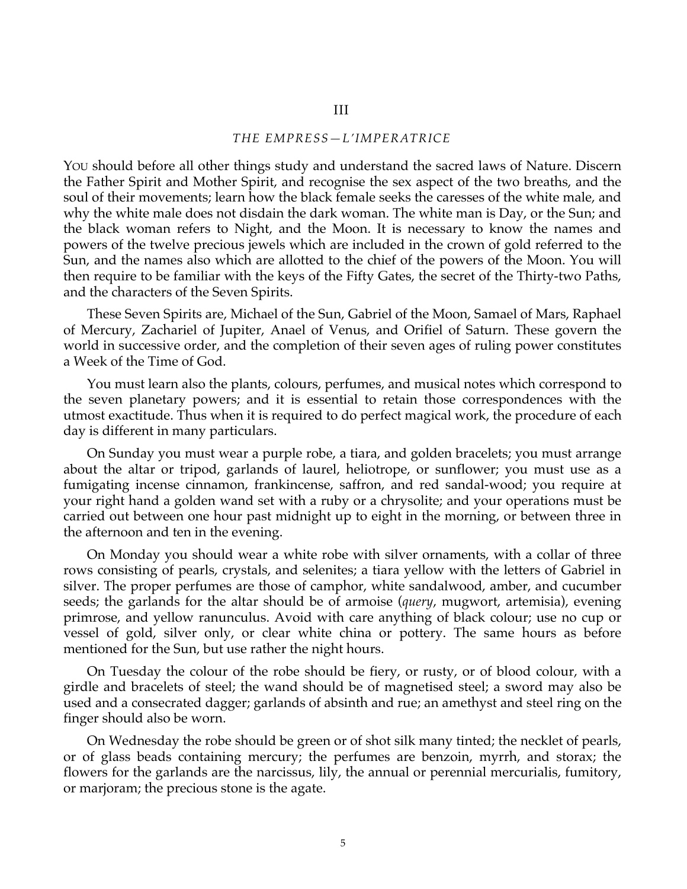## III

### *THE EMPRESS—L'IMPERATRICE*

YOU should before all other things study and understand the sacred laws of Nature. Discern the Father Spirit and Mother Spirit, and recognise the sex aspect of the two breaths, and the soul of their movements; learn how the black female seeks the caresses of the white male, and why the white male does not disdain the dark woman. The white man is Day, or the Sun; and the black woman refers to Night, and the Moon. It is necessary to know the names and powers of the twelve precious jewels which are included in the crown of gold referred to the Sun, and the names also which are allotted to the chief of the powers of the Moon. You will then require to be familiar with the keys of the Fifty Gates, the secret of the Thirty-two Paths, and the characters of the Seven Spirits.

These Seven Spirits are, Michael of the Sun, Gabriel of the Moon, Samael of Mars, Raphael of Mercury, Zachariel of Jupiter, Anael of Venus, and Orifiel of Saturn. These govern the world in successive order, and the completion of their seven ages of ruling power constitutes a Week of the Time of God.

You must learn also the plants, colours, perfumes, and musical notes which correspond to the seven planetary powers; and it is essential to retain those correspondences with the utmost exactitude. Thus when it is required to do perfect magical work, the procedure of each day is different in many particulars.

On Sunday you must wear a purple robe, a tiara, and golden bracelets; you must arrange about the altar or tripod, garlands of laurel, heliotrope, or sunflower; you must use as a fumigating incense cinnamon, frankincense, saffron, and red sandal-wood; you require at your right hand a golden wand set with a ruby or a chrysolite; and your operations must be carried out between one hour past midnight up to eight in the morning, or between three in the afternoon and ten in the evening.

On Monday you should wear a white robe with silver ornaments, with a collar of three rows consisting of pearls, crystals, and selenites; a tiara yellow with the letters of Gabriel in silver. The proper perfumes are those of camphor, white sandalwood, amber, and cucumber seeds; the garlands for the altar should be of armoise (*query*, mugwort, artemisia), evening primrose, and yellow ranunculus. Avoid with care anything of black colour; use no cup or vessel of gold, silver only, or clear white china or pottery. The same hours as before mentioned for the Sun, but use rather the night hours.

On Tuesday the colour of the robe should be fiery, or rusty, or of blood colour, with a girdle and bracelets of steel; the wand should be of magnetised steel; a sword may also be used and a consecrated dagger; garlands of absinth and rue; an amethyst and steel ring on the finger should also be worn.

On Wednesday the robe should be green or of shot silk many tinted; the necklet of pearls, or of glass beads containing mercury; the perfumes are benzoin, myrrh, and storax; the flowers for the garlands are the narcissus, lily, the annual or perennial mercurialis, fumitory, or marjoram; the precious stone is the agate.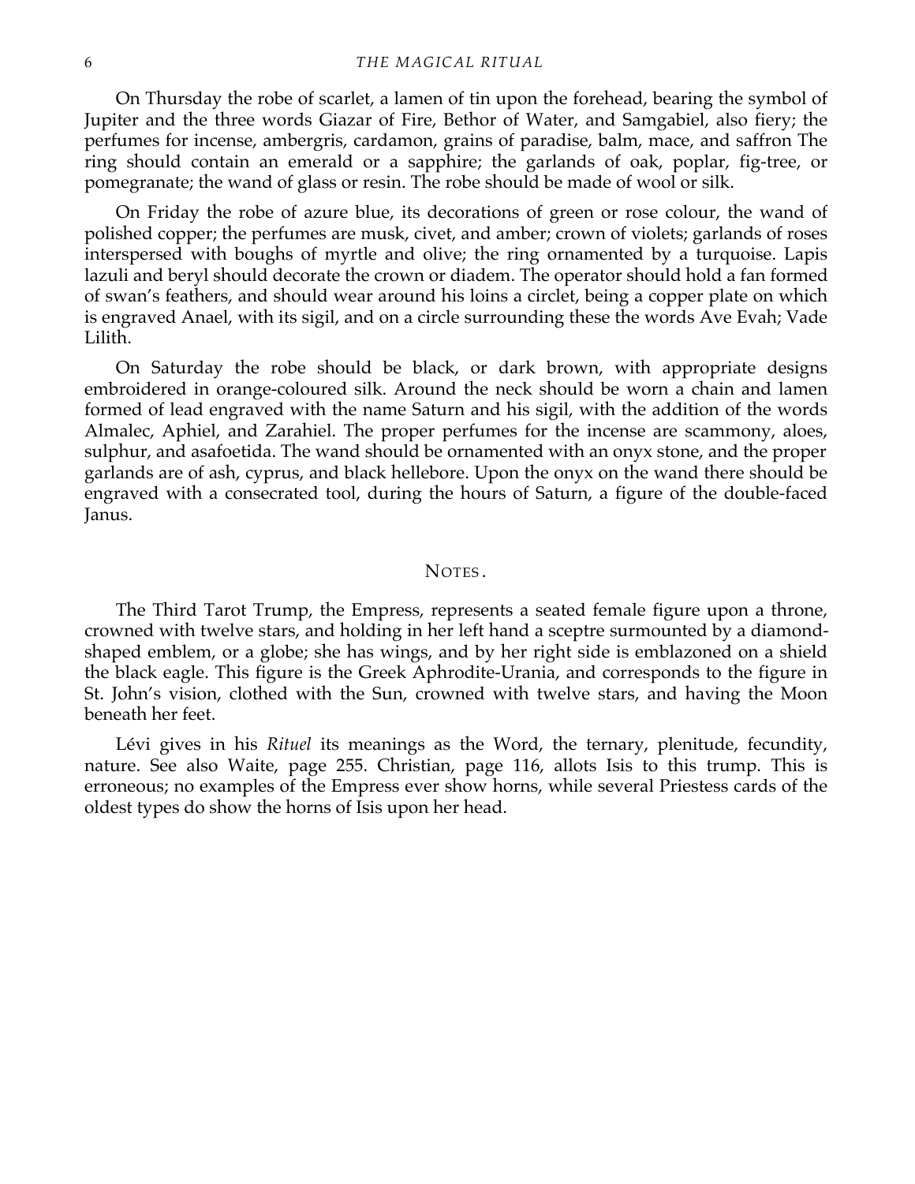On Thursday the robe of scarlet, a lamen of tin upon the forehead, bearing the symbol of Jupiter and the three words Giazar of Fire, Bethor of Water, and Samgabiel, also fiery; the perfumes for incense, ambergris, cardamon, grains of paradise, balm, mace, and saffron The ring should contain an emerald or a sapphire; the garlands of oak, poplar, fig-tree, or pomegranate; the wand of glass or resin. The robe should be made of wool or silk.

On Friday the robe of azure blue, its decorations of green or rose colour, the wand of polished copper; the perfumes are musk, civet, and amber; crown of violets; garlands of roses interspersed with boughs of myrtle and olive; the ring ornamented by a turquoise. Lapis lazuli and beryl should decorate the crown or diadem. The operator should hold a fan formed of swan's feathers, and should wear around his loins a circlet, being a copper plate on which is engraved Anael, with its sigil, and on a circle surrounding these the words Ave Evah; Vade Lilith.

On Saturday the robe should be black, or dark brown, with appropriate designs embroidered in orange-coloured silk. Around the neck should be worn a chain and lamen formed of lead engraved with the name Saturn and his sigil, with the addition of the words Almalec, Aphiel, and Zarahiel. The proper perfumes for the incense are scammony, aloes, sulphur, and asafoetida. The wand should be ornamented with an onyx stone, and the proper garlands are of ash, cyprus, and black hellebore. Upon the onyx on the wand there should be engraved with a consecrated tool, during the hours of Saturn, a figure of the double-faced Janus.

## NOTES.

The Third Tarot Trump, the Empress, represents a seated female figure upon a throne, crowned with twelve stars, and holding in her left hand a sceptre surmounted by a diamond-shaped emblem, or a globe; she has wings, and by her right side is emblazoned on a shield the black eagle. This figure is the Greek Aphrodite-Urania, and corresponds to the figure in St. John's vision, clothed with the Sun, crowned with twelve stars, and having the Moon beneath her feet.

Lévi gives in his *Rituel* its meanings as the Word, the ternary, plenitude, fecundity, nature. See also Waite, page 255. Christian, page 116, allots Isis to this trump. This is erroneous; no examples of the Empress ever show horns, while several Priestess cards of the oldest types do show the horns of Isis upon her head.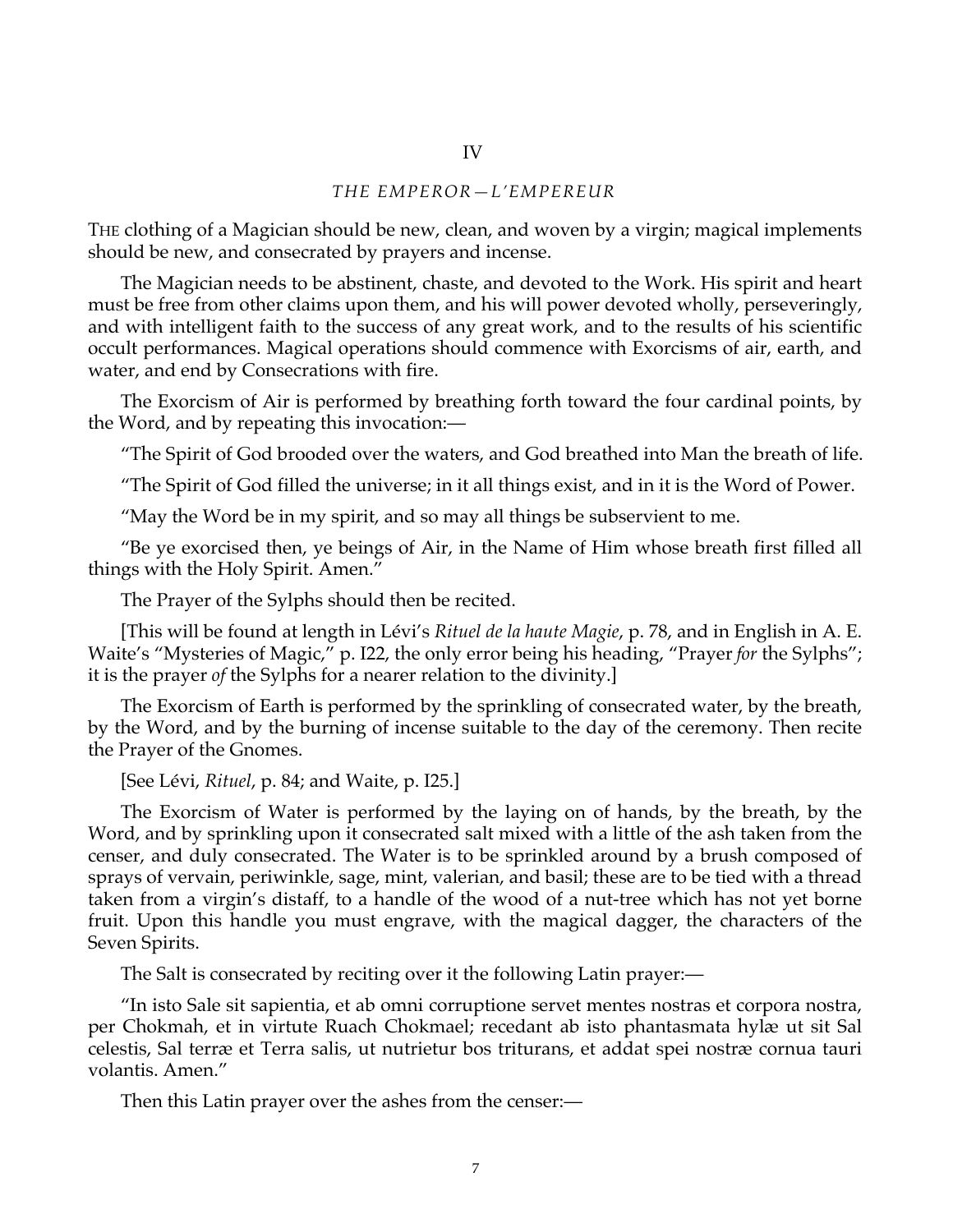## IV

### *THE EMPEROR—L'EMPEREUR*

THE clothing of a Magician should be new, clean, and woven by a virgin; magical implements should be new, and consecrated by prayers and incense.

The Magician needs to be abstinent, chaste, and devoted to the Work. His spirit and heart must be free from other claims upon them, and his will power devoted wholly, perseveringly, and with intelligent faith to the success of any great work, and to the results of his scientific occult performances. Magical operations should commence with Exorcisms of air, earth, and water, and end by Consecrations with fire.

The Exorcism of Air is performed by breathing forth toward the four cardinal points, by the Word, and by repeating this invocation:—

"The Spirit of God brooded over the waters, and God breathed into Man the breath of life.

"The Spirit of God filled the universe; in it all things exist, and in it is the Word of Power.

"May the Word be in my spirit, and so may all things be subservient to me.

"Be ye exorcised then, ye beings of Air, in the Name of Him whose breath first filled all things with the Holy Spirit. Amen."

The Prayer of the Sylphs should then be recited.

[This will be found at length in Lévi's *Rituel de la haute Magie*, p. 78, and in English in A. E. Waite's "Mysteries of Magic," p. I22, the only error being his heading, "Prayer *for* the Sylphs"; it is the prayer *of* the Sylphs for a nearer relation to the divinity.]

The Exorcism of Earth is performed by the sprinkling of consecrated water, by the breath, by the Word, and by the burning of incense suitable to the day of the ceremony. Then recite the Prayer of the Gnomes.

[See Lévi, *Rituel*, p. 84; and Waite, p. I25.]

The Exorcism of Water is performed by the laying on of hands, by the breath, by the Word, and by sprinkling upon it consecrated salt mixed with a little of the ash taken from the censer, and duly consecrated. The Water is to be sprinkled around by a brush composed of sprays of vervain, periwinkle, sage, mint, valerian, and basil; these are to be tied with a thread taken from a virgin's distaff, to a handle of the wood of a nut-tree which has not yet borne fruit. Upon this handle you must engrave, with the magical dagger, the characters of the Seven Spirits.

The Salt is consecrated by reciting over it the following Latin prayer:—

"In isto Sale sit sapientia, et ab omni corruptione servet mentes nostras et corpora nostra, per Chokmah, et in virtute Ruach Chokmael; recedant ab isto phantasmata hylæ ut sit Sal celestis, Sal terræ et Terra salis, ut nutrietur bos triturans, et addat spei nostræ cornua tauri volantis. Amen."

Then this Latin prayer over the ashes from the censer:—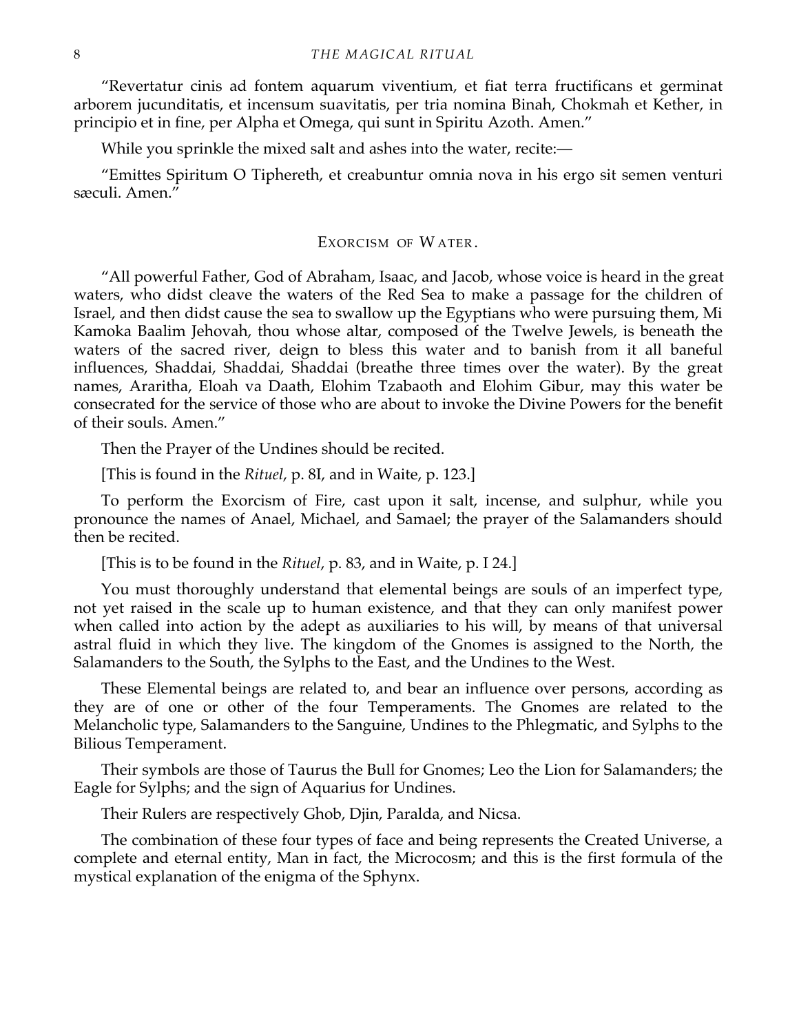"Revertatur cinis ad fontem aquarum viventium, et fiat terra fructificans et germinat arborem jucunditatis, et incensum suavitatis, per tria nomina Binah, Chokmah et Kether, in principio et in fine, per Alpha et Omega, qui sunt in Spiritu Azoth. Amen."

While you sprinkle the mixed salt and ashes into the water, recite:—

"Emittes Spiritum O Tiphereth, et creabuntur omnia nova in his ergo sit semen venturi sæculi. Amen."

## Exorcism of Water.

"All powerful Father, God of Abraham, Isaac, and Jacob, whose voice is heard in the great waters, who didst cleave the waters of the Red Sea to make a passage for the children of Israel, and then didst cause the sea to swallow up the Egyptians who were pursuing them, Mi Kamoka Baalim Jehovah, thou whose altar, composed of the Twelve Jewels, is beneath the waters of the sacred river, deign to bless this water and to banish from it all baneful influences, Shaddai, Shaddai, Shaddai (breathe three times over the water). By the great names, Araritha, Eloah va Daath, Elohim Tzabaoth and Elohim Gibur, may this water be consecrated for the service of those who are about to invoke the Divine Powers for the benefit of their souls. Amen."

Then the Prayer of the Undines should be recited.

[This is found in the *Rituel*, p. 8I, and in Waite, p. 123.]

To perform the Exorcism of Fire, cast upon it salt, incense, and sulphur, while you pronounce the names of Anael, Michael, and Samael; the prayer of the Salamanders should then be recited.

[This is to be found in the *Rituel*, p. 83, and in Waite, p. I 24.]

You must thoroughly understand that elemental beings are souls of an imperfect type, not yet raised in the scale up to human existence, and that they can only manifest power when called into action by the adept as auxiliaries to his will, by means of that universal astral fluid in which they live. The kingdom of the Gnomes is assigned to the North, the Salamanders to the South, the Sylphs to the East, and the Undines to the West.

These Elemental beings are related to, and bear an influence over persons, according as they are of one or other of the four Temperaments. The Gnomes are related to the Melancholic type, Salamanders to the Sanguine, Undines to the Phlegmatic, and Sylphs to the Bilious Temperament.

Their symbols are those of Taurus the Bull for Gnomes; Leo the Lion for Salamanders; the Eagle for Sylphs; and the sign of Aquarius for Undines.

Their Rulers are respectively Ghob, Djin, Paralda, and Nicsa.

The combination of these four types of face and being represents the Created Universe, a complete and eternal entity, Man in fact, the Microcosm; and this is the first formula of the mystical explanation of the enigma of the Sphynx.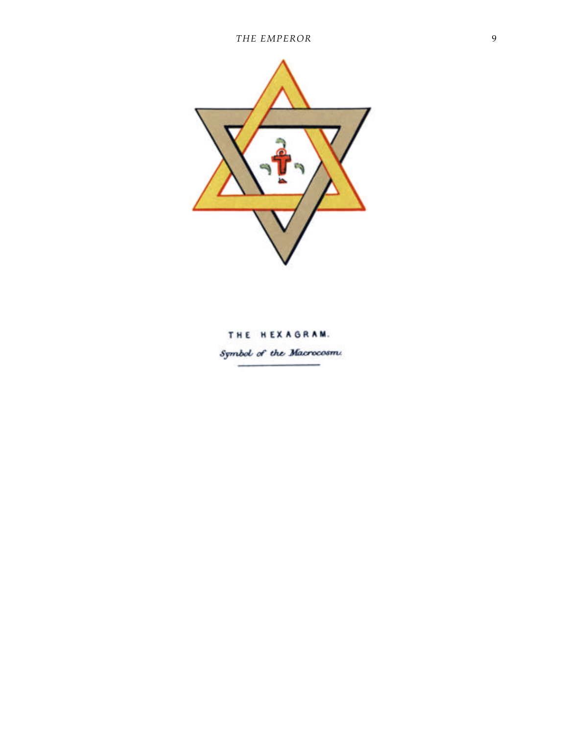THE HEXAGRAM.

*Symbol of the Macrocosm.*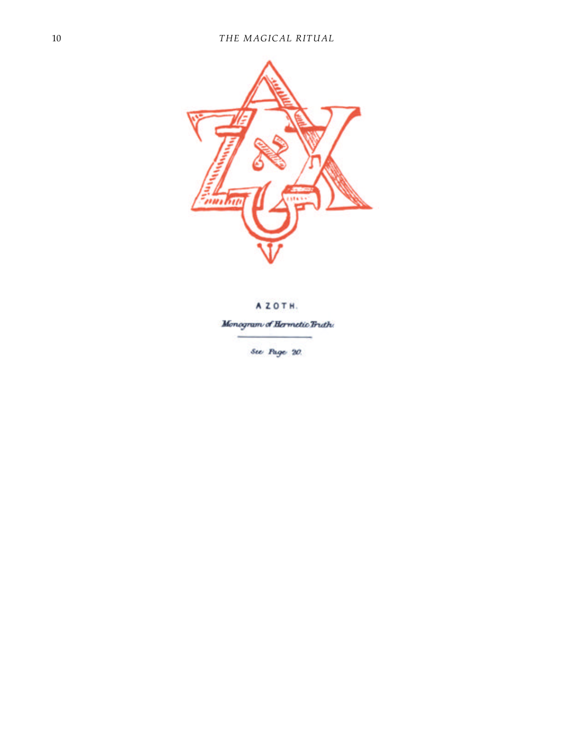AZOTH.

*Monogram of Hermetic Truth.*

See Page 20.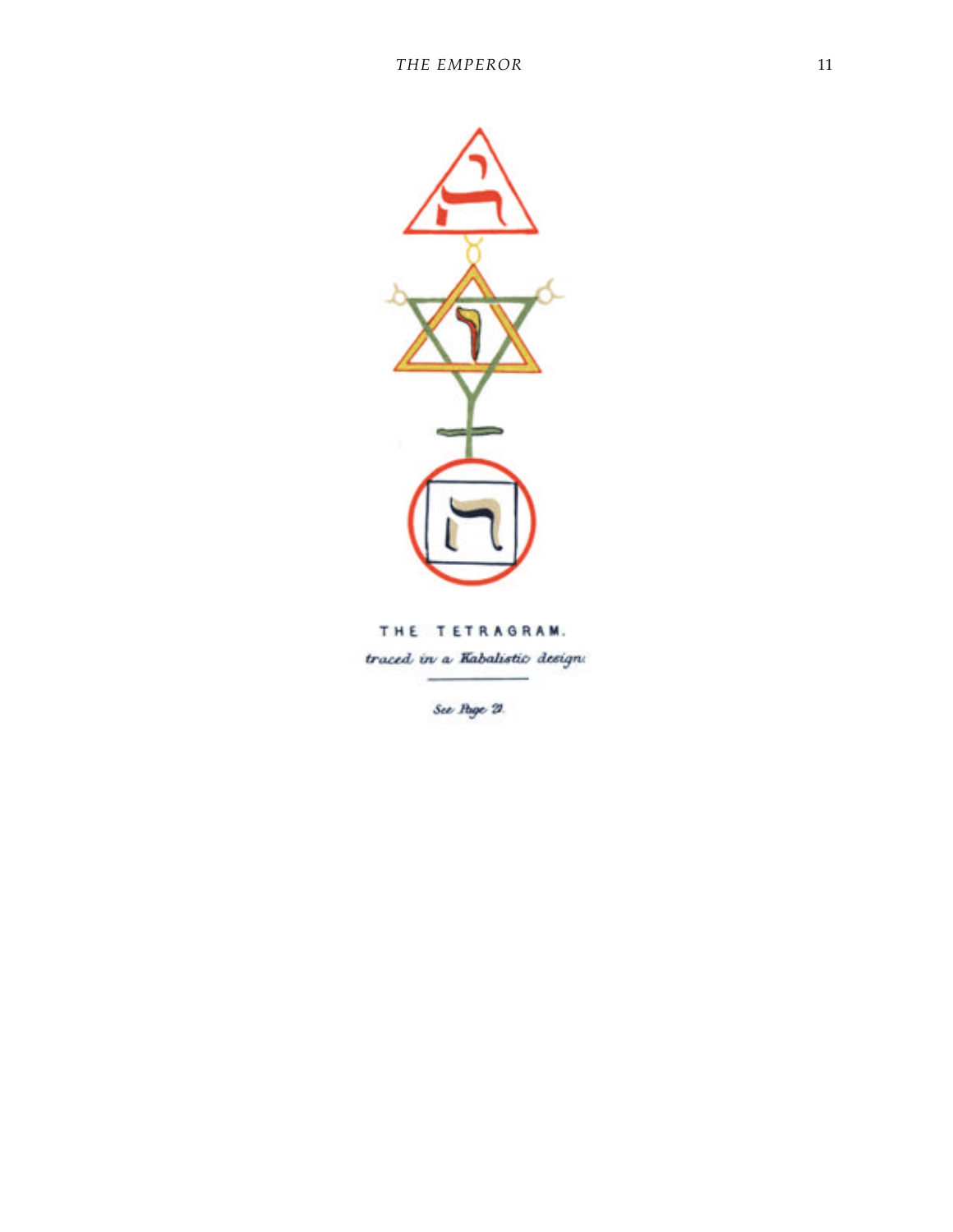THE TETRAGRAM.

*traced in a Kabalistic design*

*See Page 21.*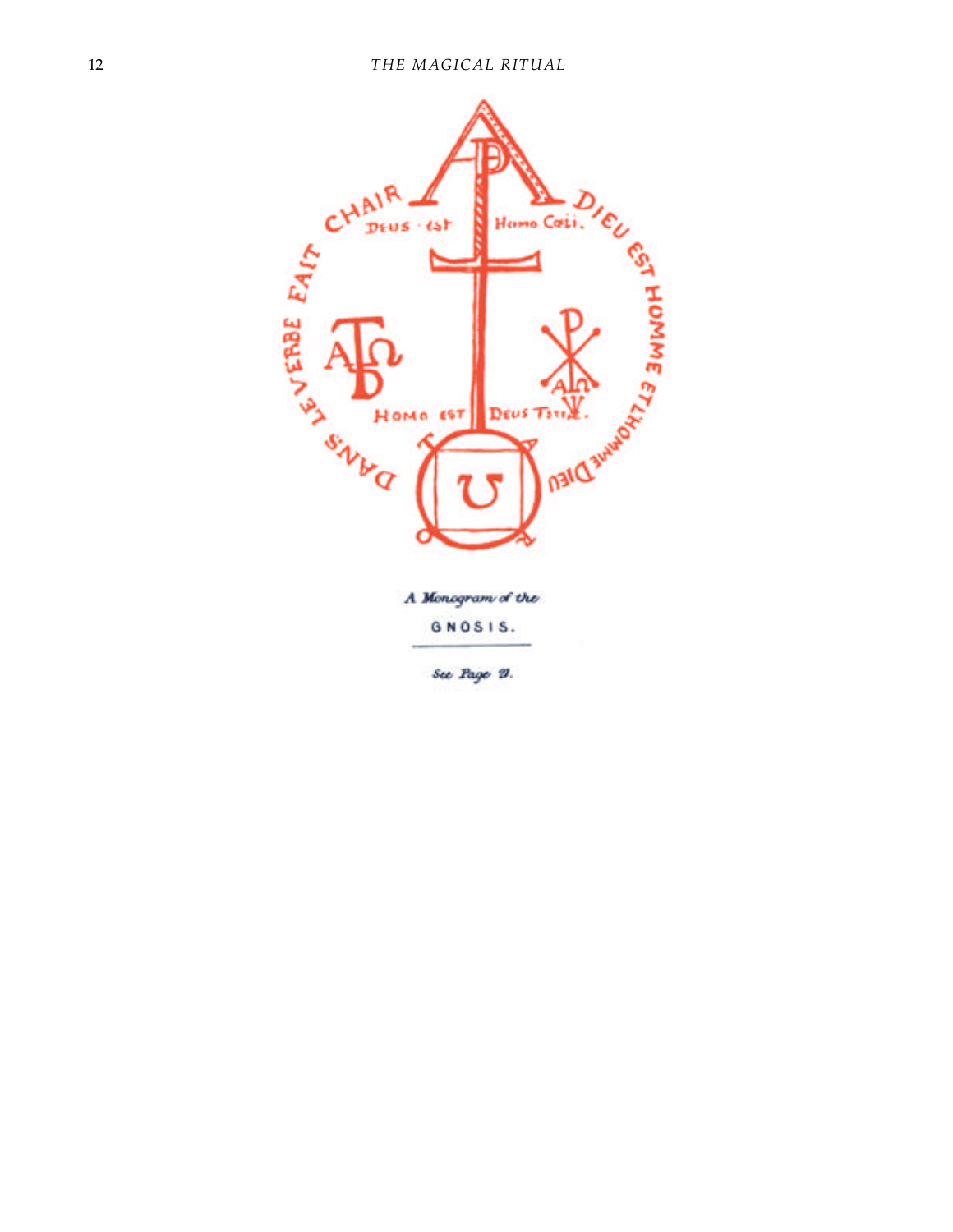DANS LE VERBE FAIT CHAIR DIEU EST HOMME ET L'HOMME DIEU

DEUS · EST HOMO COELI.

HOMO EST DEUS TERRÆ.

*A Monogram of the*

GNOSIS.

*See Page 27.*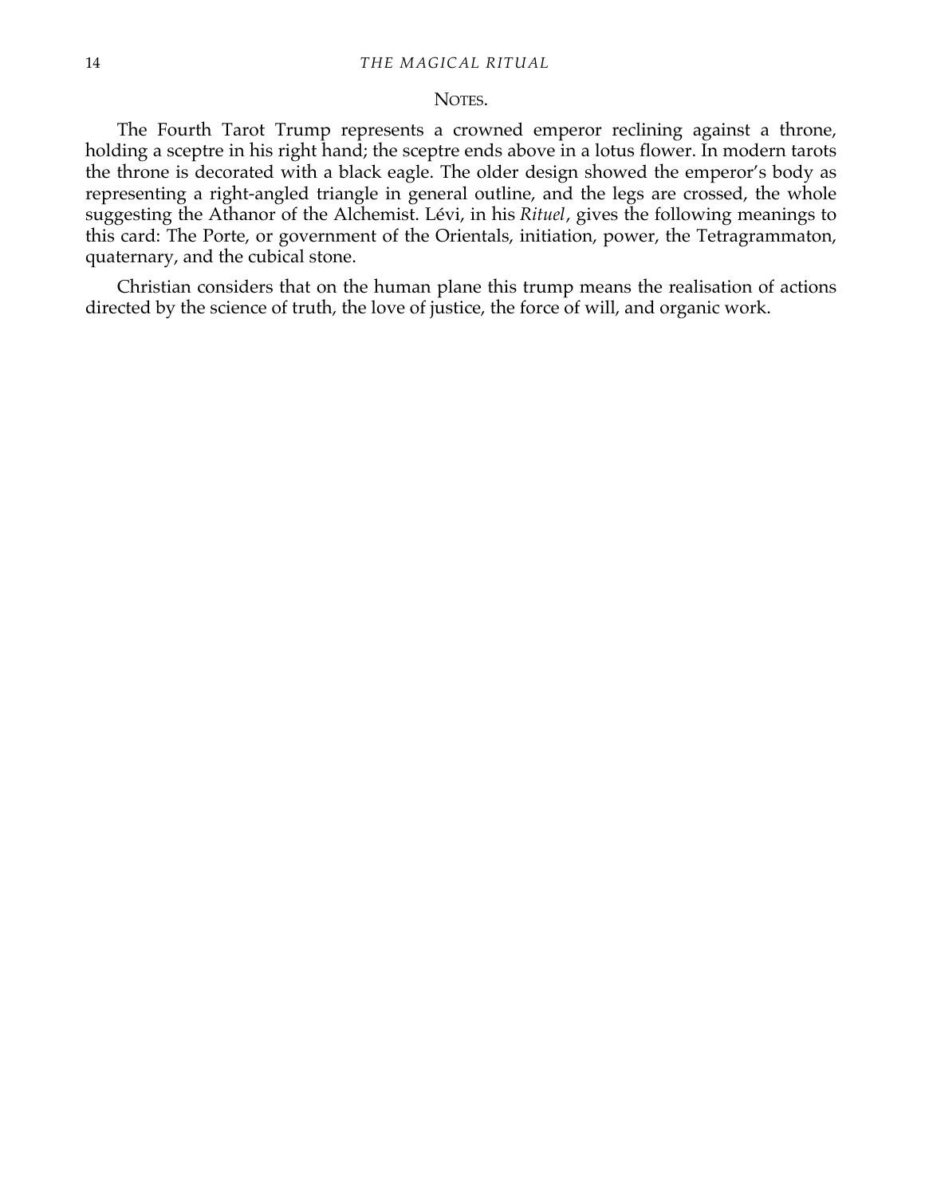### NOTES.

The Fourth Tarot Trump represents a crowned emperor reclining against a throne, holding a sceptre in his right hand; the sceptre ends above in a lotus flower. In modern tarots the throne is decorated with a black eagle. The older design showed the emperor's body as representing a right-angled triangle in general outline, and the legs are crossed, the whole suggesting the Athanor of the Alchemist. Lévi, in his *Rituel*, gives the following meanings to this card: The Porte, or government of the Orientals, initiation, power, the Tetragrammaton, quaternary, and the cubical stone.

Christian considers that on the human plane this trump means the realisation of actions directed by the science of truth, the love of justice, the force of will, and organic work.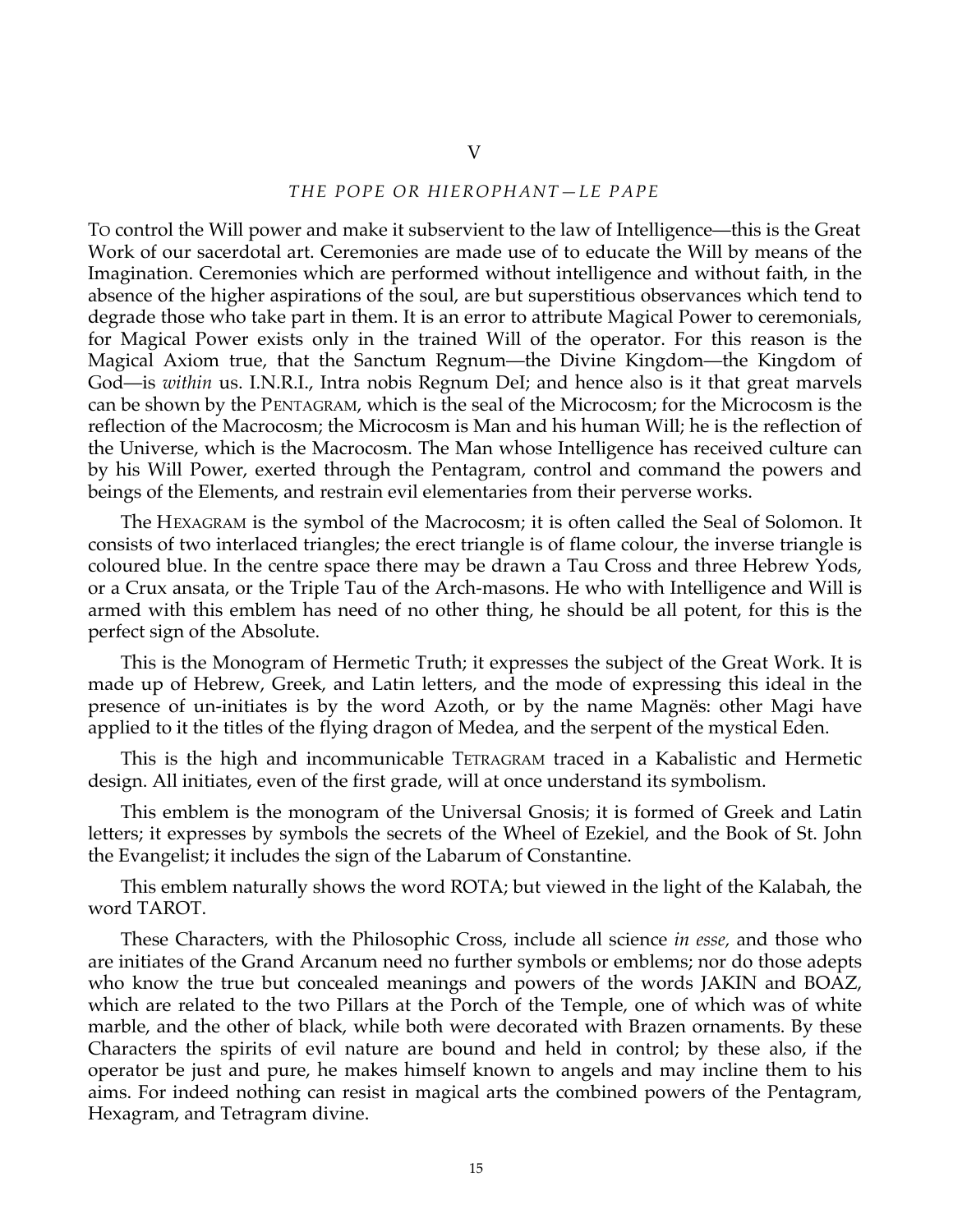# V

## *THE POPE OR HIEROPHANT—LE PAPE*

To control the Will power and make it subservient to the law of Intelligence—this is the Great Work of our sacerdotal art. Ceremonies are made use of to educate the Will by means of the Imagination. Ceremonies which are performed without intelligence and without faith, in the absence of the higher aspirations of the soul, are but superstitious observances which tend to degrade those who take part in them. It is an error to attribute Magical Power to ceremonials, for Magical Power exists only in the trained Will of the operator. For this reason is the Magical Axiom true, that the Sanctum Regnum—the Divine Kingdom—the Kingdom of God—is *within* us. I.N.R.I., Intra nobis Regnum DeI; and hence also is it that great marvels can be shown by the Pentagram, which is the seal of the Microcosm; for the Microcosm is the reflection of the Macrocosm; the Microcosm is Man and his human Will; he is the reflection of the Universe, which is the Macrocosm. The Man whose Intelligence has received culture can by his Will Power, exerted through the Pentagram, control and command the powers and beings of the Elements, and restrain evil elementaries from their perverse works.

The Hexagram is the symbol of the Macrocosm; it is often called the Seal of Solomon. It consists of two interlaced triangles; the erect triangle is of flame colour, the inverse triangle is coloured blue. In the centre space there may be drawn a Tau Cross and three Hebrew Yods, or a Crux ansata, or the Triple Tau of the Arch-masons. He who with Intelligence and Will is armed with this emblem has need of no other thing, he should be all potent, for this is the perfect sign of the Absolute.

This is the Monogram of Hermetic Truth; it expresses the subject of the Great Work. It is made up of Hebrew, Greek, and Latin letters, and the mode of expressing this ideal in the presence of un-initiates is by the word Azoth, or by the name Magnës: other Magi have applied to it the titles of the flying dragon of Medea, and the serpent of the mystical Eden.

This is the high and incommunicable Tetragram traced in a Kabalistic and Hermetic design. All initiates, even of the first grade, will at once understand its symbolism.

This emblem is the monogram of the Universal Gnosis; it is formed of Greek and Latin letters; it expresses by symbols the secrets of the Wheel of Ezekiel, and the Book of St. John the Evangelist; it includes the sign of the Labarum of Constantine.

This emblem naturally shows the word ROTA; but viewed in the light of the Kalabah, the word TAROT.

These Characters, with the Philosophic Cross, include all science *in esse,* and those who are initiates of the Grand Arcanum need no further symbols or emblems; nor do those adepts who know the true but concealed meanings and powers of the words JAKIN and BOAZ, which are related to the two Pillars at the Porch of the Temple, one of which was of white marble, and the other of black, while both were decorated with Brazen ornaments. By these Characters the spirits of evil nature are bound and held in control; by these also, if the operator be just and pure, he makes himself known to angels and may incline them to his aims. For indeed nothing can resist in magical arts the combined powers of the Pentagram, Hexagram, and Tetragram divine.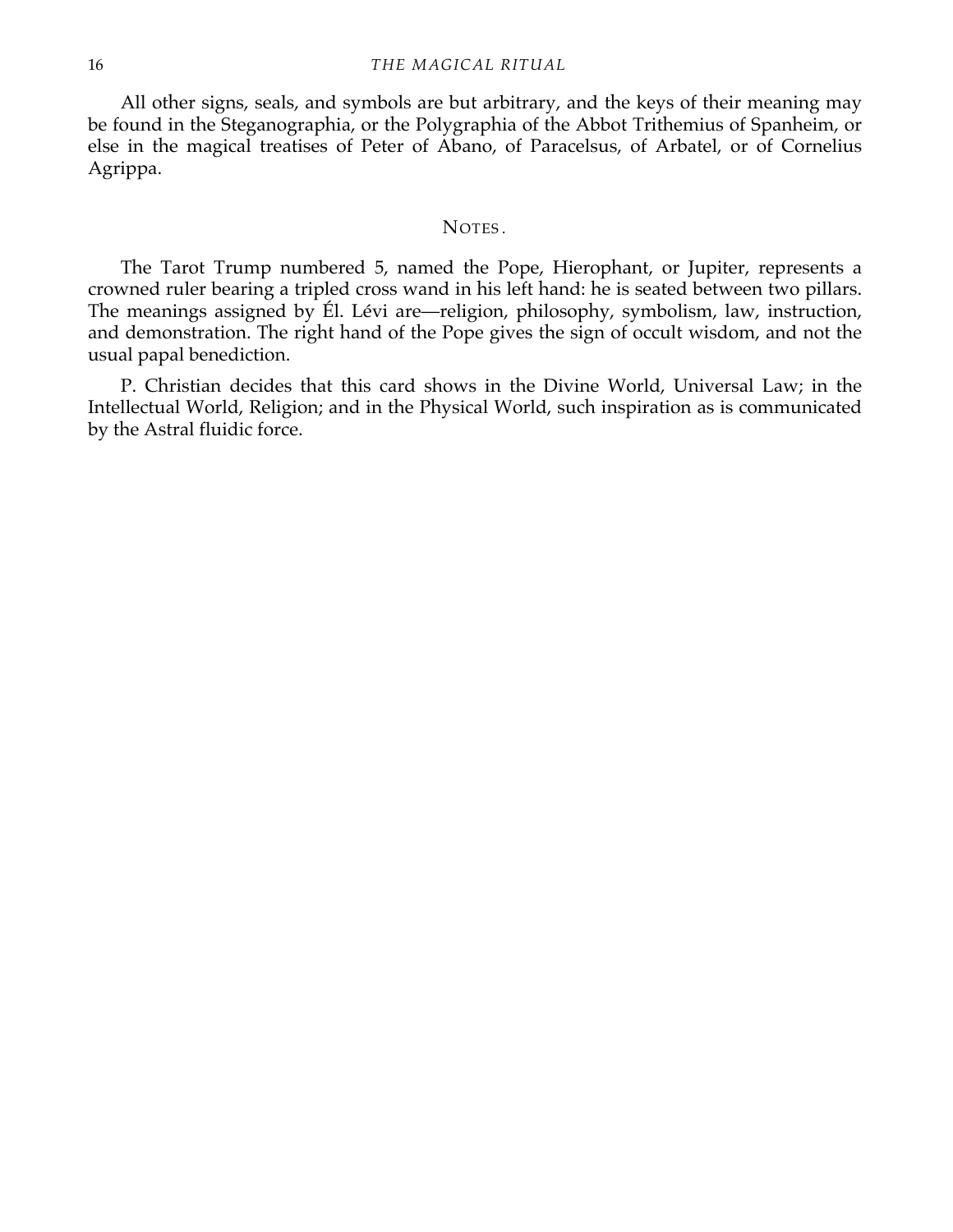All other signs, seals, and symbols are but arbitrary, and the keys of their meaning may be found in the Steganographia, or the Polygraphia of the Abbot Trithemius of Spanheim, or else in the magical treatises of Peter of Abano, of Paracelsus, of Arbatel, or of Cornelius Agrippa.

## NOTES.

The Tarot Trump numbered 5, named the Pope, Hierophant, or Jupiter, represents a crowned ruler bearing a tripled cross wand in his left hand: he is seated between two pillars. The meanings assigned by Él. Lévi are—religion, philosophy, symbolism, law, instruction, and demonstration. The right hand of the Pope gives the sign of occult wisdom, and not the usual papal benediction.

P. Christian decides that this card shows in the Divine World, Universal Law; in the Intellectual World, Religion; and in the Physical World, such inspiration as is communicated by the Astral fluidic force.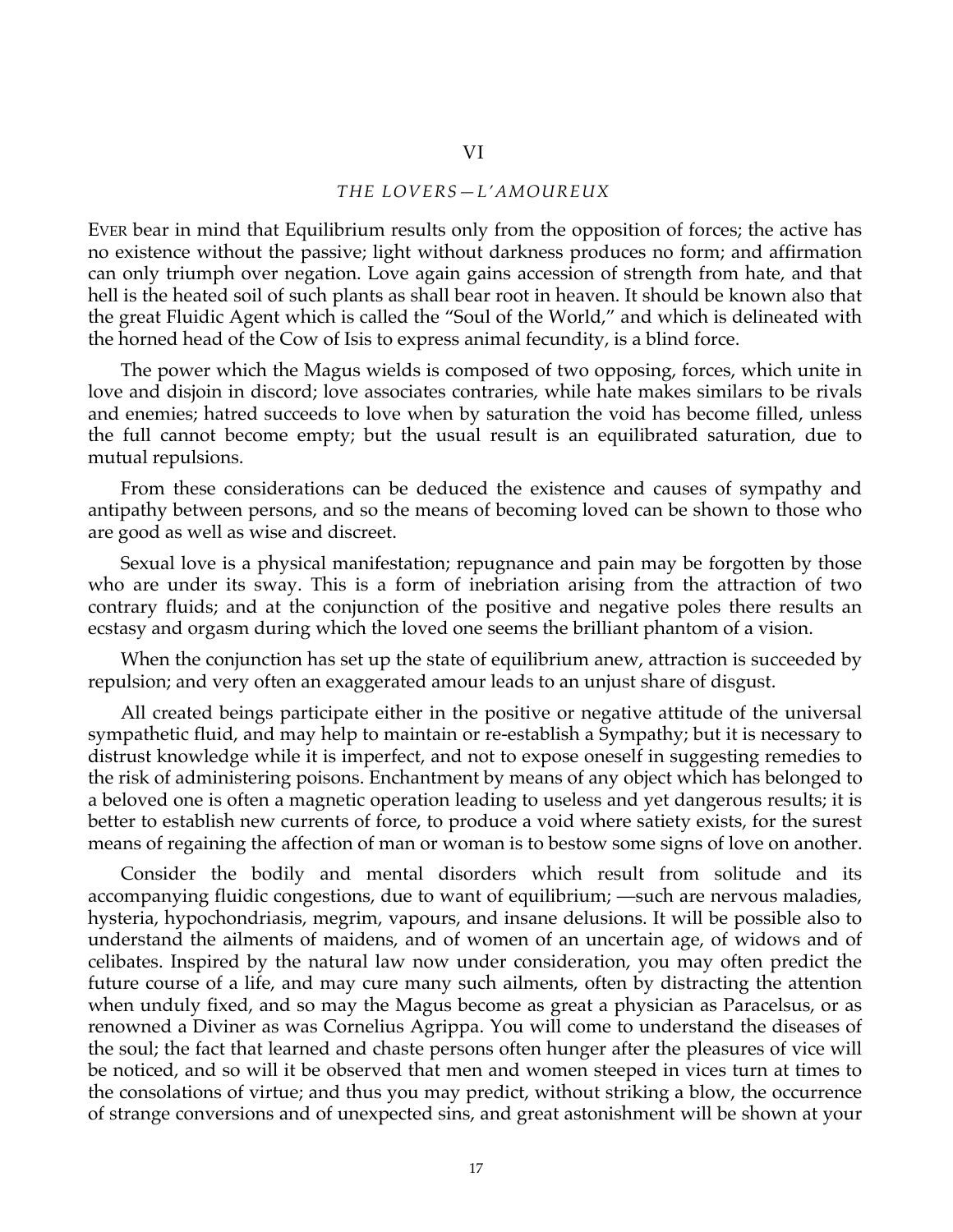## VI

### *THE LOVERS—L'AMOUREUX*

EVER bear in mind that Equilibrium results only from the opposition of forces; the active has no existence without the passive; light without darkness produces no form; and affirmation can only triumph over negation. Love again gains accession of strength from hate, and that hell is the heated soil of such plants as shall bear root in heaven. It should be known also that the great Fluidic Agent which is called the "Soul of the World," and which is delineated with the horned head of the Cow of Isis to express animal fecundity, is a blind force.

The power which the Magus wields is composed of two opposing, forces, which unite in love and disjoin in discord; love associates contraries, while hate makes similars to be rivals and enemies; hatred succeeds to love when by saturation the void has become filled, unless the full cannot become empty; but the usual result is an equilibrated saturation, due to mutual repulsions.

From these considerations can be deduced the existence and causes of sympathy and antipathy between persons, and so the means of becoming loved can be shown to those who are good as well as wise and discreet.

Sexual love is a physical manifestation; repugnance and pain may be forgotten by those who are under its sway. This is a form of inebriation arising from the attraction of two contrary fluids; and at the conjunction of the positive and negative poles there results an ecstasy and orgasm during which the loved one seems the brilliant phantom of a vision.

When the conjunction has set up the state of equilibrium anew, attraction is succeeded by repulsion; and very often an exaggerated amour leads to an unjust share of disgust.

All created beings participate either in the positive or negative attitude of the universal sympathetic fluid, and may help to maintain or re-establish a Sympathy; but it is necessary to distrust knowledge while it is imperfect, and not to expose oneself in suggesting remedies to the risk of administering poisons. Enchantment by means of any object which has belonged to a beloved one is often a magnetic operation leading to useless and yet dangerous results; it is better to establish new currents of force, to produce a void where satiety exists, for the surest means of regaining the affection of man or woman is to bestow some signs of love on another.

Consider the bodily and mental disorders which result from solitude and its accompanying fluidic congestions, due to want of equilibrium; —such are nervous maladies, hysteria, hypochondriasis, megrim, vapours, and insane delusions. It will be possible also to understand the ailments of maidens, and of women of an uncertain age, of widows and of celibates. Inspired by the natural law now under consideration, you may often predict the future course of a life, and may cure many such ailments, often by distracting the attention when unduly fixed, and so may the Magus become as great a physician as Paracelsus, or as renowned a Diviner as was Cornelius Agrippa. You will come to understand the diseases of the soul; the fact that learned and chaste persons often hunger after the pleasures of vice will be noticed, and so will it be observed that men and women steeped in vices turn at times to the consolations of virtue; and thus you may predict, without striking a blow, the occurrence of strange conversions and of unexpected sins, and great astonishment will be shown at your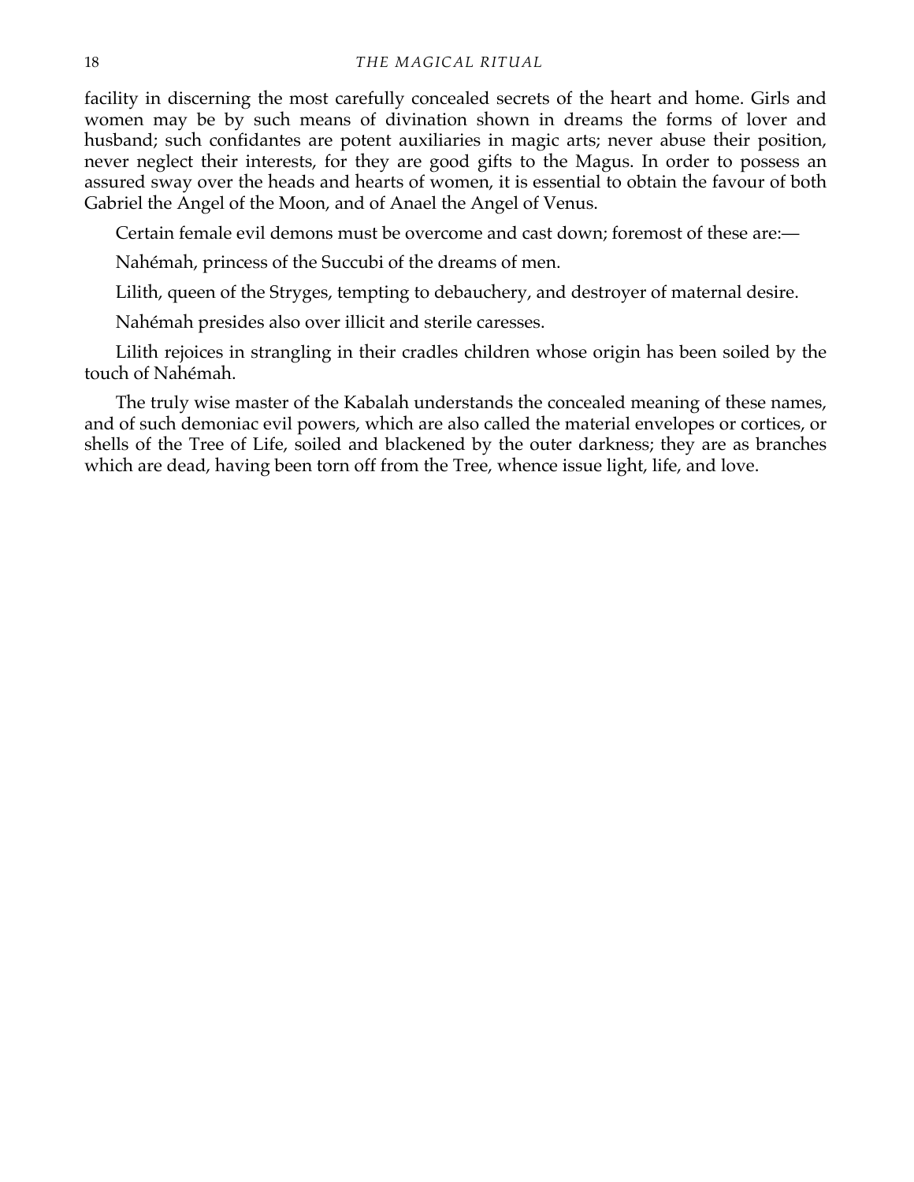facility in discerning the most carefully concealed secrets of the heart and home. Girls and women may be by such means of divination shown in dreams the forms of lover and husband; such confidantes are potent auxiliaries in magic arts; never abuse their position, never neglect their interests, for they are good gifts to the Magus. In order to possess an assured sway over the heads and hearts of women, it is essential to obtain the favour of both Gabriel the Angel of the Moon, and of Anael the Angel of Venus.

Certain female evil demons must be overcome and cast down; foremost of these are:—

Nahémah, princess of the Succubi of the dreams of men.

Lilith, queen of the Stryges, tempting to debauchery, and destroyer of maternal desire.

Nahémah presides also over illicit and sterile caresses.

Lilith rejoices in strangling in their cradles children whose origin has been soiled by the touch of Nahémah.

The truly wise master of the Kabalah understands the concealed meaning of these names, and of such demoniac evil powers, which are also called the material envelopes or cortices, or shells of the Tree of Life, soiled and blackened by the outer darkness; they are as branches which are dead, having been torn off from the Tree, whence issue light, life, and love.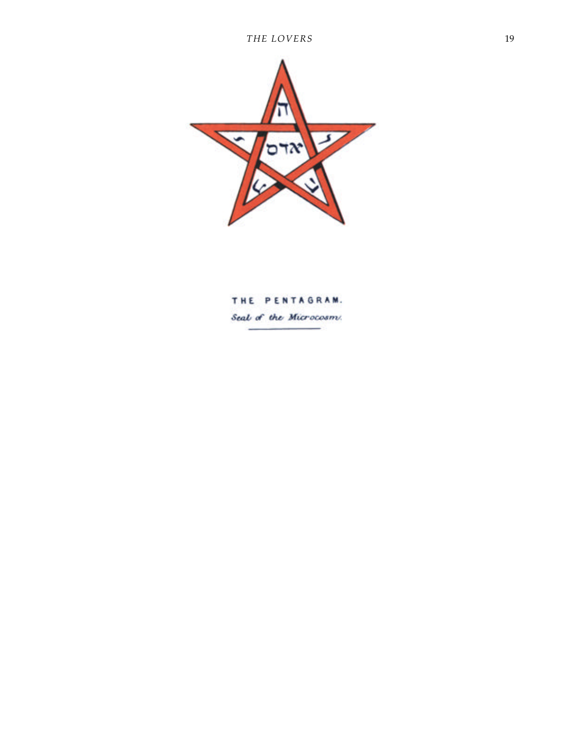THE PENTAGRAM.

*Seal of the Microcosm.*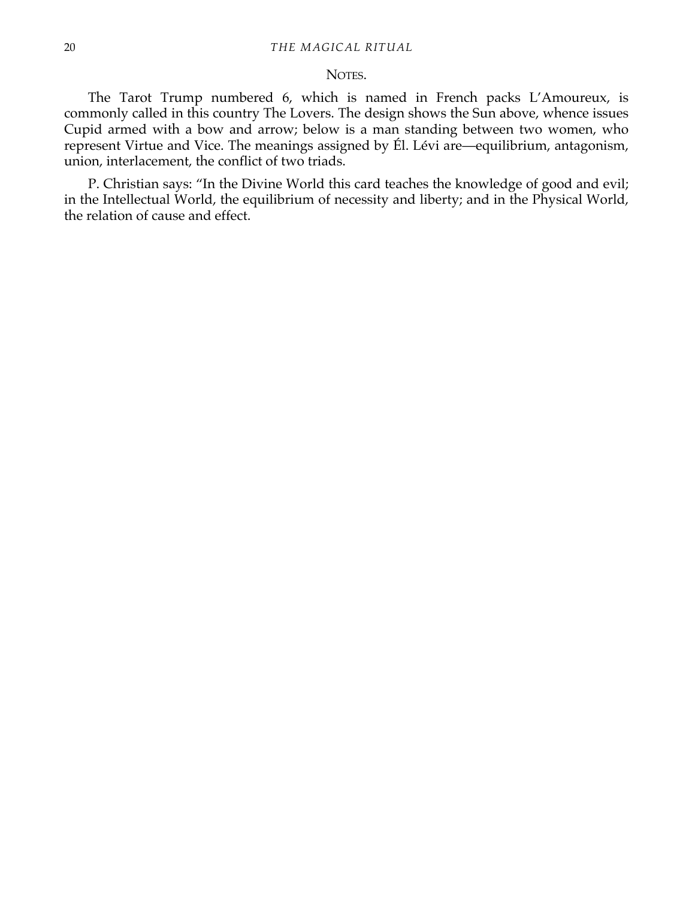## NOTES.

The Tarot Trump numbered 6, which is named in French packs L'Amoureux, is commonly called in this country The Lovers. The design shows the Sun above, whence issues Cupid armed with a bow and arrow; below is a man standing between two women, who represent Virtue and Vice. The meanings assigned by Él. Lévi are—equilibrium, antagonism, union, interlacement, the conflict of two triads.

P. Christian says: "In the Divine World this card teaches the knowledge of good and evil; in the Intellectual World, the equilibrium of necessity and liberty; and in the Physical World, the relation of cause and effect.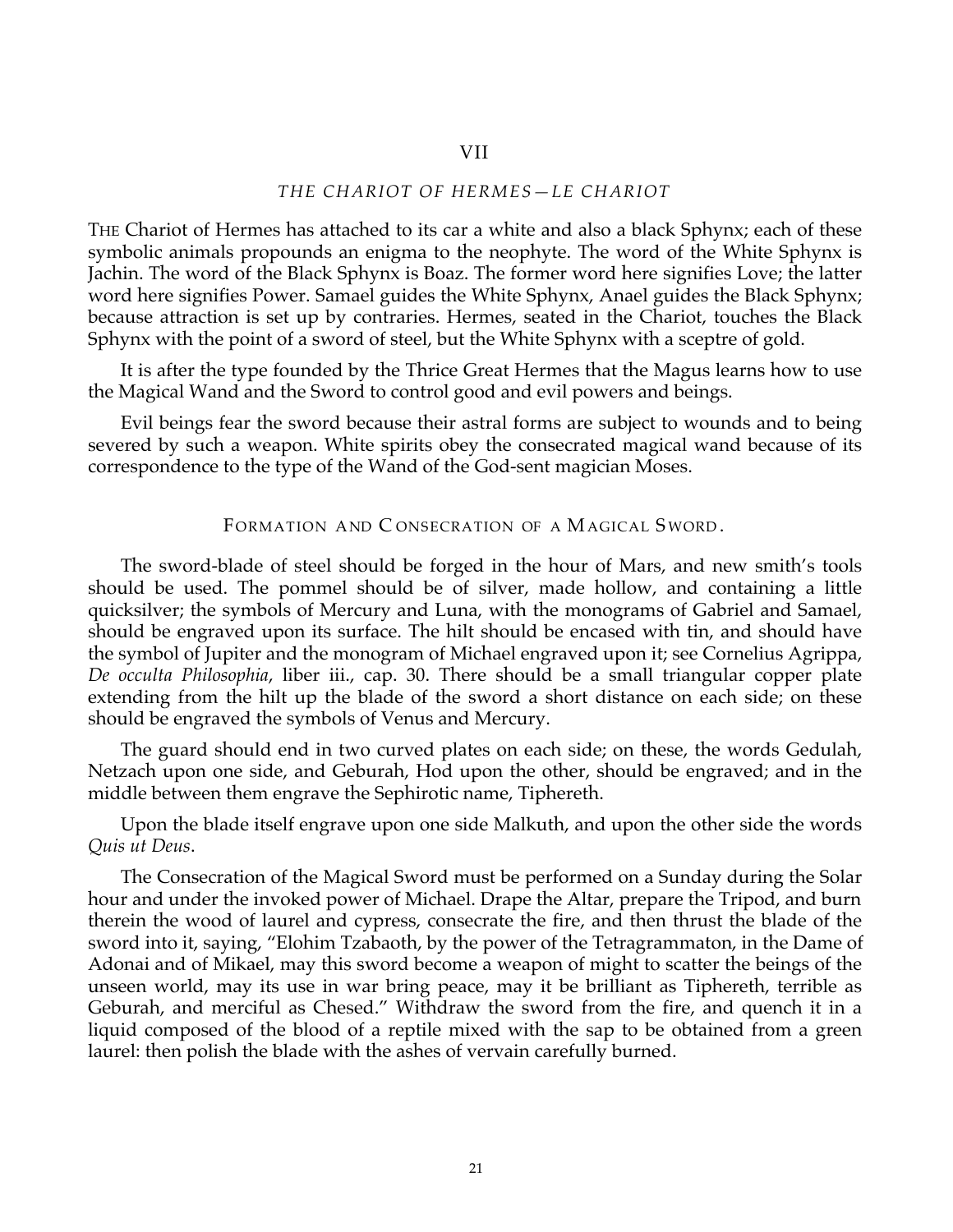## VII

### *THE CHARIOT OF HERMES—LE CHARIOT*

THE Chariot of Hermes has attached to its car a white and also a black Sphynx; each of these symbolic animals propounds an enigma to the neophyte. The word of the White Sphynx is Jachin. The word of the Black Sphynx is Boaz. The former word here signifies Love; the latter word here signifies Power. Samael guides the White Sphynx, Anael guides the Black Sphynx; because attraction is set up by contraries. Hermes, seated in the Chariot, touches the Black Sphynx with the point of a sword of steel, but the White Sphynx with a sceptre of gold.

It is after the type founded by the Thrice Great Hermes that the Magus learns how to use the Magical Wand and the Sword to control good and evil powers and beings.

Evil beings fear the sword because their astral forms are subject to wounds and to being severed by such a weapon. White spirits obey the consecrated magical wand because of its correspondence to the type of the Wand of the God-sent magician Moses.

### FORMATION AND CONSECRATION OF A MAGICAL SWORD.

The sword-blade of steel should be forged in the hour of Mars, and new smith's tools should be used. The pommel should be of silver, made hollow, and containing a little quicksilver; the symbols of Mercury and Luna, with the monograms of Gabriel and Samael, should be engraved upon its surface. The hilt should be encased with tin, and should have the symbol of Jupiter and the monogram of Michael engraved upon it; see Cornelius Agrippa, *De occulta Philosophia*, liber iii., cap. 30. There should be a small triangular copper plate extending from the hilt up the blade of the sword a short distance on each side; on these should be engraved the symbols of Venus and Mercury.

The guard should end in two curved plates on each side; on these, the words Gedulah, Netzach upon one side, and Geburah, Hod upon the other, should be engraved; and in the middle between them engrave the Sephirotic name, Tiphereth.

Upon the blade itself engrave upon one side Malkuth, and upon the other side the words *Quis ut Deus*.

The Consecration of the Magical Sword must be performed on a Sunday during the Solar hour and under the invoked power of Michael. Drape the Altar, prepare the Tripod, and burn therein the wood of laurel and cypress, consecrate the fire, and then thrust the blade of the sword into it, saying, "Elohim Tzabaoth, by the power of the Tetragrammaton, in the Dame of Adonai and of Mikael, may this sword become a weapon of might to scatter the beings of the unseen world, may its use in war bring peace, may it be brilliant as Tiphereth, terrible as Geburah, and merciful as Chesed." Withdraw the sword from the fire, and quench it in a liquid composed of the blood of a reptile mixed with the sap to be obtained from a green laurel: then polish the blade with the ashes of vervain carefully burned.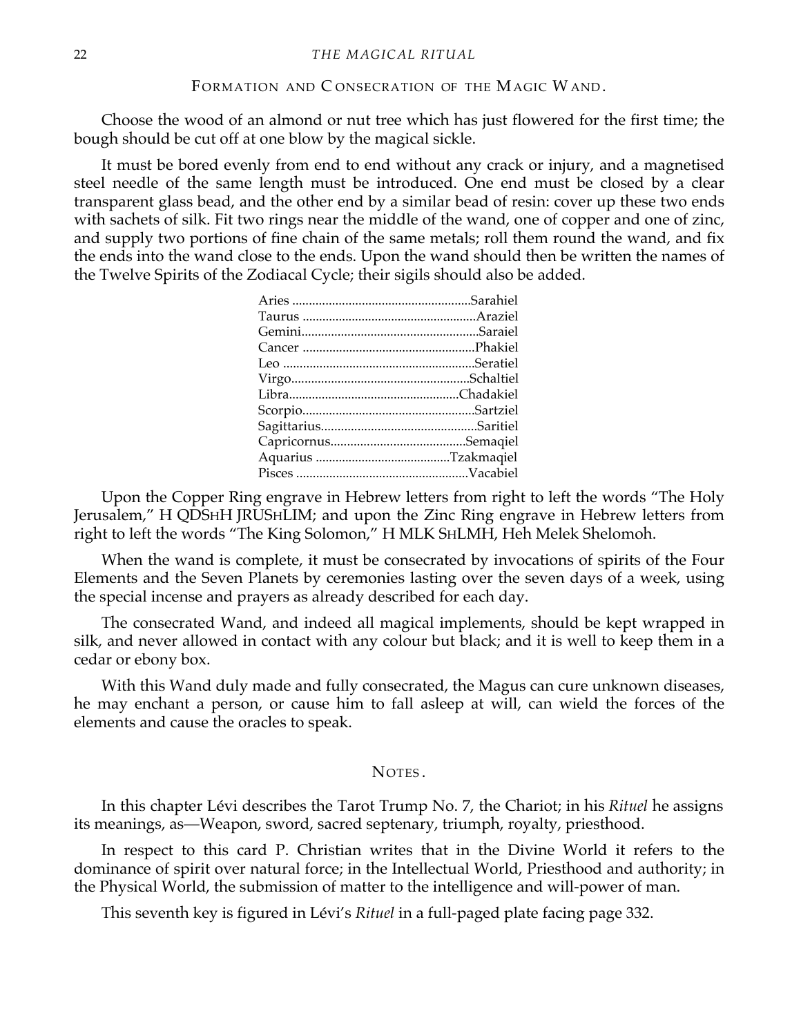## FORMATION AND CONSECRATION OF THE MAGIC WAND.

Choose the wood of an almond or nut tree which has just flowered for the first time; the bough should be cut off at one blow by the magical sickle.

It must be bored evenly from end to end without any crack or injury, and a magnetised steel needle of the same length must be introduced. One end must be closed by a clear transparent glass bead, and the other end by a similar bead of resin: cover up these two ends with sachets of silk. Fit two rings near the middle of the wand, one of copper and one of zinc, and supply two portions of fine chain of the same metals; roll them round the wand, and fix the ends into the wand close to the ends. Upon the wand should then be written the names of the Twelve Spirits of the Zodiacal Cycle; their sigils should also be added.

| | |
|---|---|
| Aries | Sarahiel |
| Taurus | Araziel |
| Gemini | Saraiel |
| Cancer | Phakiel |
| Leo | Seratiel |
| Virgo | Schaltiel |
| Libra | Chadakiel |
| Scorpio | Sartziel |
| Sagittarius | Saritiel |
| Capricornus | Semaqiel |
| Aquarius | Tzakmaqiel |
| Pisces | Vacabiel |

Upon the Copper Ring engrave in Hebrew letters from right to left the words "The Holy Jerusalem," H QDSHH JRUSHLIM; and upon the Zinc Ring engrave in Hebrew letters from right to left the words "The King Solomon," H MLK SHLMH, Heh Melek Shelomoh.

When the wand is complete, it must be consecrated by invocations of spirits of the Four Elements and the Seven Planets by ceremonies lasting over the seven days of a week, using the special incense and prayers as already described for each day.

The consecrated Wand, and indeed all magical implements, should be kept wrapped in silk, and never allowed in contact with any colour but black; and it is well to keep them in a cedar or ebony box.

With this Wand duly made and fully consecrated, the Magus can cure unknown diseases, he may enchant a person, or cause him to fall asleep at will, can wield the forces of the elements and cause the oracles to speak.

## NOTES.

In this chapter Lévi describes the Tarot Trump No. 7, the Chariot; in his *Rituel* he assigns its meanings, as—Weapon, sword, sacred septenary, triumph, royalty, priesthood.

In respect to this card P. Christian writes that in the Divine World it refers to the dominance of spirit over natural force; in the Intellectual World, Priesthood and authority; in the Physical World, the submission of matter to the intelligence and will-power of man.

This seventh key is figured in Lévi's *Rituel* in a full-paged plate facing page 332.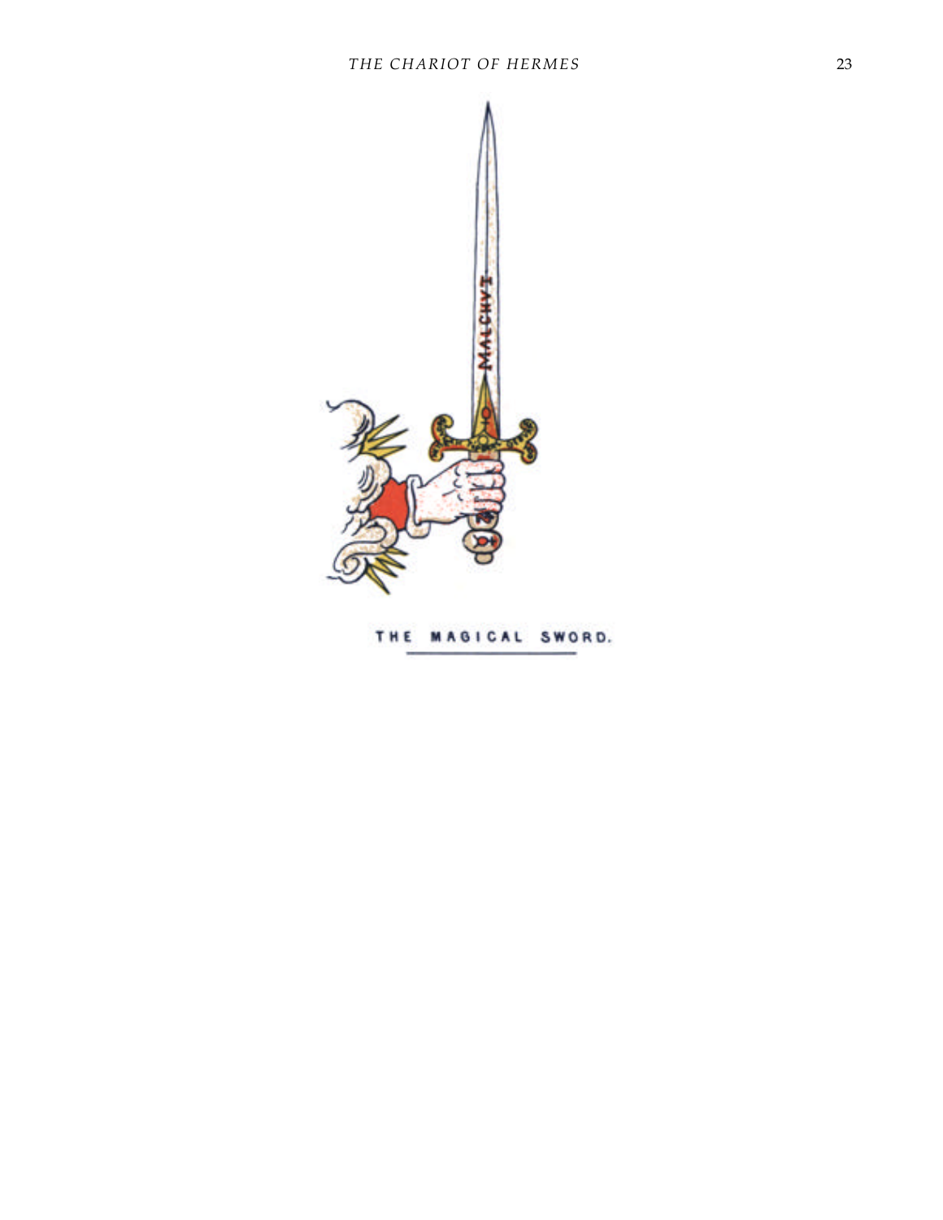THE MAGICAL SWORD.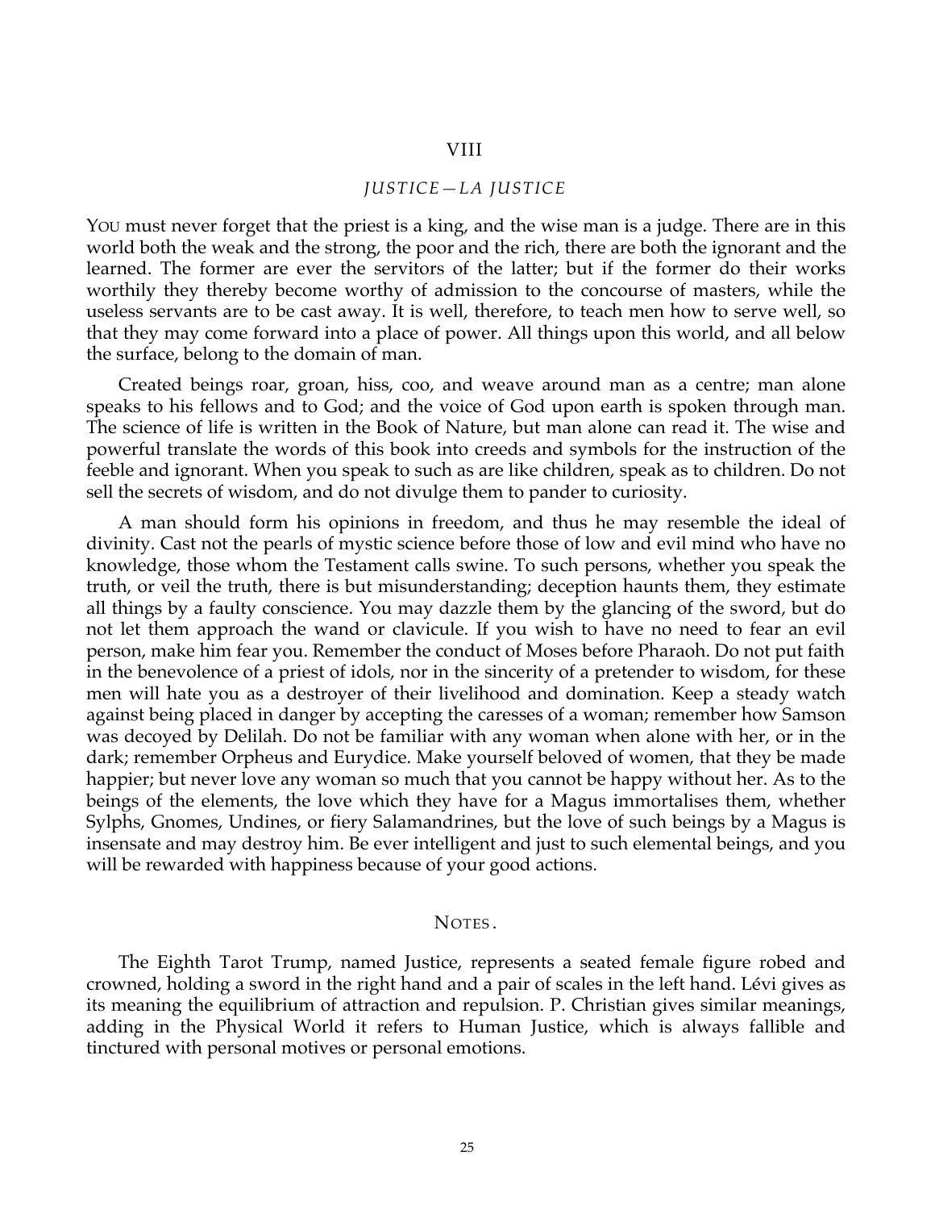## VIII

### *JUSTICE—LA JUSTICE*

YOU must never forget that the priest is a king, and the wise man is a judge. There are in this world both the weak and the strong, the poor and the rich, there are both the ignorant and the learned. The former are ever the servitors of the latter; but if the former do their works worthily they thereby become worthy of admission to the concourse of masters, while the useless servants are to be cast away. It is well, therefore, to teach men how to serve well, so that they may come forward into a place of power. All things upon this world, and all below the surface, belong to the domain of man.

Created beings roar, groan, hiss, coo, and weave around man as a centre; man alone speaks to his fellows and to God; and the voice of God upon earth is spoken through man. The science of life is written in the Book of Nature, but man alone can read it. The wise and powerful translate the words of this book into creeds and symbols for the instruction of the feeble and ignorant. When you speak to such as are like children, speak as to children. Do not sell the secrets of wisdom, and do not divulge them to pander to curiosity.

A man should form his opinions in freedom, and thus he may resemble the ideal of divinity. Cast not the pearls of mystic science before those of low and evil mind who have no knowledge, those whom the Testament calls swine. To such persons, whether you speak the truth, or veil the truth, there is but misunderstanding; deception haunts them, they estimate all things by a faulty conscience. You may dazzle them by the glancing of the sword, but do not let them approach the wand or clavicule. If you wish to have no need to fear an evil person, make him fear you. Remember the conduct of Moses before Pharaoh. Do not put faith in the benevolence of a priest of idols, nor in the sincerity of a pretender to wisdom, for these men will hate you as a destroyer of their livelihood and domination. Keep a steady watch against being placed in danger by accepting the caresses of a woman; remember how Samson was decoyed by Delilah. Do not be familiar with any woman when alone with her, or in the dark; remember Orpheus and Eurydice. Make yourself beloved of women, that they be made happier; but never love any woman so much that you cannot be happy without her. As to the beings of the elements, the love which they have for a Magus immortalises them, whether Sylphs, Gnomes, Undines, or fiery Salamandrines, but the love of such beings by a Magus is insensate and may destroy him. Be ever intelligent and just to such elemental beings, and you will be rewarded with happiness because of your good actions.

### NOTES.

The Eighth Tarot Trump, named Justice, represents a seated female figure robed and crowned, holding a sword in the right hand and a pair of scales in the left hand. Lévi gives as its meaning the equilibrium of attraction and repulsion. P. Christian gives similar meanings, adding in the Physical World it refers to Human Justice, which is always fallible and tinctured with personal motives or personal emotions.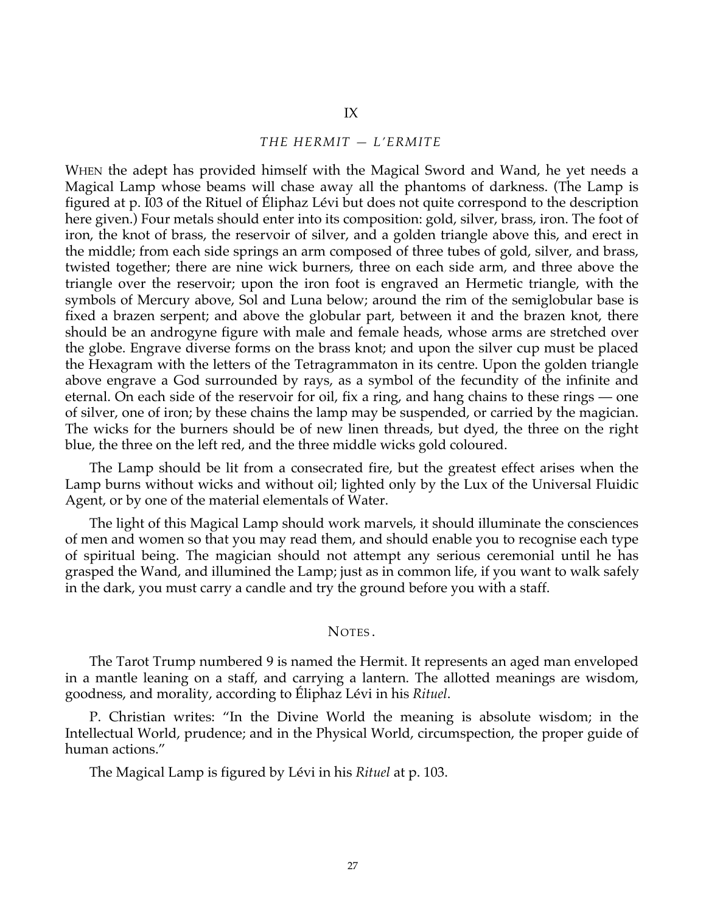# IX

## *THE HERMIT — L'ERMITE*

WHEN the adept has provided himself with the Magical Sword and Wand, he yet needs a Magical Lamp whose beams will chase away all the phantoms of darkness. (The Lamp is figured at p. I03 of the Rituel of Éliphaz Lévi but does not quite correspond to the description here given.) Four metals should enter into its composition: gold, silver, brass, iron. The foot of iron, the knot of brass, the reservoir of silver, and a golden triangle above this, and erect in the middle; from each side springs an arm composed of three tubes of gold, silver, and brass, twisted together; there are nine wick burners, three on each side arm, and three above the triangle over the reservoir; upon the iron foot is engraved an Hermetic triangle, with the symbols of Mercury above, Sol and Luna below; around the rim of the semiglobular base is fixed a brazen serpent; and above the globular part, between it and the brazen knot, there should be an androgyne figure with male and female heads, whose arms are stretched over the globe. Engrave diverse forms on the brass knot; and upon the silver cup must be placed the Hexagram with the letters of the Tetragrammaton in its centre. Upon the golden triangle above engrave a God surrounded by rays, as a symbol of the fecundity of the infinite and eternal. On each side of the reservoir for oil, fix a ring, and hang chains to these rings — one of silver, one of iron; by these chains the lamp may be suspended, or carried by the magician. The wicks for the burners should be of new linen threads, but dyed, the three on the right blue, the three on the left red, and the three middle wicks gold coloured.

The Lamp should be lit from a consecrated fire, but the greatest effect arises when the Lamp burns without wicks and without oil; lighted only by the Lux of the Universal Fluidic Agent, or by one of the material elementals of Water.

The light of this Magical Lamp should work marvels, it should illuminate the consciences of men and women so that you may read them, and should enable you to recognise each type of spiritual being. The magician should not attempt any serious ceremonial until he has grasped the Wand, and illumined the Lamp; just as in common life, if you want to walk safely in the dark, you must carry a candle and try the ground before you with a staff.

### NOTES.

The Tarot Trump numbered 9 is named the Hermit. It represents an aged man enveloped in a mantle leaning on a staff, and carrying a lantern. The allotted meanings are wisdom, goodness, and morality, according to Éliphaz Lévi in his *Rituel*.

P. Christian writes: "In the Divine World the meaning is absolute wisdom; in the Intellectual World, prudence; and in the Physical World, circumspection, the proper guide of human actions."

The Magical Lamp is figured by Lévi in his *Rituel* at p. 103.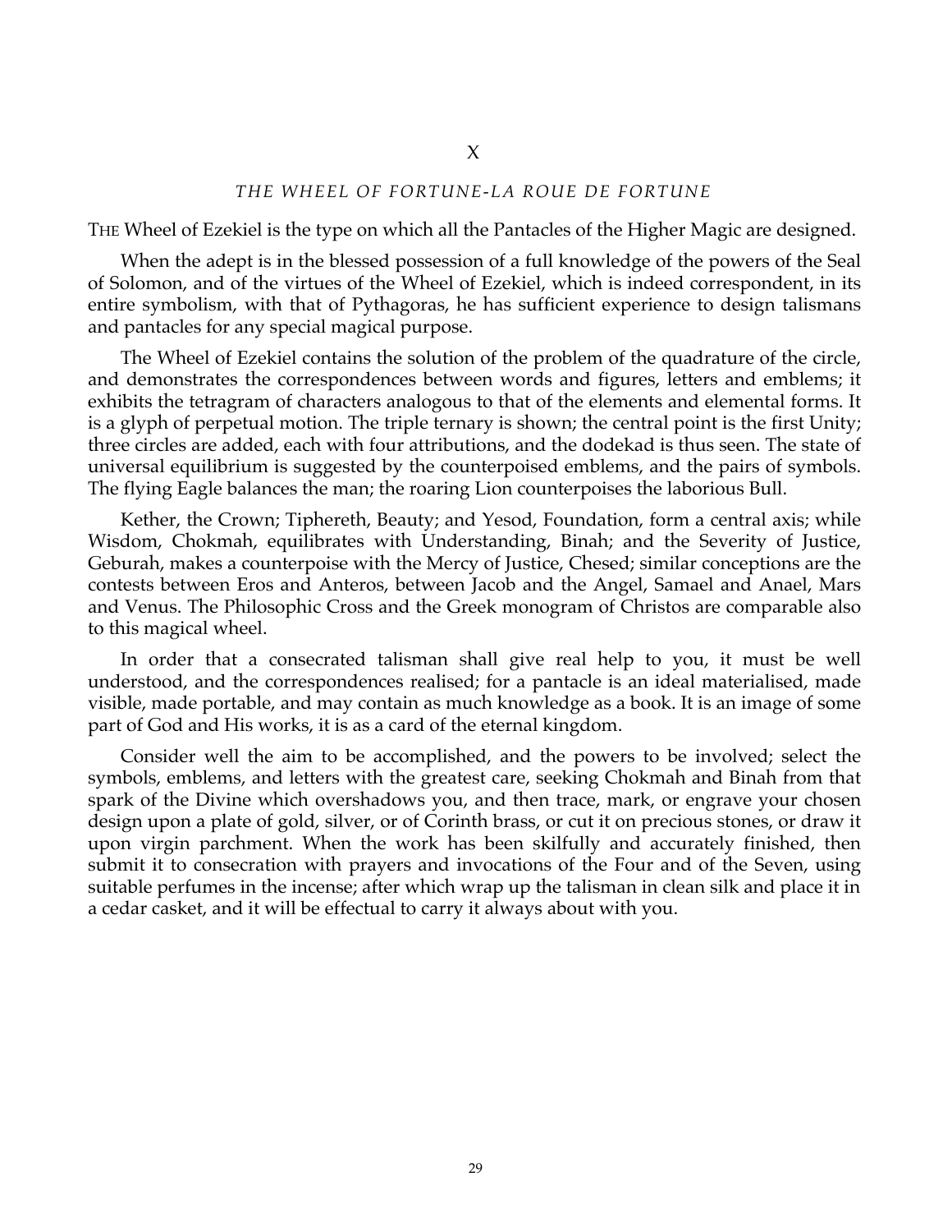# X

## *THE WHEEL OF FORTUNE-LA ROUE DE FORTUNE*

THE Wheel of Ezekiel is the type on which all the Pantacles of the Higher Magic are designed.

When the adept is in the blessed possession of a full knowledge of the powers of the Seal of Solomon, and of the virtues of the Wheel of Ezekiel, which is indeed correspondent, in its entire symbolism, with that of Pythagoras, he has sufficient experience to design talismans and pantacles for any special magical purpose.

The Wheel of Ezekiel contains the solution of the problem of the quadrature of the circle, and demonstrates the correspondences between words and figures, letters and emblems; it exhibits the tetragram of characters analogous to that of the elements and elemental forms. It is a glyph of perpetual motion. The triple ternary is shown; the central point is the first Unity; three circles are added, each with four attributions, and the dodekad is thus seen. The state of universal equilibrium is suggested by the counterpoised emblems, and the pairs of symbols. The flying Eagle balances the man; the roaring Lion counterpoises the laborious Bull.

Kether, the Crown; Tiphereth, Beauty; and Yesod, Foundation, form a central axis; while Wisdom, Chokmah, equilibrates with Understanding, Binah; and the Severity of Justice, Geburah, makes a counterpoise with the Mercy of Justice, Chesed; similar conceptions are the contests between Eros and Anteros, between Jacob and the Angel, Samael and Anael, Mars and Venus. The Philosophic Cross and the Greek monogram of Christos are comparable also to this magical wheel.

In order that a consecrated talisman shall give real help to you, it must be well understood, and the correspondences realised; for a pantacle is an ideal materialised, made visible, made portable, and may contain as much knowledge as a book. It is an image of some part of God and His works, it is as a card of the eternal kingdom.

Consider well the aim to be accomplished, and the powers to be involved; select the symbols, emblems, and letters with the greatest care, seeking Chokmah and Binah from that spark of the Divine which overshadows you, and then trace, mark, or engrave your chosen design upon a plate of gold, silver, or of Corinth brass, or cut it on precious stones, or draw it upon virgin parchment. When the work has been skilfully and accurately finished, then submit it to consecration with prayers and invocations of the Four and of the Seven, using suitable perfumes in the incense; after which wrap up the talisman in clean silk and place it in a cedar casket, and it will be effectual to carry it always about with you.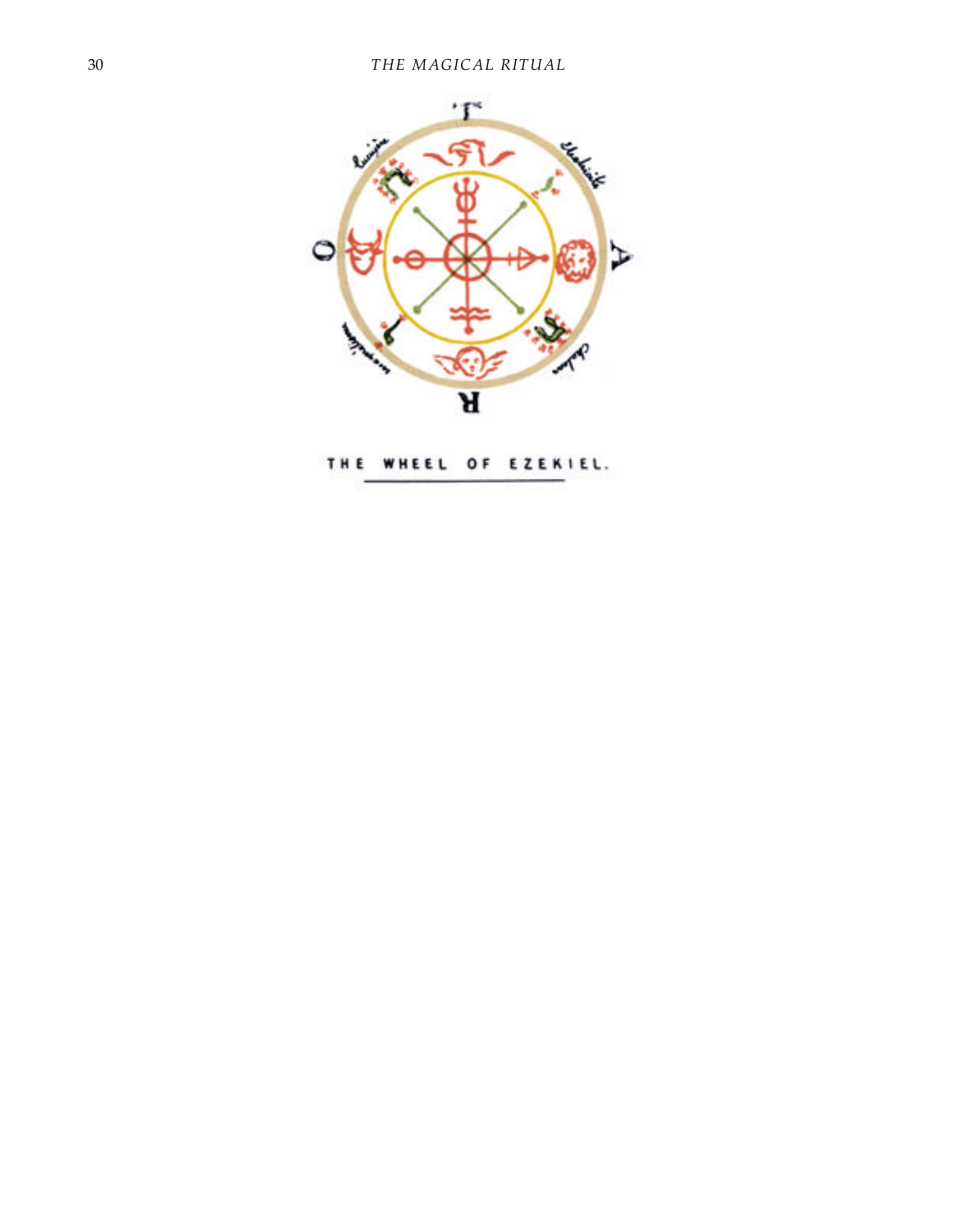THE WHEEL OF EZEKIEL.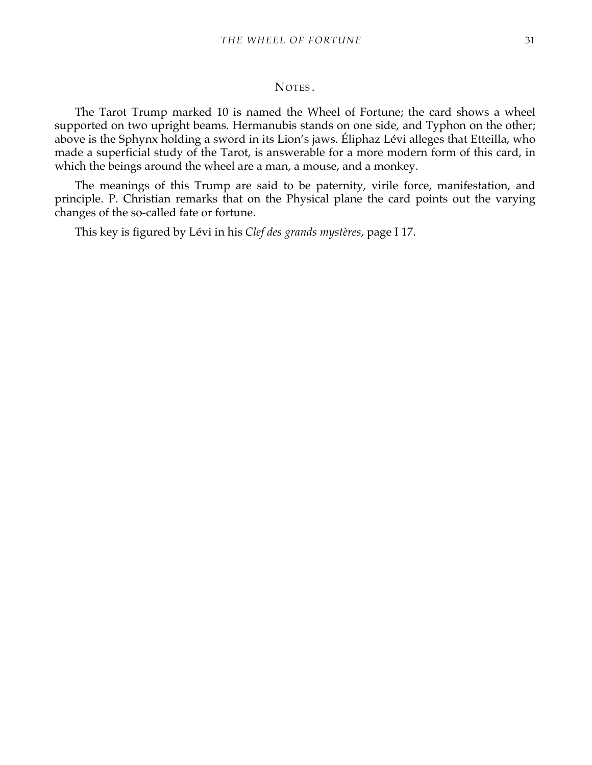## Notes.

The Tarot Trump marked 10 is named the Wheel of Fortune; the card shows a wheel supported on two upright beams. Hermanubis stands on one side, and Typhon on the other; above is the Sphynx holding a sword in its Lion's jaws. Éliphaz Lévi alleges that Etteilla, who made a superficial study of the Tarot, is answerable for a more modern form of this card, in which the beings around the wheel are a man, a mouse, and a monkey.

The meanings of this Trump are said to be paternity, virile force, manifestation, and principle. P. Christian remarks that on the Physical plane the card points out the varying changes of the so-called fate or fortune.

This key is figured by Lévi in his *Clef des grands mystères*, page I 17.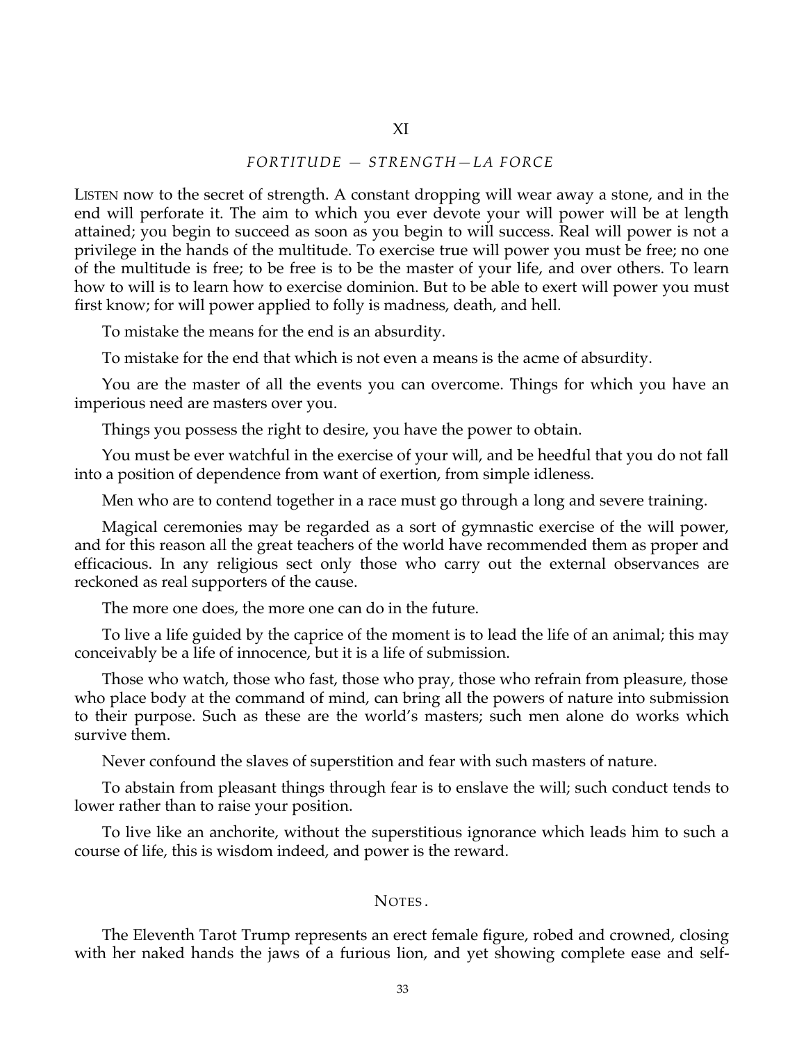# XI

## *FORTITUDE — STRENGTH—LA FORCE*

LISTEN now to the secret of strength. A constant dropping will wear away a stone, and in the end will perforate it. The aim to which you ever devote your will power will be at length attained; you begin to succeed as soon as you begin to will success. Real will power is not a privilege in the hands of the multitude. To exercise true will power you must be free; no one of the multitude is free; to be free is to be the master of your life, and over others. To learn how to will is to learn how to exercise dominion. But to be able to exert will power you must first know; for will power applied to folly is madness, death, and hell.

To mistake the means for the end is an absurdity.

To mistake for the end that which is not even a means is the acme of absurdity.

You are the master of all the events you can overcome. Things for which you have an imperious need are masters over you.

Things you possess the right to desire, you have the power to obtain.

You must be ever watchful in the exercise of your will, and be heedful that you do not fall into a position of dependence from want of exertion, from simple idleness.

Men who are to contend together in a race must go through a long and severe training.

Magical ceremonies may be regarded as a sort of gymnastic exercise of the will power, and for this reason all the great teachers of the world have recommended them as proper and efficacious. In any religious sect only those who carry out the external observances are reckoned as real supporters of the cause.

The more one does, the more one can do in the future.

To live a life guided by the caprice of the moment is to lead the life of an animal; this may conceivably be a life of innocence, but it is a life of submission.

Those who watch, those who fast, those who pray, those who refrain from pleasure, those who place body at the command of mind, can bring all the powers of nature into submission to their purpose. Such as these are the world's masters; such men alone do works which survive them.

Never confound the slaves of superstition and fear with such masters of nature.

To abstain from pleasant things through fear is to enslave the will; such conduct tends to lower rather than to raise your position.

To live like an anchorite, without the superstitious ignorance which leads him to such a course of life, this is wisdom indeed, and power is the reward.

### NOTES.

The Eleventh Tarot Trump represents an erect female figure, robed and crowned, closing with her naked hands the jaws of a furious lion, and yet showing complete ease and self-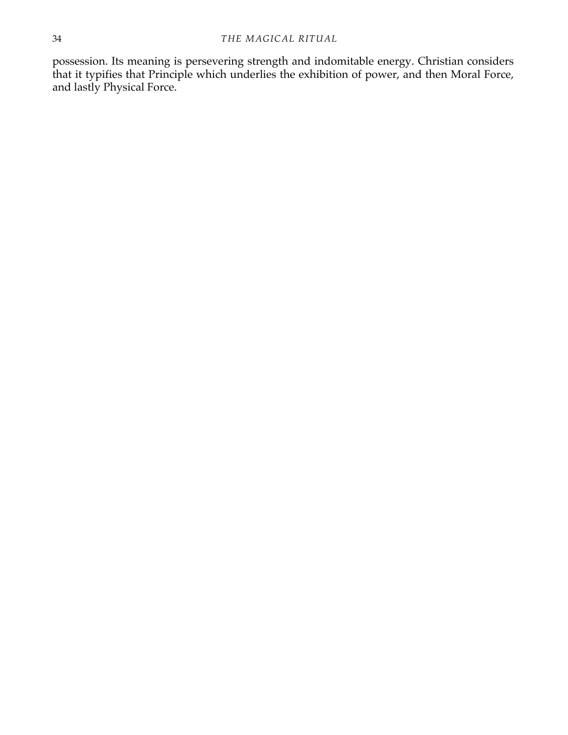possession. Its meaning is persevering strength and indomitable energy. Christian considers that it typifies that Principle which underlies the exhibition of power, and then Moral Force, and lastly Physical Force.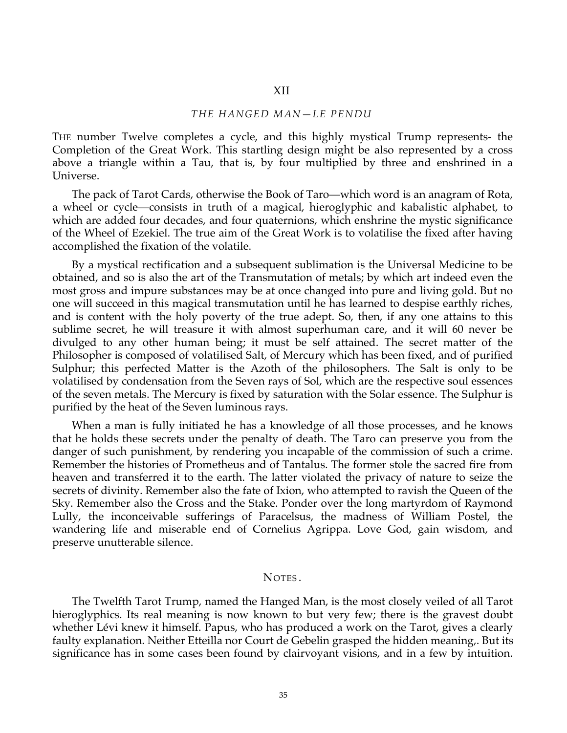XII

*THE HANGED MAN—LE PENDU*

THE number Twelve completes a cycle, and this highly mystical Trump represents- the Completion of the Great Work. This startling design might be also represented by a cross above a triangle within a Tau, that is, by four multiplied by three and enshrined in a Universe.

The pack of Tarot Cards, otherwise the Book of Taro—which word is an anagram of Rota, a wheel or cycle—consists in truth of a magical, hieroglyphic and kabalistic alphabet, to which are added four decades, and four quaternions, which enshrine the mystic significance of the Wheel of Ezekiel. The true aim of the Great Work is to volatilise the fixed after having accomplished the fixation of the volatile.

By a mystical rectification and a subsequent sublimation is the Universal Medicine to be obtained, and so is also the art of the Transmutation of metals; by which art indeed even the most gross and impure substances may be at once changed into pure and living gold. But no one will succeed in this magical transmutation until he has learned to despise earthly riches, and is content with the holy poverty of the true adept. So, then, if any one attains to this sublime secret, he will treasure it with almost superhuman care, and it will 60 never be divulged to any other human being; it must be self attained. The secret matter of the Philosopher is composed of volatilised Salt, of Mercury which has been fixed, and of purified Sulphur; this perfected Matter is the Azoth of the philosophers. The Salt is only to be volatilised by condensation from the Seven rays of Sol, which are the respective soul essences of the seven metals. The Mercury is fixed by saturation with the Solar essence. The Sulphur is purified by the heat of the Seven luminous rays.

When a man is fully initiated he has a knowledge of all those processes, and he knows that he holds these secrets under the penalty of death. The Taro can preserve you from the danger of such punishment, by rendering you incapable of the commission of such a crime. Remember the histories of Prometheus and of Tantalus. The former stole the sacred fire from heaven and transferred it to the earth. The latter violated the privacy of nature to seize the secrets of divinity. Remember also the fate of Ixion, who attempted to ravish the Queen of the Sky. Remember also the Cross and the Stake. Ponder over the long martyrdom of Raymond Lully, the inconceivable sufferings of Paracelsus, the madness of William Postel, the wandering life and miserable end of Cornelius Agrippa. Love God, gain wisdom, and preserve unutterable silence.

NOTES.

The Twelfth Tarot Trump, named the Hanged Man, is the most closely veiled of all Tarot hieroglyphics. Its real meaning is now known to but very few; there is the gravest doubt whether Lévi knew it himself. Papus, who has produced a work on the Tarot, gives a clearly faulty explanation. Neither Etteilla nor Court de Gebelin grasped the hidden meaning,. But its significance has in some cases been found by clairvoyant visions, and in a few by intuition.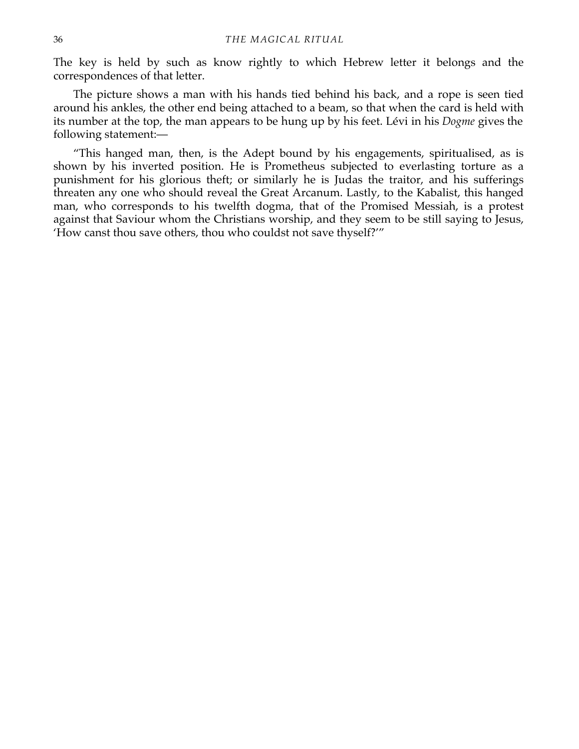The key is held by such as know rightly to which Hebrew letter it belongs and the correspondences of that letter.

The picture shows a man with his hands tied behind his back, and a rope is seen tied around his ankles, the other end being attached to a beam, so that when the card is held with its number at the top, the man appears to be hung up by his feet. Lévi in his *Dogme* gives the following statement:—

"This hanged man, then, is the Adept bound by his engagements, spiritualised, as is shown by his inverted position. He is Prometheus subjected to everlasting torture as a punishment for his glorious theft; or similarly he is Judas the traitor, and his sufferings threaten any one who should reveal the Great Arcanum. Lastly, to the Kabalist, this hanged man, who corresponds to his twelfth dogma, that of the Promised Messiah, is a protest against that Saviour whom the Christians worship, and they seem to be still saying to Jesus, 'How canst thou save others, thou who couldst not save thyself?'"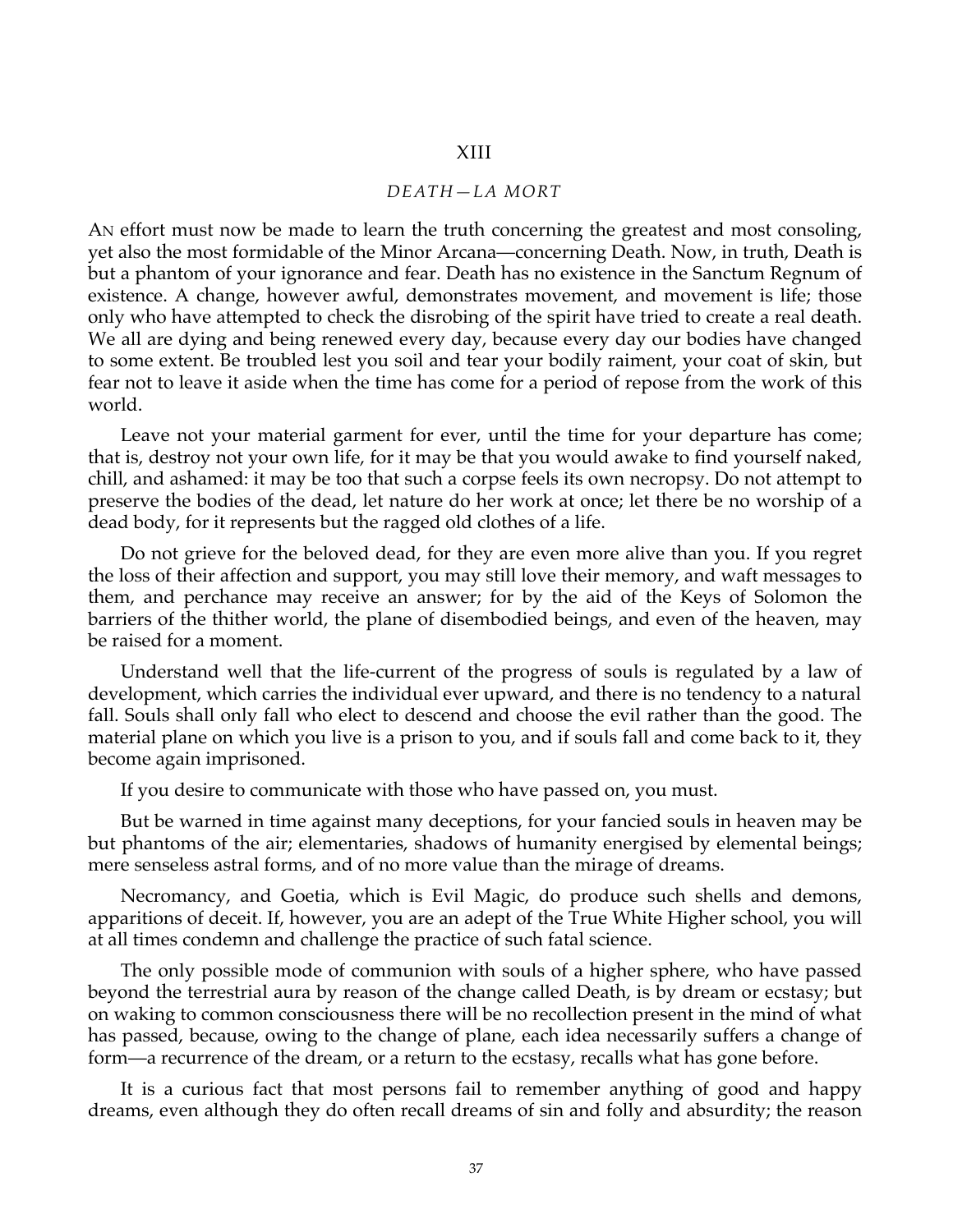## XIII

### *DEATH—LA MORT*

AN effort must now be made to learn the truth concerning the greatest and most consoling, yet also the most formidable of the Minor Arcana—concerning Death. Now, in truth, Death is but a phantom of your ignorance and fear. Death has no existence in the Sanctum Regnum of existence. A change, however awful, demonstrates movement, and movement is life; those only who have attempted to check the disrobing of the spirit have tried to create a real death. We all are dying and being renewed every day, because every day our bodies have changed to some extent. Be troubled lest you soil and tear your bodily raiment, your coat of skin, but fear not to leave it aside when the time has come for a period of repose from the work of this world.

Leave not your material garment for ever, until the time for your departure has come; that is, destroy not your own life, for it may be that you would awake to find yourself naked, chill, and ashamed: it may be too that such a corpse feels its own necropsy. Do not attempt to preserve the bodies of the dead, let nature do her work at once; let there be no worship of a dead body, for it represents but the ragged old clothes of a life.

Do not grieve for the beloved dead, for they are even more alive than you. If you regret the loss of their affection and support, you may still love their memory, and waft messages to them, and perchance may receive an answer; for by the aid of the Keys of Solomon the barriers of the thither world, the plane of disembodied beings, and even of the heaven, may be raised for a moment.

Understand well that the life-current of the progress of souls is regulated by a law of development, which carries the individual ever upward, and there is no tendency to a natural fall. Souls shall only fall who elect to descend and choose the evil rather than the good. The material plane on which you live is a prison to you, and if souls fall and come back to it, they become again imprisoned.

If you desire to communicate with those who have passed on, you must.

But be warned in time against many deceptions, for your fancied souls in heaven may be but phantoms of the air; elementaries, shadows of humanity energised by elemental beings; mere senseless astral forms, and of no more value than the mirage of dreams.

Necromancy, and Goetia, which is Evil Magic, do produce such shells and demons, apparitions of deceit. If, however, you are an adept of the True White Higher school, you will at all times condemn and challenge the practice of such fatal science.

The only possible mode of communion with souls of a higher sphere, who have passed beyond the terrestrial aura by reason of the change called Death, is by dream or ecstasy; but on waking to common consciousness there will be no recollection present in the mind of what has passed, because, owing to the change of plane, each idea necessarily suffers a change of form—a recurrence of the dream, or a return to the ecstasy, recalls what has gone before.

It is a curious fact that most persons fail to remember anything of good and happy dreams, even although they do often recall dreams of sin and folly and absurdity; the reason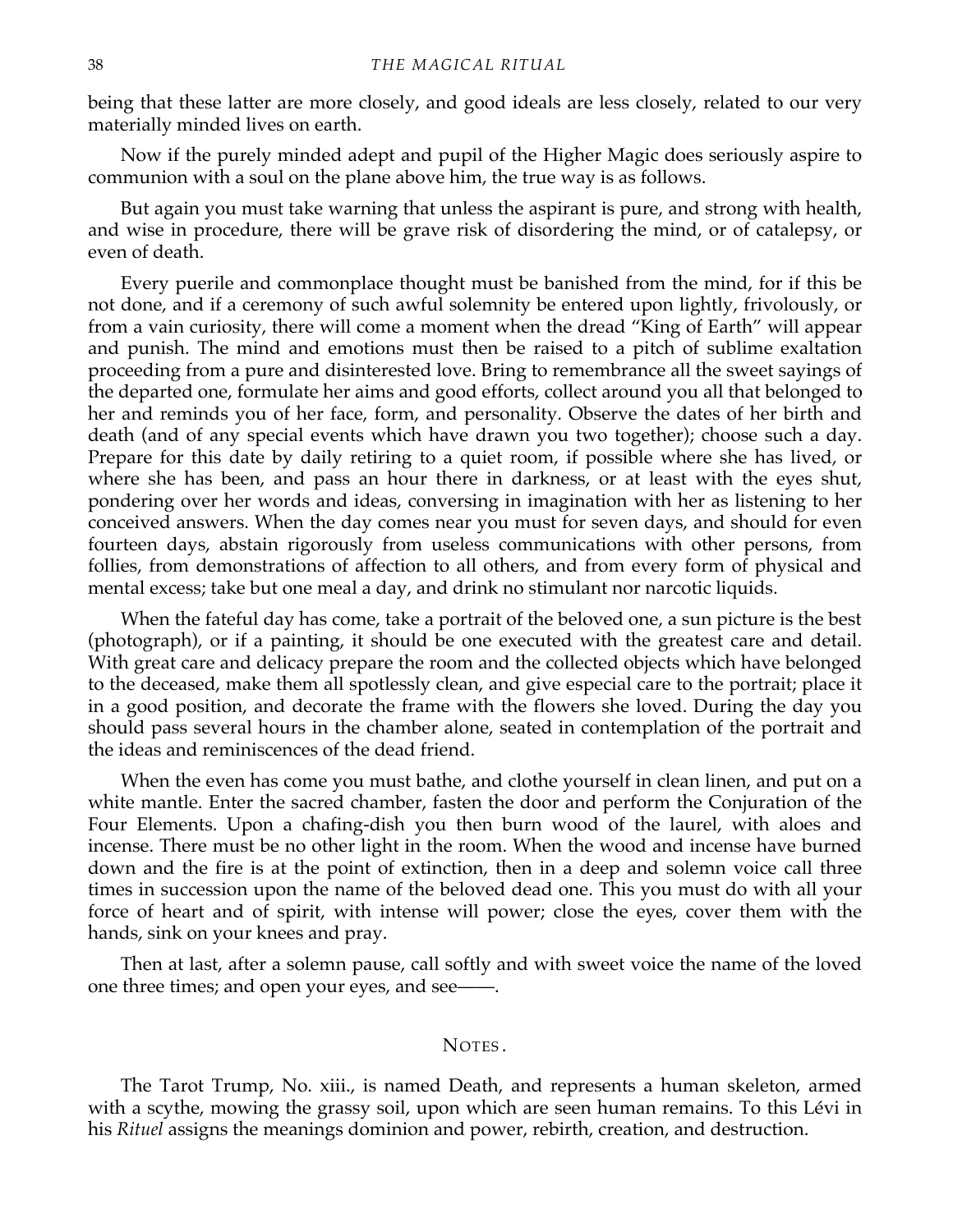being that these latter are more closely, and good ideals are less closely, related to our very materially minded lives on earth.

Now if the purely minded adept and pupil of the Higher Magic does seriously aspire to communion with a soul on the plane above him, the true way is as follows.

But again you must take warning that unless the aspirant is pure, and strong with health, and wise in procedure, there will be grave risk of disordering the mind, or of catalepsy, or even of death.

Every puerile and commonplace thought must be banished from the mind, for if this be not done, and if a ceremony of such awful solemnity be entered upon lightly, frivolously, or from a vain curiosity, there will come a moment when the dread "King of Earth" will appear and punish. The mind and emotions must then be raised to a pitch of sublime exaltation proceeding from a pure and disinterested love. Bring to remembrance all the sweet sayings of the departed one, formulate her aims and good efforts, collect around you all that belonged to her and reminds you of her face, form, and personality. Observe the dates of her birth and death (and of any special events which have drawn you two together); choose such a day. Prepare for this date by daily retiring to a quiet room, if possible where she has lived, or where she has been, and pass an hour there in darkness, or at least with the eyes shut, pondering over her words and ideas, conversing in imagination with her as listening to her conceived answers. When the day comes near you must for seven days, and should for even fourteen days, abstain rigorously from useless communications with other persons, from follies, from demonstrations of affection to all others, and from every form of physical and mental excess; take but one meal a day, and drink no stimulant nor narcotic liquids.

When the fateful day has come, take a portrait of the beloved one, a sun picture is the best (photograph), or if a painting, it should be one executed with the greatest care and detail. With great care and delicacy prepare the room and the collected objects which have belonged to the deceased, make them all spotlessly clean, and give especial care to the portrait; place it in a good position, and decorate the frame with the flowers she loved. During the day you should pass several hours in the chamber alone, seated in contemplation of the portrait and the ideas and reminiscences of the dead friend.

When the even has come you must bathe, and clothe yourself in clean linen, and put on a white mantle. Enter the sacred chamber, fasten the door and perform the Conjuration of the Four Elements. Upon a chafing-dish you then burn wood of the laurel, with aloes and incense. There must be no other light in the room. When the wood and incense have burned down and the fire is at the point of extinction, then in a deep and solemn voice call three times in succession upon the name of the beloved dead one. This you must do with all your force of heart and of spirit, with intense will power; close the eyes, cover them with the hands, sink on your knees and pray.

Then at last, after a solemn pause, call softly and with sweet voice the name of the loved one three times; and open your eyes, and see——.

## NOTES.

The Tarot Trump, No. xiii., is named Death, and represents a human skeleton, armed with a scythe, mowing the grassy soil, upon which are seen human remains. To this Lévi in his *Rituel* assigns the meanings dominion and power, rebirth, creation, and destruction.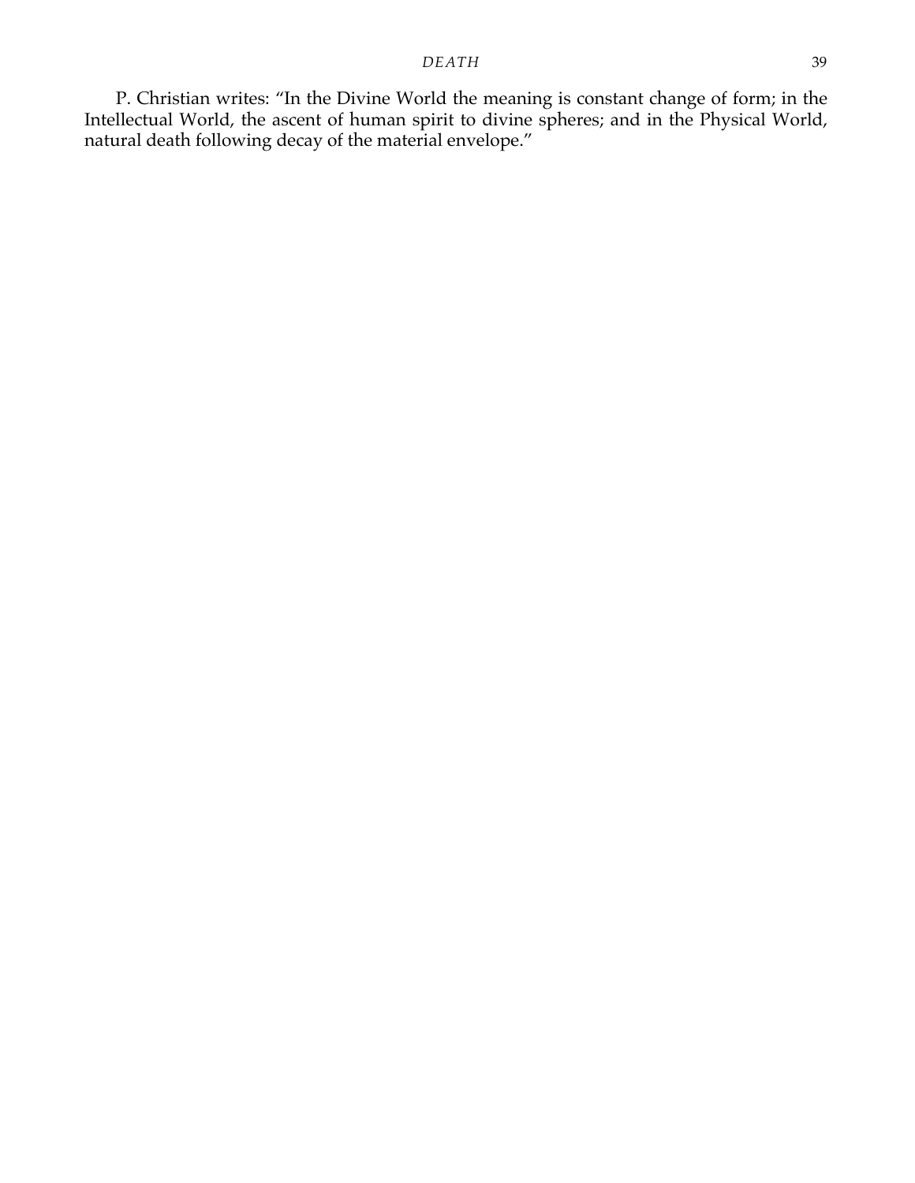P. Christian writes: "In the Divine World the meaning is constant change of form; in the Intellectual World, the ascent of human spirit to divine spheres; and in the Physical World, natural death following decay of the material envelope."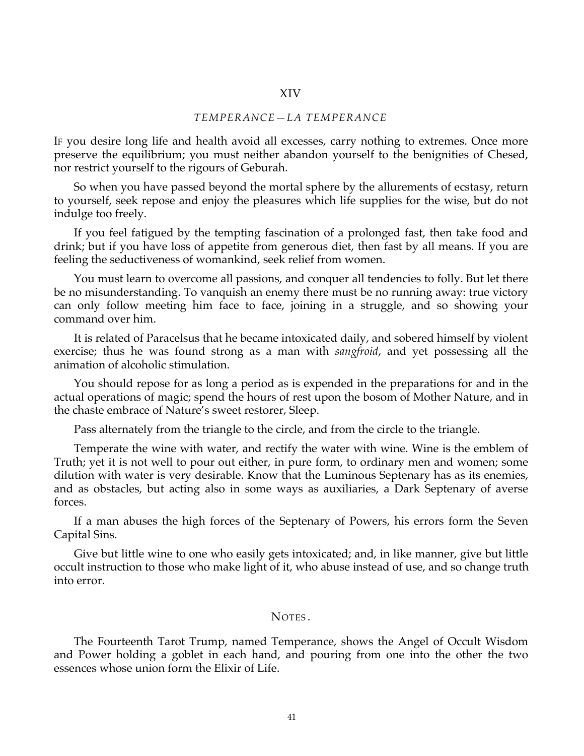## XIV

### *TEMPERANCE—LA TEMPERANCE*

IF you desire long life and health avoid all excesses, carry nothing to extremes. Once more preserve the equilibrium; you must neither abandon yourself to the benignities of Chesed, nor restrict yourself to the rigours of Geburah.

So when you have passed beyond the mortal sphere by the allurements of ecstasy, return to yourself, seek repose and enjoy the pleasures which life supplies for the wise, but do not indulge too freely.

If you feel fatigued by the tempting fascination of a prolonged fast, then take food and drink; but if you have loss of appetite from generous diet, then fast by all means. If you are feeling the seductiveness of womankind, seek relief from women.

You must learn to overcome all passions, and conquer all tendencies to folly. But let there be no misunderstanding. To vanquish an enemy there must be no running away: true victory can only follow meeting him face to face, joining in a struggle, and so showing your command over him.

It is related of Paracelsus that he became intoxicated daily, and sobered himself by violent exercise; thus he was found strong as a man with *sangfroid*, and yet possessing all the animation of alcoholic stimulation.

You should repose for as long a period as is expended in the preparations for and in the actual operations of magic; spend the hours of rest upon the bosom of Mother Nature, and in the chaste embrace of Nature's sweet restorer, Sleep.

Pass alternately from the triangle to the circle, and from the circle to the triangle.

Temperate the wine with water, and rectify the water with wine. Wine is the emblem of Truth; yet it is not well to pour out either, in pure form, to ordinary men and women; some dilution with water is very desirable. Know that the Luminous Septenary has as its enemies, and as obstacles, but acting also in some ways as auxiliaries, a Dark Septenary of averse forces.

If a man abuses the high forces of the Septenary of Powers, his errors form the Seven Capital Sins.

Give but little wine to one who easily gets intoxicated; and, in like manner, give but little occult instruction to those who make light of it, who abuse instead of use, and so change truth into error.

#### NOTES.

The Fourteenth Tarot Trump, named Temperance, shows the Angel of Occult Wisdom and Power holding a goblet in each hand, and pouring from one into the other the two essences whose union form the Elixir of Life.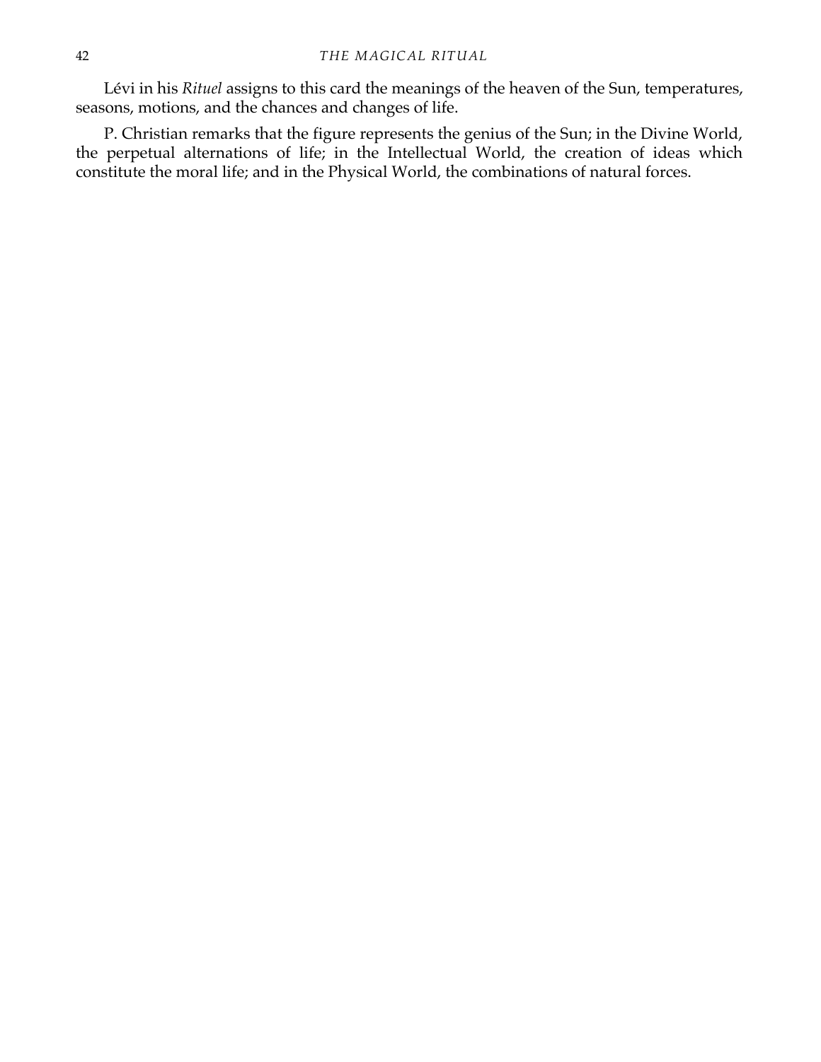Lévi in his *Rituel* assigns to this card the meanings of the heaven of the Sun, temperatures, seasons, motions, and the chances and changes of life.

P. Christian remarks that the figure represents the genius of the Sun; in the Divine World, the perpetual alternations of life; in the Intellectual World, the creation of ideas which constitute the moral life; and in the Physical World, the combinations of natural forces.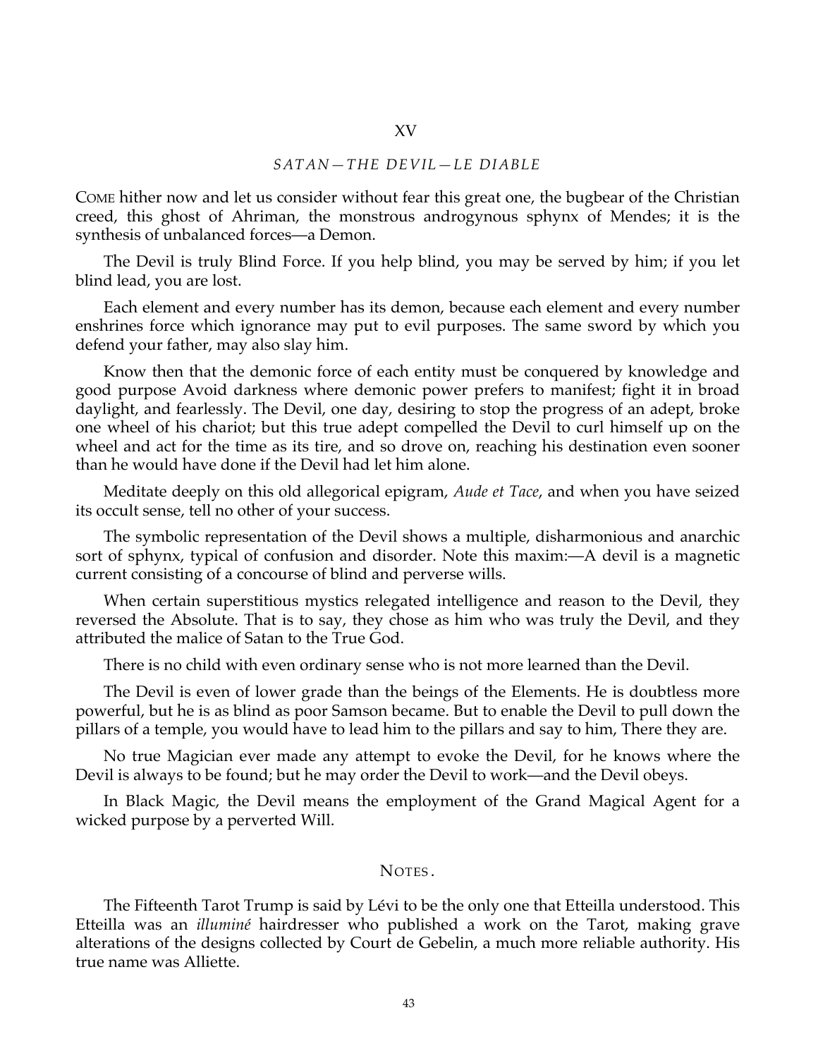## XV

### *SATAN—THE DEVIL—LE DIABLE*

COME hither now and let us consider without fear this great one, the bugbear of the Christian creed, this ghost of Ahriman, the monstrous androgynous sphynx of Mendes; it is the synthesis of unbalanced forces—a Demon.

The Devil is truly Blind Force. If you help blind, you may be served by him; if you let blind lead, you are lost.

Each element and every number has its demon, because each element and every number enshrines force which ignorance may put to evil purposes. The same sword by which you defend your father, may also slay him.

Know then that the demonic force of each entity must be conquered by knowledge and good purpose Avoid darkness where demonic power prefers to manifest; fight it in broad daylight, and fearlessly. The Devil, one day, desiring to stop the progress of an adept, broke one wheel of his chariot; but this true adept compelled the Devil to curl himself up on the wheel and act for the time as its tire, and so drove on, reaching his destination even sooner than he would have done if the Devil had let him alone.

Meditate deeply on this old allegorical epigram, *Aude et Tace*, and when you have seized its occult sense, tell no other of your success.

The symbolic representation of the Devil shows a multiple, disharmonious and anarchic sort of sphynx, typical of confusion and disorder. Note this maxim:—A devil is a magnetic current consisting of a concourse of blind and perverse wills.

When certain superstitious mystics relegated intelligence and reason to the Devil, they reversed the Absolute. That is to say, they chose as him who was truly the Devil, and they attributed the malice of Satan to the True God.

There is no child with even ordinary sense who is not more learned than the Devil.

The Devil is even of lower grade than the beings of the Elements. He is doubtless more powerful, but he is as blind as poor Samson became. But to enable the Devil to pull down the pillars of a temple, you would have to lead him to the pillars and say to him, There they are.

No true Magician ever made any attempt to evoke the Devil, for he knows where the Devil is always to be found; but he may order the Devil to work—and the Devil obeys.

In Black Magic, the Devil means the employment of the Grand Magical Agent for a wicked purpose by a perverted Will.

#### NOTES.

The Fifteenth Tarot Trump is said by Lévi to be the only one that Etteilla understood. This Etteilla was an *illuminé* hairdresser who published a work on the Tarot, making grave alterations of the designs collected by Court de Gebelin, a much more reliable authority. His true name was Alliette.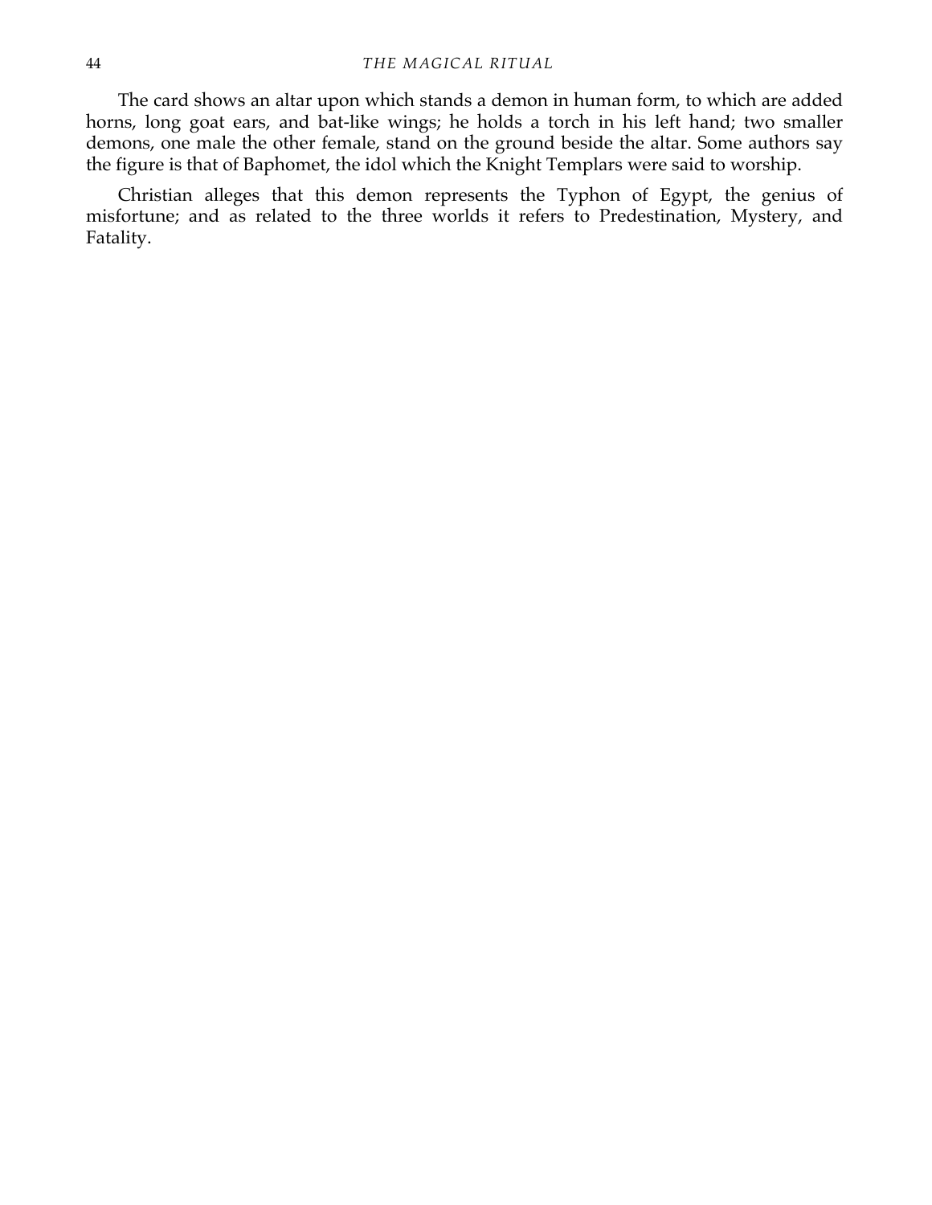The card shows an altar upon which stands a demon in human form, to which are added horns, long goat ears, and bat-like wings; he holds a torch in his left hand; two smaller demons, one male the other female, stand on the ground beside the altar. Some authors say the figure is that of Baphomet, the idol which the Knight Templars were said to worship.

Christian alleges that this demon represents the Typhon of Egypt, the genius of misfortune; and as related to the three worlds it refers to Predestination, Mystery, and Fatality.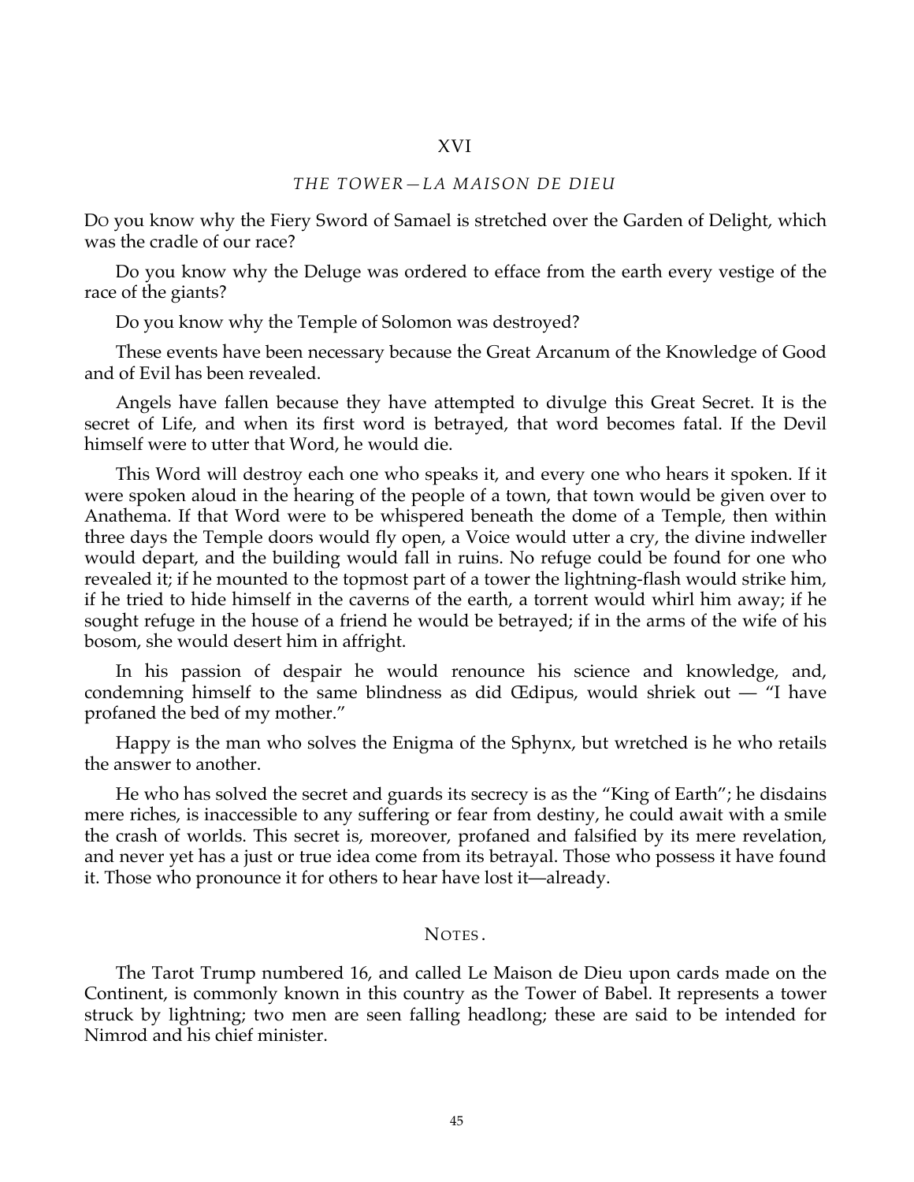## XVI

### *THE TOWER—LA MAISON DE DIEU*

Do you know why the Fiery Sword of Samael is stretched over the Garden of Delight, which was the cradle of our race?

Do you know why the Deluge was ordered to efface from the earth every vestige of the race of the giants?

Do you know why the Temple of Solomon was destroyed?

These events have been necessary because the Great Arcanum of the Knowledge of Good and of Evil has been revealed.

Angels have fallen because they have attempted to divulge this Great Secret. It is the secret of Life, and when its first word is betrayed, that word becomes fatal. If the Devil himself were to utter that Word, he would die.

This Word will destroy each one who speaks it, and every one who hears it spoken. If it were spoken aloud in the hearing of the people of a town, that town would be given over to Anathema. If that Word were to be whispered beneath the dome of a Temple, then within three days the Temple doors would fly open, a Voice would utter a cry, the divine indweller would depart, and the building would fall in ruins. No refuge could be found for one who revealed it; if he mounted to the topmost part of a tower the lightning-flash would strike him, if he tried to hide himself in the caverns of the earth, a torrent would whirl him away; if he sought refuge in the house of a friend he would be betrayed; if in the arms of the wife of his bosom, she would desert him in affright.

In his passion of despair he would renounce his science and knowledge, and, condemning himself to the same blindness as did Œdipus, would shriek out — "I have profaned the bed of my mother."

Happy is the man who solves the Enigma of the Sphynx, but wretched is he who retails the answer to another.

He who has solved the secret and guards its secrecy is as the "King of Earth"; he disdains mere riches, is inaccessible to any suffering or fear from destiny, he could await with a smile the crash of worlds. This secret is, moreover, profaned and falsified by its mere revelation, and never yet has a just or true idea come from its betrayal. Those who possess it have found it. Those who pronounce it for others to hear have lost it—already.

### Notes.

The Tarot Trump numbered 16, and called Le Maison de Dieu upon cards made on the Continent, is commonly known in this country as the Tower of Babel. It represents a tower struck by lightning; two men are seen falling headlong; these are said to be intended for Nimrod and his chief minister.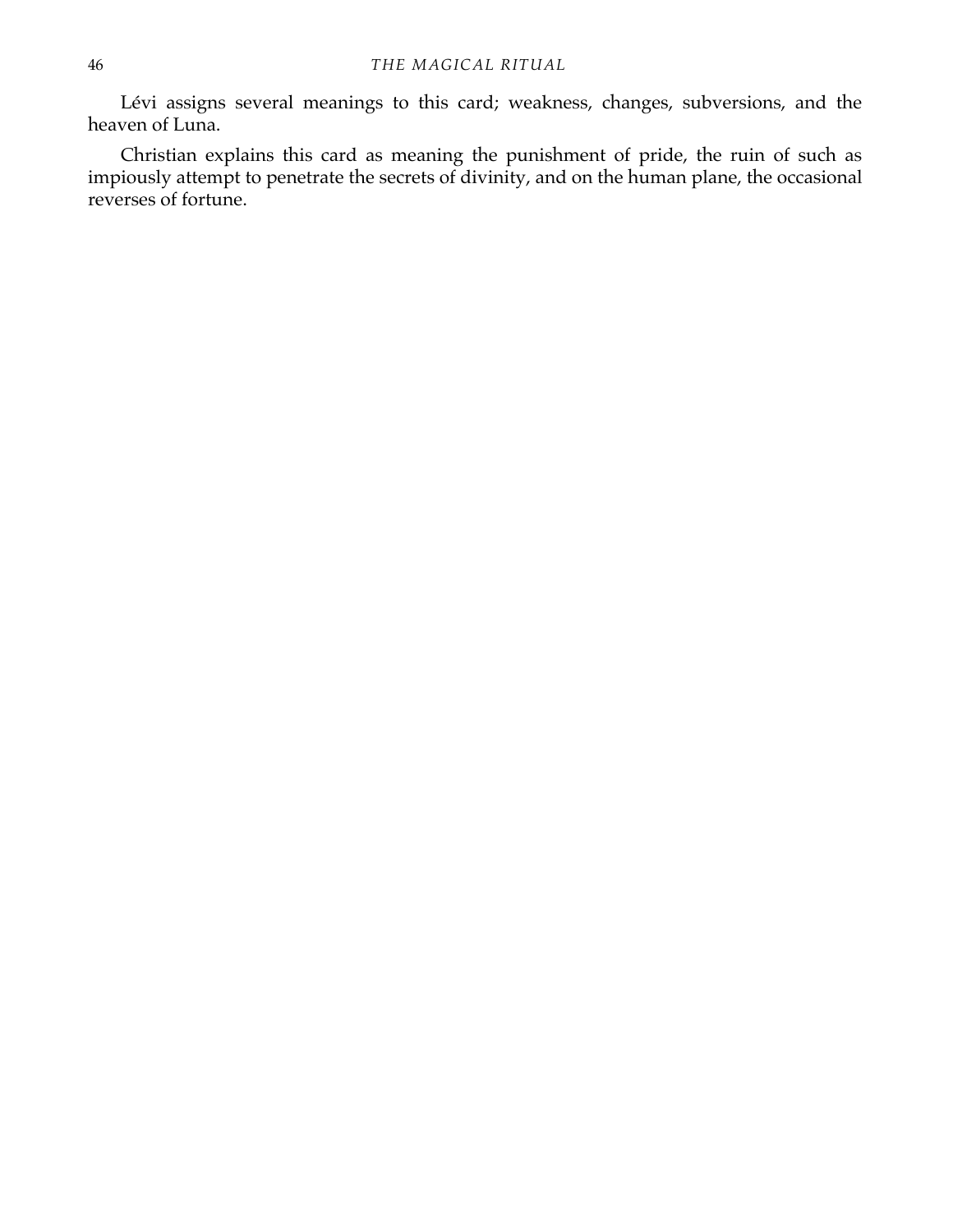Lévi assigns several meanings to this card; weakness, changes, subversions, and the heaven of Luna.

Christian explains this card as meaning the punishment of pride, the ruin of such as impiously attempt to penetrate the secrets of divinity, and on the human plane, the occasional reverses of fortune.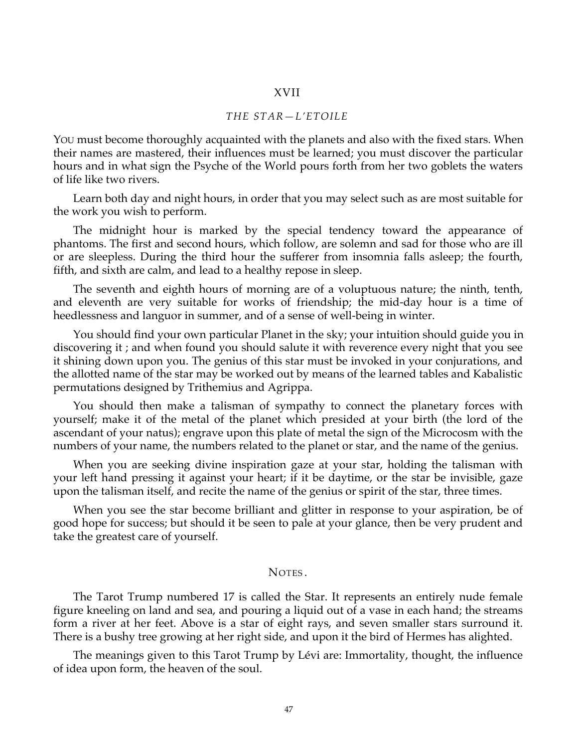## XVII

### *THE STAR—L'ETOILE*

YOU must become thoroughly acquainted with the planets and also with the fixed stars. When their names are mastered, their influences must be learned; you must discover the particular hours and in what sign the Psyche of the World pours forth from her two goblets the waters of life like two rivers.

Learn both day and night hours, in order that you may select such as are most suitable for the work you wish to perform.

The midnight hour is marked by the special tendency toward the appearance of phantoms. The first and second hours, which follow, are solemn and sad for those who are ill or are sleepless. During the third hour the sufferer from insomnia falls asleep; the fourth, fifth, and sixth are calm, and lead to a healthy repose in sleep.

The seventh and eighth hours of morning are of a voluptuous nature; the ninth, tenth, and eleventh are very suitable for works of friendship; the mid-day hour is a time of heedlessness and languor in summer, and of a sense of well-being in winter.

You should find your own particular Planet in the sky; your intuition should guide you in discovering it ; and when found you should salute it with reverence every night that you see it shining down upon you. The genius of this star must be invoked in your conjurations, and the allotted name of the star may be worked out by means of the learned tables and Kabalistic permutations designed by Trithemius and Agrippa.

You should then make a talisman of sympathy to connect the planetary forces with yourself; make it of the metal of the planet which presided at your birth (the lord of the ascendant of your natus); engrave upon this plate of metal the sign of the Microcosm with the numbers of your name, the numbers related to the planet or star, and the name of the genius.

When you are seeking divine inspiration gaze at your star, holding the talisman with your left hand pressing it against your heart; if it be daytime, or the star be invisible, gaze upon the talisman itself, and recite the name of the genius or spirit of the star, three times.

When you see the star become brilliant and glitter in response to your aspiration, be of good hope for success; but should it be seen to pale at your glance, then be very prudent and take the greatest care of yourself.

### NOTES.

The Tarot Trump numbered 17 is called the Star. It represents an entirely nude female figure kneeling on land and sea, and pouring a liquid out of a vase in each hand; the streams form a river at her feet. Above is a star of eight rays, and seven smaller stars surround it. There is a bushy tree growing at her right side, and upon it the bird of Hermes has alighted.

The meanings given to this Tarot Trump by Lévi are: Immortality, thought, the influence of idea upon form, the heaven of the soul.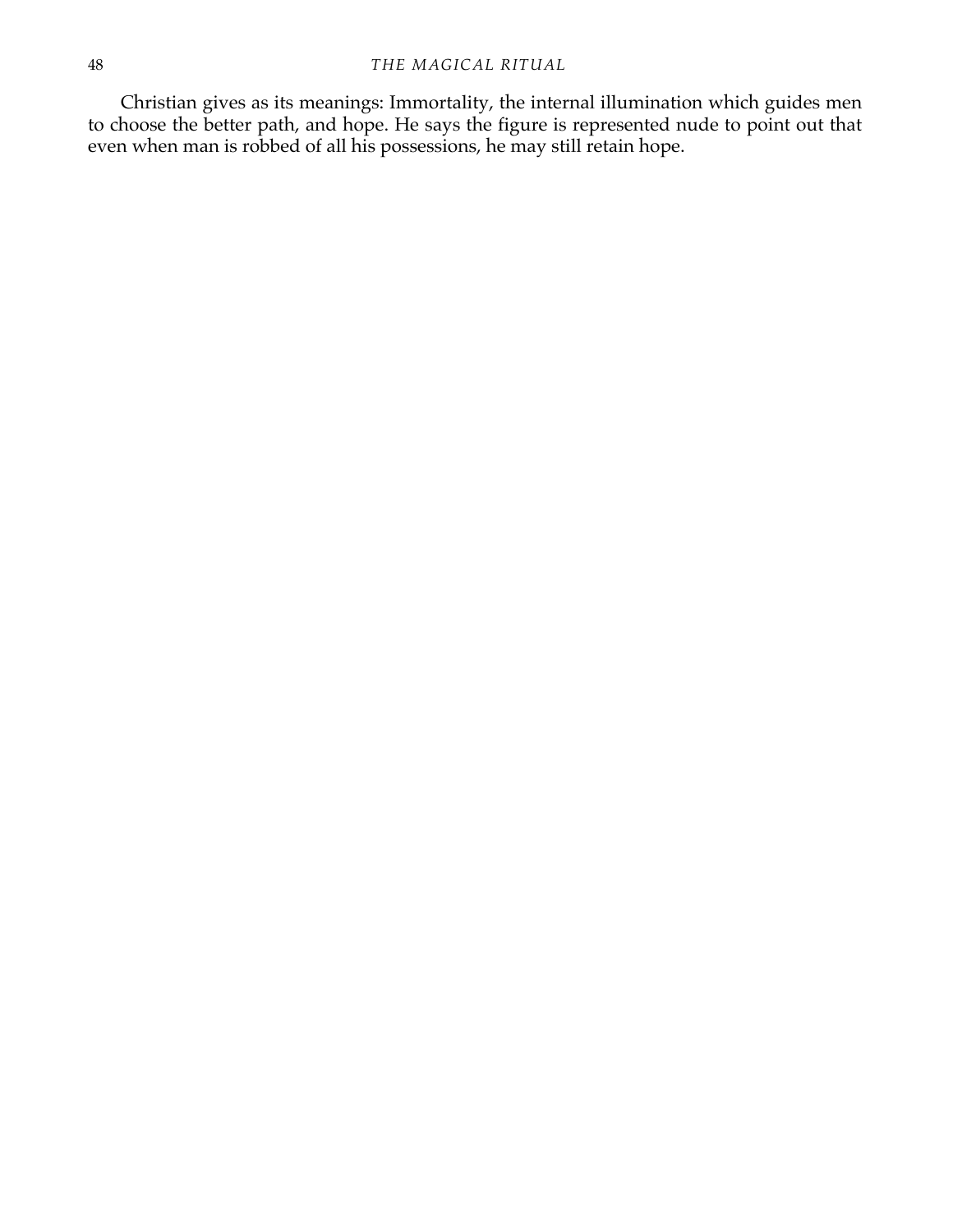Christian gives as its meanings: Immortality, the internal illumination which guides men to choose the better path, and hope. He says the figure is represented nude to point out that even when man is robbed of all his possessions, he may still retain hope.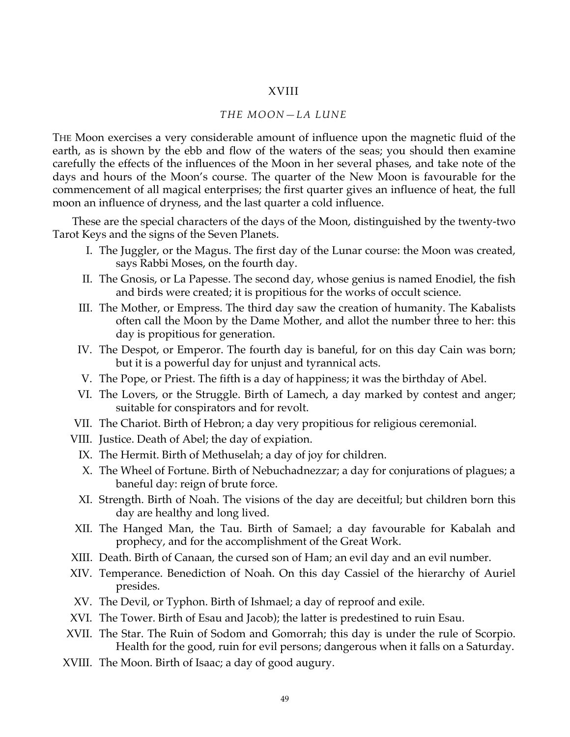## XVIII

### *THE MOON—LA LUNE*

THE Moon exercises a very considerable amount of influence upon the magnetic fluid of the earth, as is shown by the ebb and flow of the waters of the seas; you should then examine carefully the effects of the influences of the Moon in her several phases, and take note of the days and hours of the Moon's course. The quarter of the New Moon is favourable for the commencement of all magical enterprises; the first quarter gives an influence of heat, the full moon an influence of dryness, and the last quarter a cold influence.

These are the special characters of the days of the Moon, distinguished by the twenty-two Tarot Keys and the signs of the Seven Planets.

I. The Juggler, or the Magus. The first day of the Lunar course: the Moon was created, says Rabbi Moses, on the fourth day.

II. The Gnosis, or La Papesse. The second day, whose genius is named Enodiel, the fish and birds were created; it is propitious for the works of occult science.

III. The Mother, or Empress. The third day saw the creation of humanity. The Kabalists often call the Moon by the Dame Mother, and allot the number three to her: this day is propitious for generation.

IV. The Despot, or Emperor. The fourth day is baneful, for on this day Cain was born; but it is a powerful day for unjust and tyrannical acts.

V. The Pope, or Priest. The fifth is a day of happiness; it was the birthday of Abel.

VI. The Lovers, or the Struggle. Birth of Lamech, a day marked by contest and anger; suitable for conspirators and for revolt.

VII. The Chariot. Birth of Hebron; a day very propitious for religious ceremonial.

VIII. Justice. Death of Abel; the day of expiation.

IX. The Hermit. Birth of Methuselah; a day of joy for children.

X. The Wheel of Fortune. Birth of Nebuchadnezzar; a day for conjurations of plagues; a baneful day: reign of brute force.

XI. Strength. Birth of Noah. The visions of the day are deceitful; but children born this day are healthy and long lived.

XII. The Hanged Man, the Tau. Birth of Samael; a day favourable for Kabalah and prophecy, and for the accomplishment of the Great Work.

XIII. Death. Birth of Canaan, the cursed son of Ham; an evil day and an evil number.

XIV. Temperance. Benediction of Noah. On this day Cassiel of the hierarchy of Auriel presides.

XV. The Devil, or Typhon. Birth of Ishmael; a day of reproof and exile.

XVI. The Tower. Birth of Esau and Jacob); the latter is predestined to ruin Esau.

XVII. The Star. The Ruin of Sodom and Gomorrah; this day is under the rule of Scorpio. Health for the good, ruin for evil persons; dangerous when it falls on a Saturday.

XVIII. The Moon. Birth of Isaac; a day of good augury.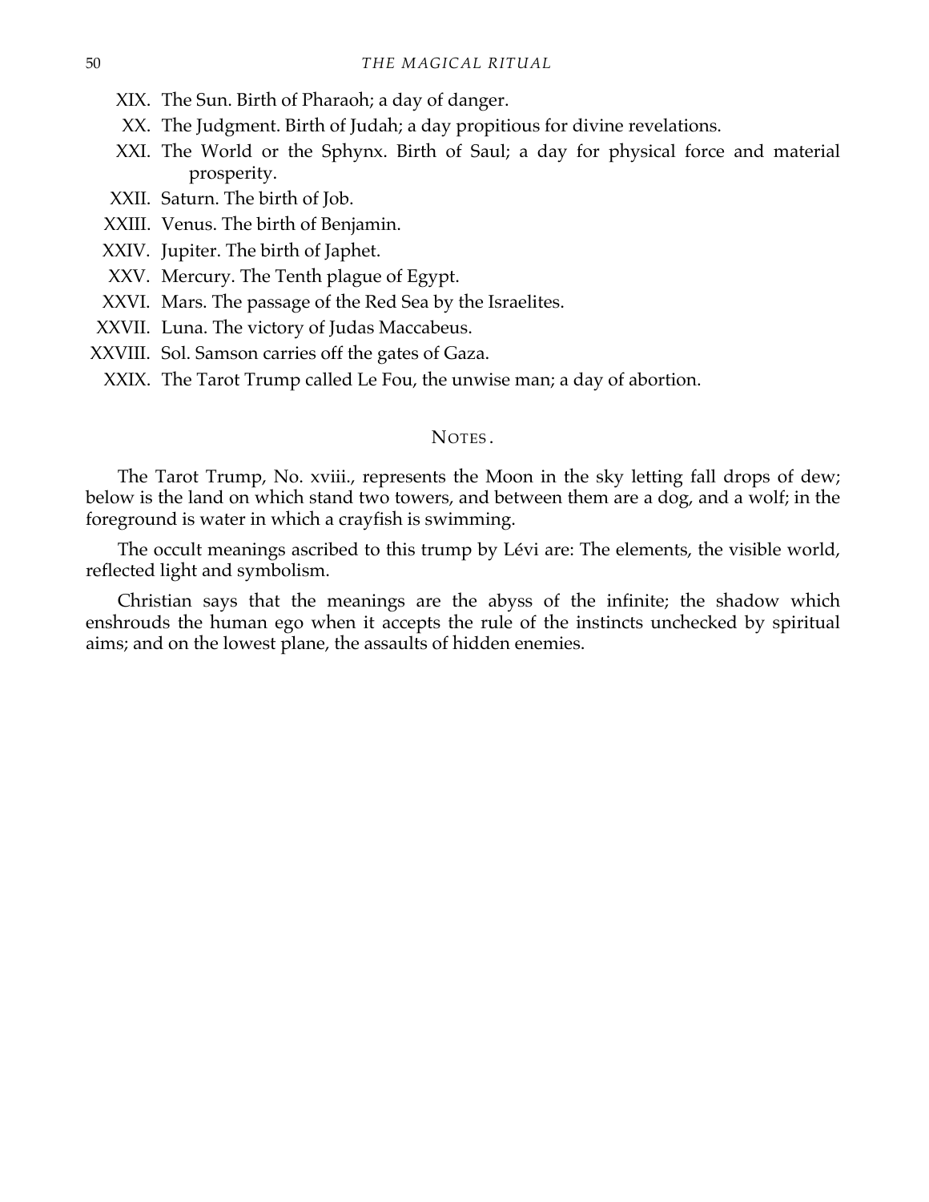XIX. The Sun. Birth of Pharaoh; a day of danger.

XX. The Judgment. Birth of Judah; a day propitious for divine revelations.

XXI. The World or the Sphynx. Birth of Saul; a day for physical force and material prosperity.

XXII. Saturn. The birth of Job.

XXIII. Venus. The birth of Benjamin.

XXIV. Jupiter. The birth of Japhet.

XXV. Mercury. The Tenth plague of Egypt.

XXVI. Mars. The passage of the Red Sea by the Israelites.

XXVII. Luna. The victory of Judas Maccabeus.

XXVIII. Sol. Samson carries off the gates of Gaza.

XXIX. The Tarot Trump called Le Fou, the unwise man; a day of abortion.

## NOTES.

The Tarot Trump, No. xviii., represents the Moon in the sky letting fall drops of dew; below is the land on which stand two towers, and between them are a dog, and a wolf; in the foreground is water in which a crayfish is swimming.

The occult meanings ascribed to this trump by Lévi are: The elements, the visible world, reflected light and symbolism.

Christian says that the meanings are the abyss of the infinite; the shadow which enshrouds the human ego when it accepts the rule of the instincts unchecked by spiritual aims; and on the lowest plane, the assaults of hidden enemies.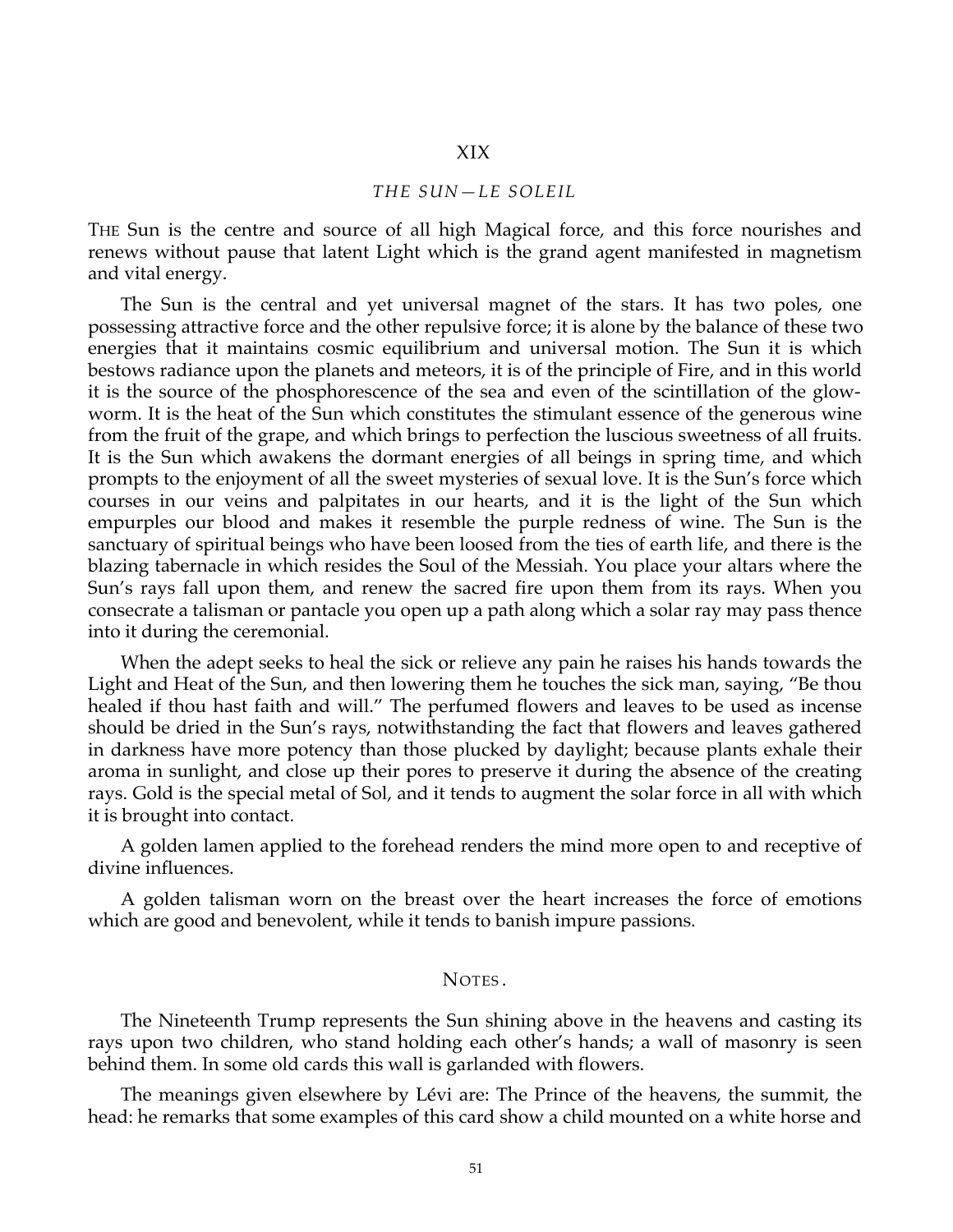## XIX

### *THE SUN—LE SOLEIL*

THE Sun is the centre and source of all high Magical force, and this force nourishes and renews without pause that latent Light which is the grand agent manifested in magnetism and vital energy.

The Sun is the central and yet universal magnet of the stars. It has two poles, one possessing attractive force and the other repulsive force; it is alone by the balance of these two energies that it maintains cosmic equilibrium and universal motion. The Sun it is which bestows radiance upon the planets and meteors, it is of the principle of Fire, and in this world it is the source of the phosphorescence of the sea and even of the scintillation of the glow-worm. It is the heat of the Sun which constitutes the stimulant essence of the generous wine from the fruit of the grape, and which brings to perfection the luscious sweetness of all fruits. It is the Sun which awakens the dormant energies of all beings in spring time, and which prompts to the enjoyment of all the sweet mysteries of sexual love. It is the Sun's force which courses in our veins and palpitates in our hearts, and it is the light of the Sun which empurples our blood and makes it resemble the purple redness of wine. The Sun is the sanctuary of spiritual beings who have been loosed from the ties of earth life, and there is the blazing tabernacle in which resides the Soul of the Messiah. You place your altars where the Sun's rays fall upon them, and renew the sacred fire upon them from its rays. When you consecrate a talisman or pantacle you open up a path along which a solar ray may pass thence into it during the ceremonial.

When the adept seeks to heal the sick or relieve any pain he raises his hands towards the Light and Heat of the Sun, and then lowering them he touches the sick man, saying, "Be thou healed if thou hast faith and will." The perfumed flowers and leaves to be used as incense should be dried in the Sun's rays, notwithstanding the fact that flowers and leaves gathered in darkness have more potency than those plucked by daylight; because plants exhale their aroma in sunlight, and close up their pores to preserve it during the absence of the creating rays. Gold is the special metal of Sol, and it tends to augment the solar force in all with which it is brought into contact.

A golden lamen applied to the forehead renders the mind more open to and receptive of divine influences.

A golden talisman worn on the breast over the heart increases the force of emotions which are good and benevolent, while it tends to banish impure passions.

#### NOTES.

The Nineteenth Trump represents the Sun shining above in the heavens and casting its rays upon two children, who stand holding each other's hands; a wall of masonry is seen behind them. In some old cards this wall is garlanded with flowers.

The meanings given elsewhere by Lévi are: The Prince of the heavens, the summit, the head: he remarks that some examples of this card show a child mounted on a white horse and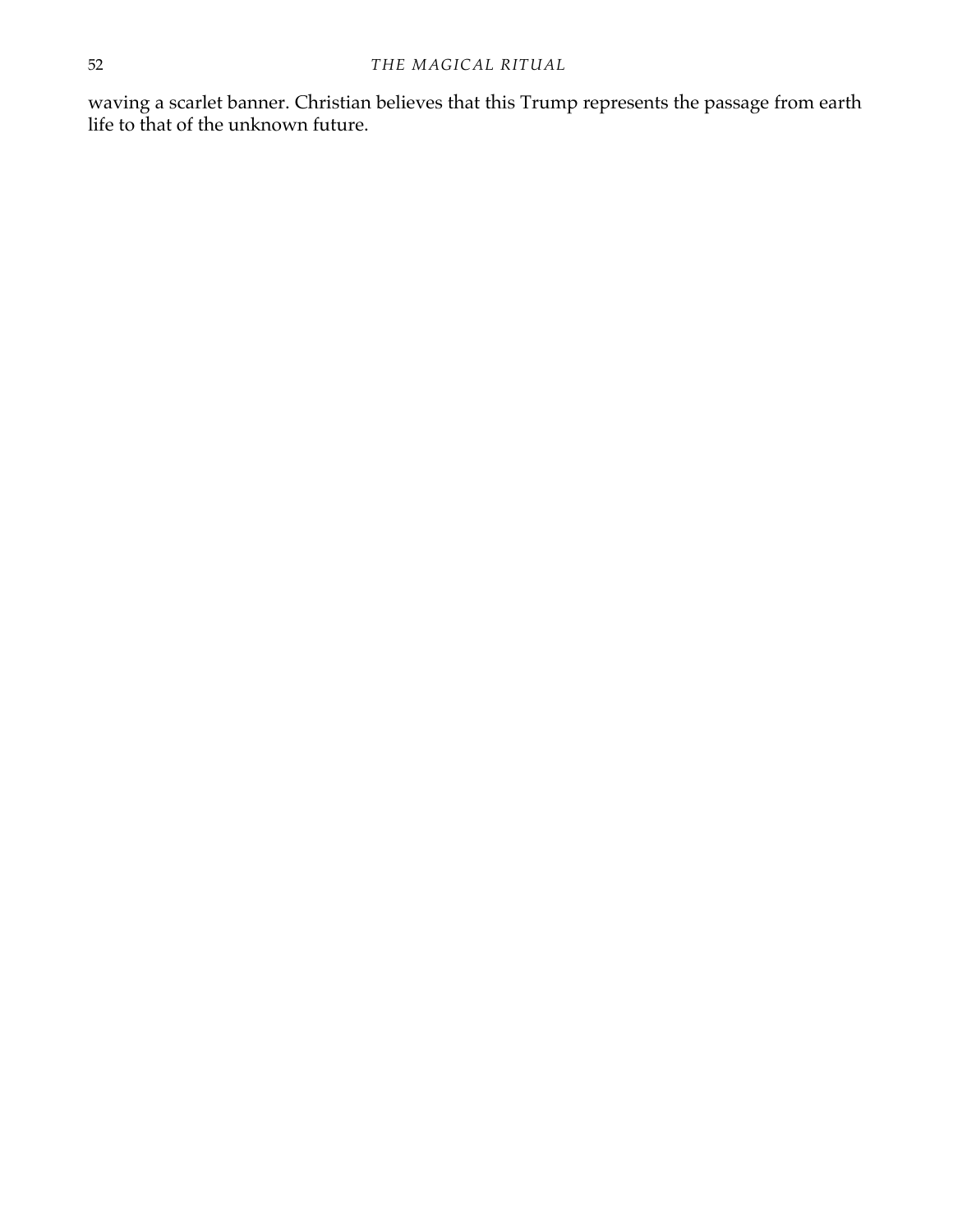waving a scarlet banner. Christian believes that this Trump represents the passage from earth life to that of the unknown future.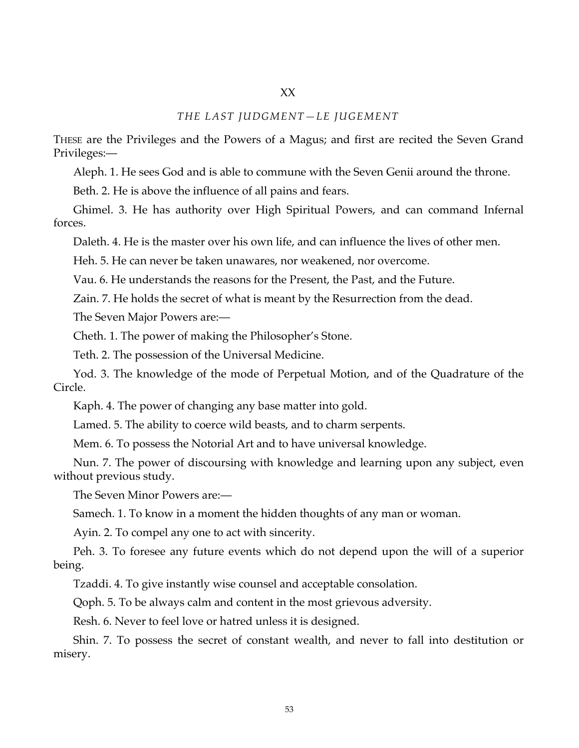## XX

### *THE LAST JUDGMENT—LE JUGEMENT*

THESE are the Privileges and the Powers of a Magus; and first are recited the Seven Grand Privileges:—

Aleph. 1. He sees God and is able to commune with the Seven Genii around the throne.

Beth. 2. He is above the influence of all pains and fears.

Ghimel. 3. He has authority over High Spiritual Powers, and can command Infernal forces.

Daleth. 4. He is the master over his own life, and can influence the lives of other men.

Heh. 5. He can never be taken unawares, nor weakened, nor overcome.

Vau. 6. He understands the reasons for the Present, the Past, and the Future.

Zain. 7. He holds the secret of what is meant by the Resurrection from the dead.

The Seven Major Powers are:—

Cheth. 1. The power of making the Philosopher's Stone.

Teth. 2. The possession of the Universal Medicine.

Yod. 3. The knowledge of the mode of Perpetual Motion, and of the Quadrature of the Circle.

Kaph. 4. The power of changing any base matter into gold.

Lamed. 5. The ability to coerce wild beasts, and to charm serpents.

Mem. 6. To possess the Notorial Art and to have universal knowledge.

Nun. 7. The power of discoursing with knowledge and learning upon any subject, even without previous study.

The Seven Minor Powers are:—

Samech. 1. To know in a moment the hidden thoughts of any man or woman.

Ayin. 2. To compel any one to act with sincerity.

Peh. 3. To foresee any future events which do not depend upon the will of a superior being.

Tzaddi. 4. To give instantly wise counsel and acceptable consolation.

Qoph. 5. To be always calm and content in the most grievous adversity.

Resh. 6. Never to feel love or hatred unless it is designed.

Shin. 7. To possess the secret of constant wealth, and never to fall into destitution or misery.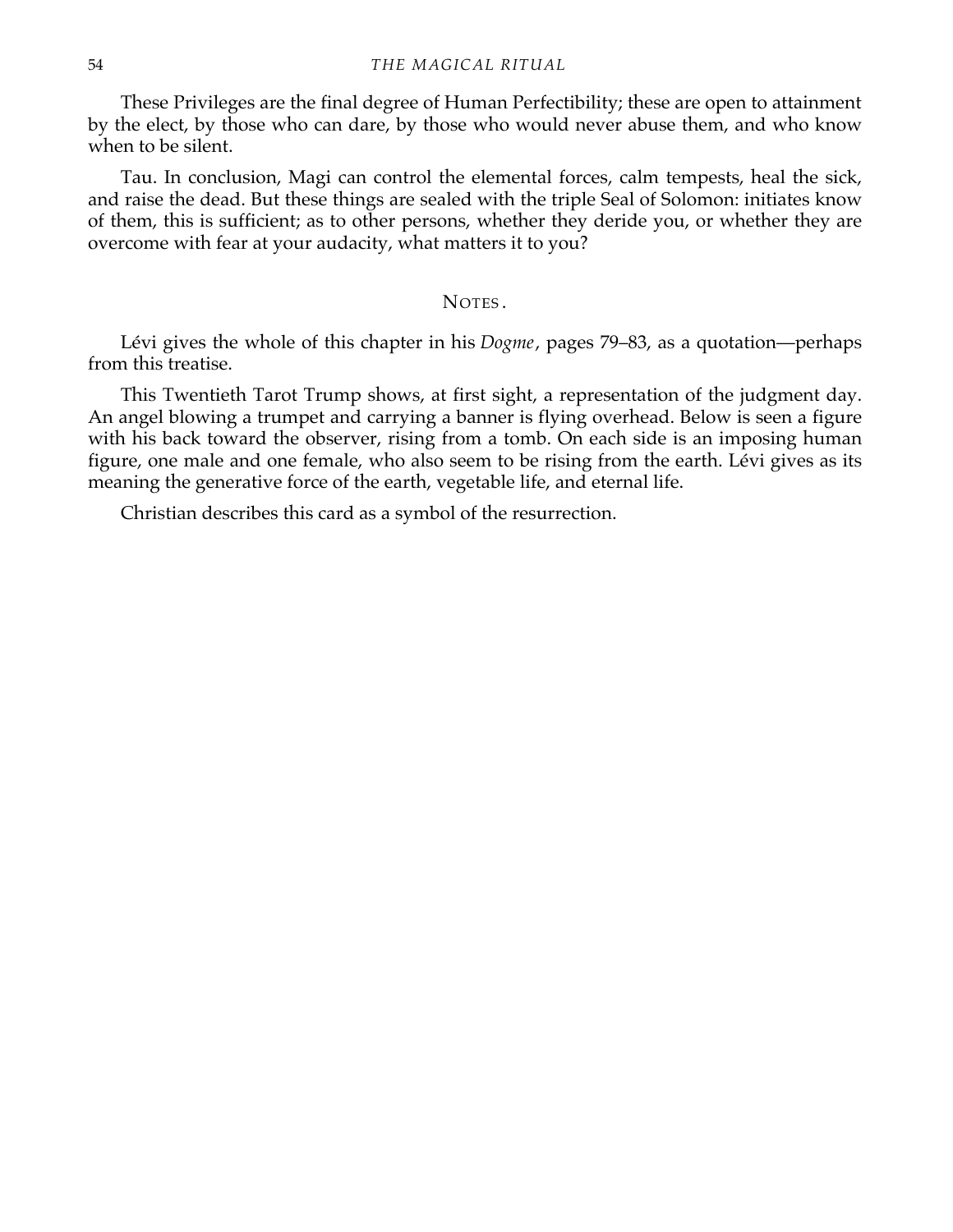These Privileges are the final degree of Human Perfectibility; these are open to attainment by the elect, by those who can dare, by those who would never abuse them, and who know when to be silent.

Tau. In conclusion, Magi can control the elemental forces, calm tempests, heal the sick, and raise the dead. But these things are sealed with the triple Seal of Solomon: initiates know of them, this is sufficient; as to other persons, whether they deride you, or whether they are overcome with fear at your audacity, what matters it to you?

## Notes.

Lévi gives the whole of this chapter in his *Dogme*, pages 79–83, as a quotation—perhaps from this treatise.

This Twentieth Tarot Trump shows, at first sight, a representation of the judgment day. An angel blowing a trumpet and carrying a banner is flying overhead. Below is seen a figure with his back toward the observer, rising from a tomb. On each side is an imposing human figure, one male and one female, who also seem to be rising from the earth. Lévi gives as its meaning the generative force of the earth, vegetable life, and eternal life.

Christian describes this card as a symbol of the resurrection.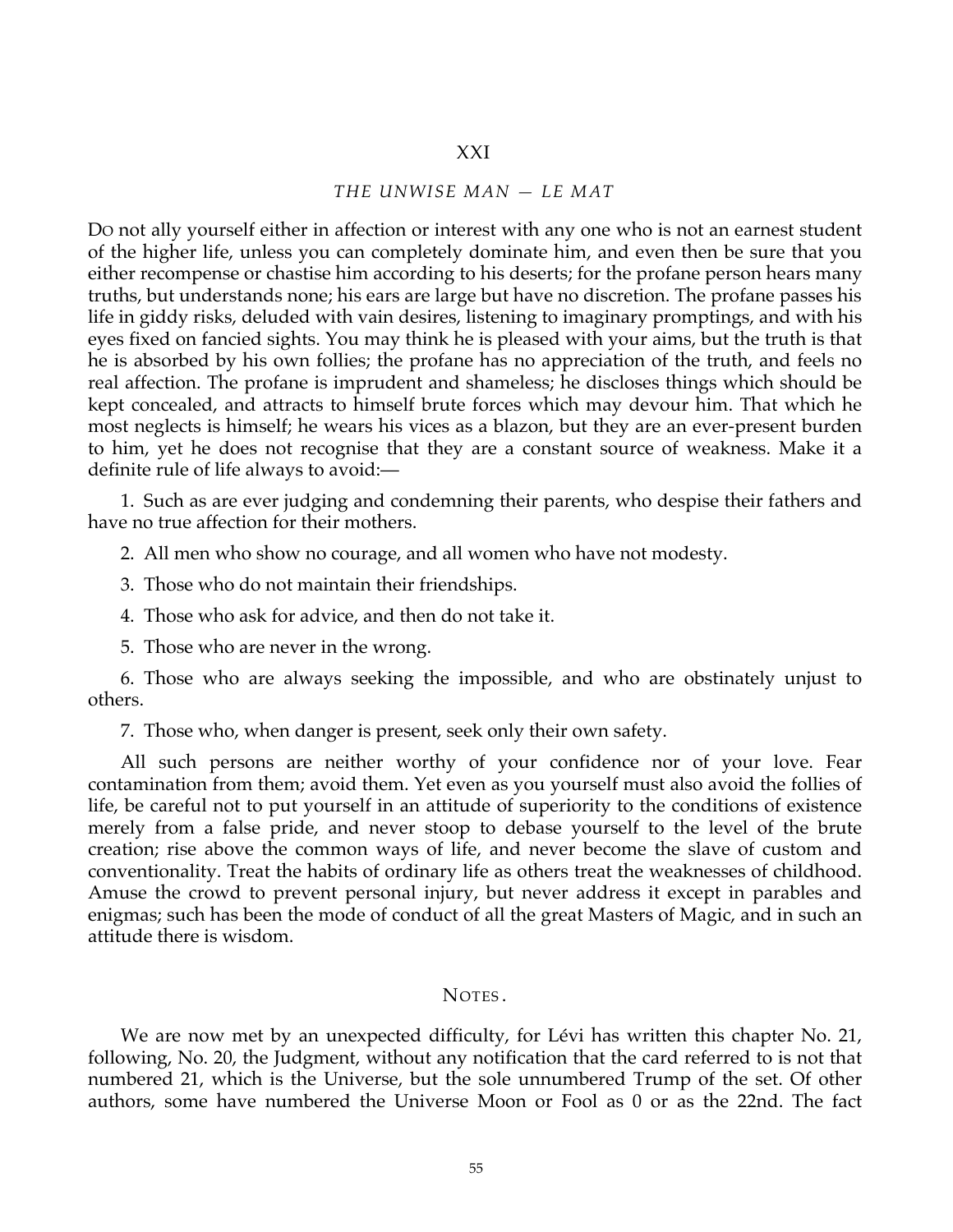## XXI

### *THE UNWISE MAN — LE MAT*

Do not ally yourself either in affection or interest with any one who is not an earnest student of the higher life, unless you can completely dominate him, and even then be sure that you either recompense or chastise him according to his deserts; for the profane person hears many truths, but understands none; his ears are large but have no discretion. The profane passes his life in giddy risks, deluded with vain desires, listening to imaginary promptings, and with his eyes fixed on fancied sights. You may think he is pleased with your aims, but the truth is that he is absorbed by his own follies; the profane has no appreciation of the truth, and feels no real affection. The profane is imprudent and shameless; he discloses things which should be kept concealed, and attracts to himself brute forces which may devour him. That which he most neglects is himself; he wears his vices as a blazon, but they are an ever-present burden to him, yet he does not recognise that they are a constant source of weakness. Make it a definite rule of life always to avoid:—

1. Such as are ever judging and condemning their parents, who despise their fathers and have no true affection for their mothers.

2. All men who show no courage, and all women who have not modesty.

3. Those who do not maintain their friendships.

4. Those who ask for advice, and then do not take it.

5. Those who are never in the wrong.

6. Those who are always seeking the impossible, and who are obstinately unjust to others.

7. Those who, when danger is present, seek only their own safety.

All such persons are neither worthy of your confidence nor of your love. Fear contamination from them; avoid them. Yet even as you yourself must also avoid the follies of life, be careful not to put yourself in an attitude of superiority to the conditions of existence merely from a false pride, and never stoop to debase yourself to the level of the brute creation; rise above the common ways of life, and never become the slave of custom and conventionality. Treat the habits of ordinary life as others treat the weaknesses of childhood. Amuse the crowd to prevent personal injury, but never address it except in parables and enigmas; such has been the mode of conduct of all the great Masters of Magic, and in such an attitude there is wisdom.

### Notes.

We are now met by an unexpected difficulty, for Lévi has written this chapter No. 21, following, No. 20, the Judgment, without any notification that the card referred to is not that numbered 21, which is the Universe, but the sole unnumbered Trump of the set. Of other authors, some have numbered the Universe Moon or Fool as 0 or as the 22nd. The fact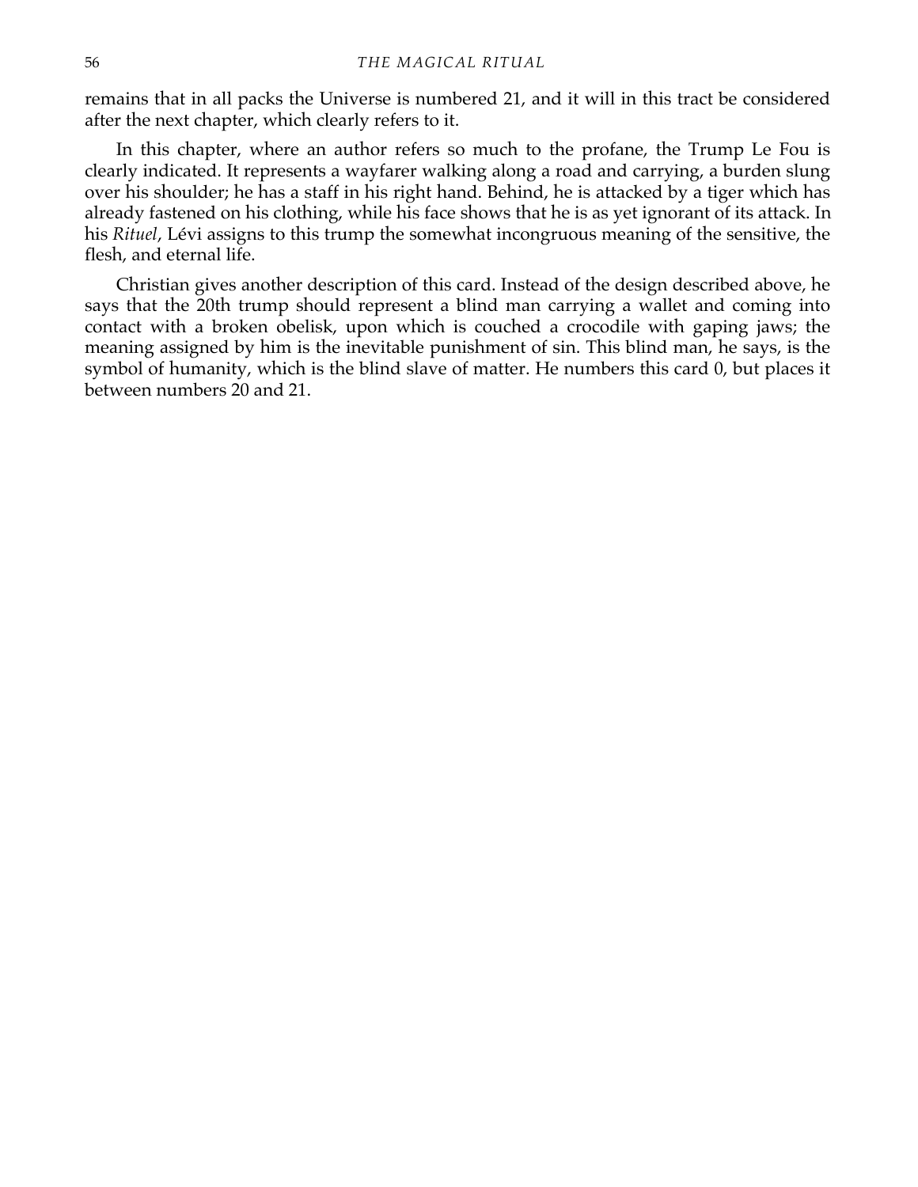remains that in all packs the Universe is numbered 21, and it will in this tract be considered after the next chapter, which clearly refers to it.

In this chapter, where an author refers so much to the profane, the Trump Le Fou is clearly indicated. It represents a wayfarer walking along a road and carrying, a burden slung over his shoulder; he has a staff in his right hand. Behind, he is attacked by a tiger which has already fastened on his clothing, while his face shows that he is as yet ignorant of its attack. In his *Rituel*, Lévi assigns to this trump the somewhat incongruous meaning of the sensitive, the flesh, and eternal life.

Christian gives another description of this card. Instead of the design described above, he says that the 20th trump should represent a blind man carrying a wallet and coming into contact with a broken obelisk, upon which is couched a crocodile with gaping jaws; the meaning assigned by him is the inevitable punishment of sin. This blind man, he says, is the symbol of humanity, which is the blind slave of matter. He numbers this card 0, but places it between numbers 20 and 21.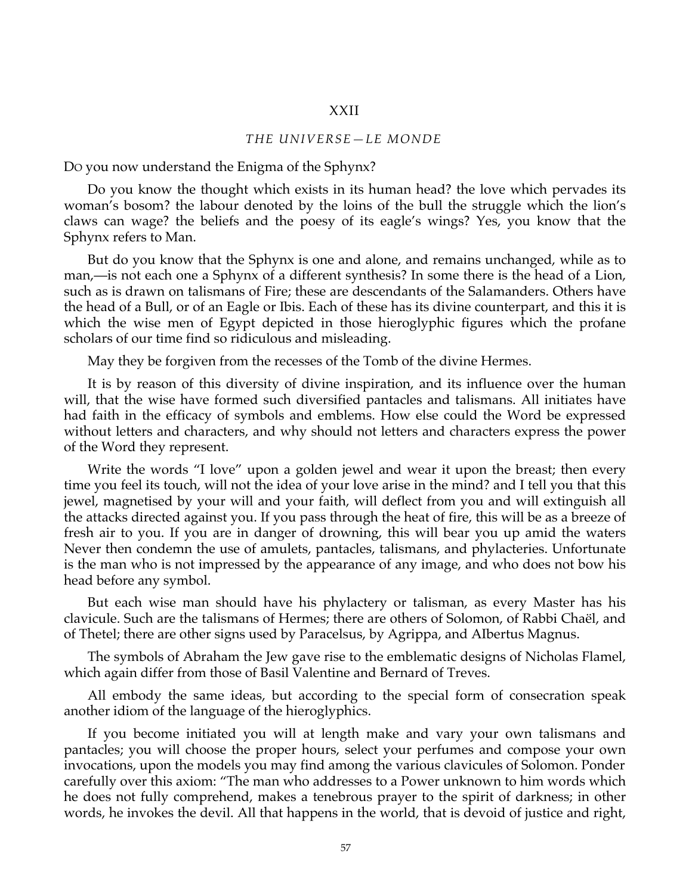## XXII

### *THE UNIVERSE—LE MONDE*

DO you now understand the Enigma of the Sphynx?

Do you know the thought which exists in its human head? the love which pervades its woman's bosom? the labour denoted by the loins of the bull the struggle which the lion's claws can wage? the beliefs and the poesy of its eagle's wings? Yes, you know that the Sphynx refers to Man.

But do you know that the Sphynx is one and alone, and remains unchanged, while as to man,—is not each one a Sphynx of a different synthesis? In some there is the head of a Lion, such as is drawn on talismans of Fire; these are descendants of the Salamanders. Others have the head of a Bull, or of an Eagle or Ibis. Each of these has its divine counterpart, and this it is which the wise men of Egypt depicted in those hieroglyphic figures which the profane scholars of our time find so ridiculous and misleading.

May they be forgiven from the recesses of the Tomb of the divine Hermes.

It is by reason of this diversity of divine inspiration, and its influence over the human will, that the wise have formed such diversified pantacles and talismans. All initiates have had faith in the efficacy of symbols and emblems. How else could the Word be expressed without letters and characters, and why should not letters and characters express the power of the Word they represent.

Write the words "I love" upon a golden jewel and wear it upon the breast; then every time you feel its touch, will not the idea of your love arise in the mind? and I tell you that this jewel, magnetised by your will and your faith, will deflect from you and will extinguish all the attacks directed against you. If you pass through the heat of fire, this will be as a breeze of fresh air to you. If you are in danger of drowning, this will bear you up amid the waters Never then condemn the use of amulets, pantacles, talismans, and phylacteries. Unfortunate is the man who is not impressed by the appearance of any image, and who does not bow his head before any symbol.

But each wise man should have his phylactery or talisman, as every Master has his clavicule. Such are the talismans of Hermes; there are others of Solomon, of Rabbi Chaël, and of Thetel; there are other signs used by Paracelsus, by Agrippa, and AIbertus Magnus.

The symbols of Abraham the Jew gave rise to the emblematic designs of Nicholas Flamel, which again differ from those of Basil Valentine and Bernard of Treves.

All embody the same ideas, but according to the special form of consecration speak another idiom of the language of the hieroglyphics.

If you become initiated you will at length make and vary your own talismans and pantacles; you will choose the proper hours, select your perfumes and compose your own invocations, upon the models you may find among the various clavicules of Solomon. Ponder carefully over this axiom: "The man who addresses to a Power unknown to him words which he does not fully comprehend, makes a tenebrous prayer to the spirit of darkness; in other words, he invokes the devil. All that happens in the world, that is devoid of justice and right,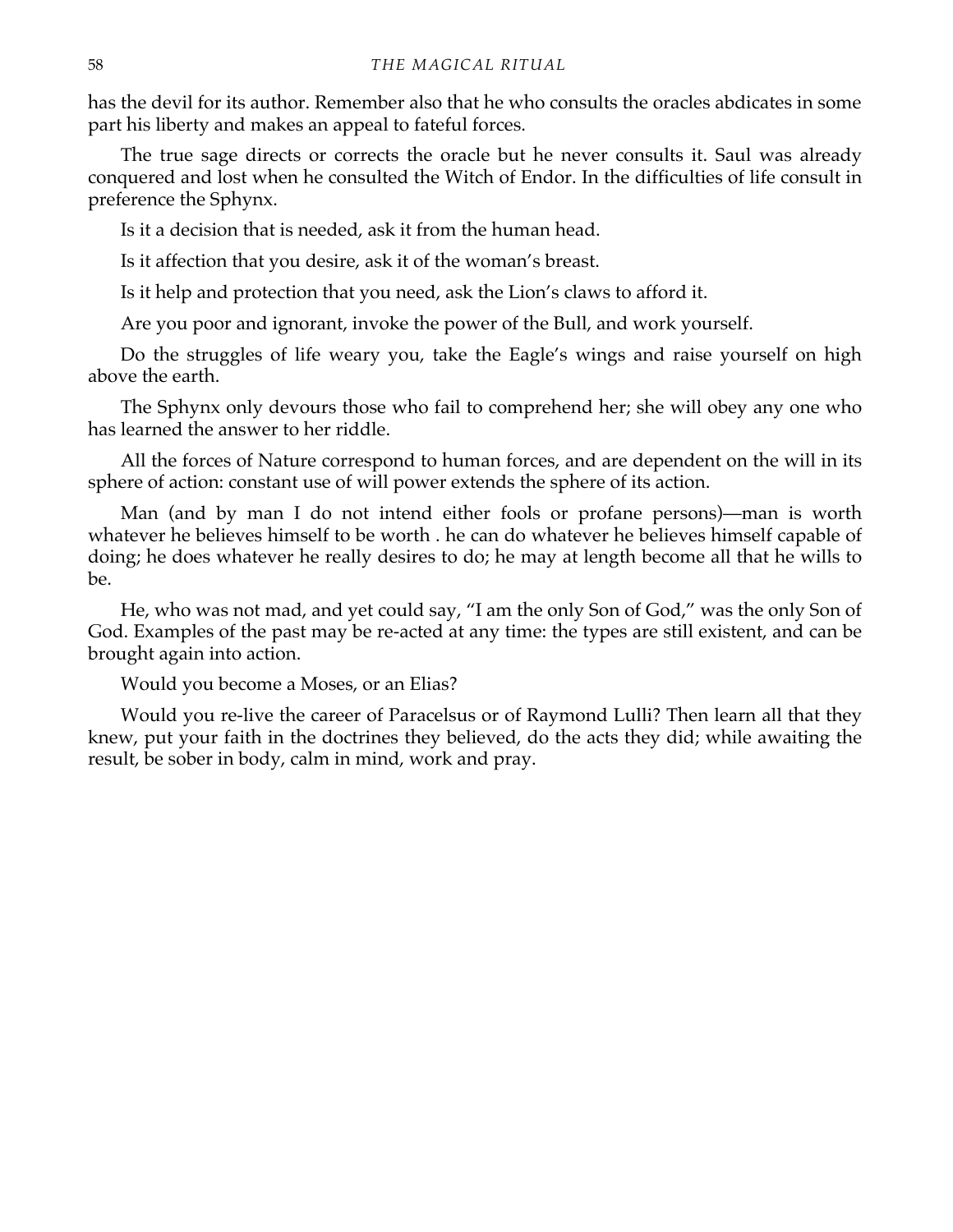has the devil for its author. Remember also that he who consults the oracles abdicates in some part his liberty and makes an appeal to fateful forces.

The true sage directs or corrects the oracle but he never consults it. Saul was already conquered and lost when he consulted the Witch of Endor. In the difficulties of life consult in preference the Sphynx.

Is it a decision that is needed, ask it from the human head.

Is it affection that you desire, ask it of the woman's breast.

Is it help and protection that you need, ask the Lion's claws to afford it.

Are you poor and ignorant, invoke the power of the Bull, and work yourself.

Do the struggles of life weary you, take the Eagle's wings and raise yourself on high above the earth.

The Sphynx only devours those who fail to comprehend her; she will obey any one who has learned the answer to her riddle.

All the forces of Nature correspond to human forces, and are dependent on the will in its sphere of action: constant use of will power extends the sphere of its action.

Man (and by man I do not intend either fools or profane persons)—man is worth whatever he believes himself to be worth . he can do whatever he believes himself capable of doing; he does whatever he really desires to do; he may at length become all that he wills to be.

He, who was not mad, and yet could say, "I am the only Son of God," was the only Son of God. Examples of the past may be re-acted at any time: the types are still existent, and can be brought again into action.

Would you become a Moses, or an Elias?

Would you re-live the career of Paracelsus or of Raymond Lulli? Then learn all that they knew, put your faith in the doctrines they believed, do the acts they did; while awaiting the result, be sober in body, calm in mind, work and pray.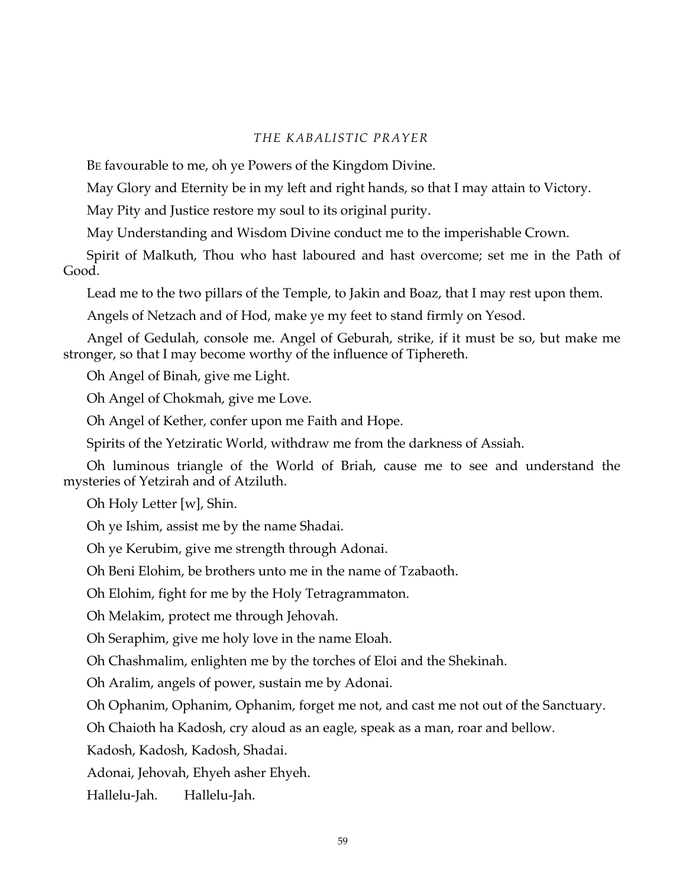## *THE KABALISTIC PRAYER*

BE favourable to me, oh ye Powers of the Kingdom Divine.

May Glory and Eternity be in my left and right hands, so that I may attain to Victory.

May Pity and Justice restore my soul to its original purity.

May Understanding and Wisdom Divine conduct me to the imperishable Crown.

Spirit of Malkuth, Thou who hast laboured and hast overcome; set me in the Path of Good.

Lead me to the two pillars of the Temple, to Jakin and Boaz, that I may rest upon them.

Angels of Netzach and of Hod, make ye my feet to stand firmly on Yesod.

Angel of Gedulah, console me. Angel of Geburah, strike, if it must be so, but make me stronger, so that I may become worthy of the influence of Tiphereth.

Oh Angel of Binah, give me Light.

Oh Angel of Chokmah, give me Love.

Oh Angel of Kether, confer upon me Faith and Hope.

Spirits of the Yetziratic World, withdraw me from the darkness of Assiah.

Oh luminous triangle of the World of Briah, cause me to see and understand the mysteries of Yetzirah and of Atziluth.

Oh Holy Letter [w], Shin.

Oh ye Ishim, assist me by the name Shadai.

Oh ye Kerubim, give me strength through Adonai.

Oh Beni Elohim, be brothers unto me in the name of Tzabaoth.

Oh Elohim, fight for me by the Holy Tetragrammaton.

Oh Melakim, protect me through Jehovah.

Oh Seraphim, give me holy love in the name Eloah.

Oh Chashmalim, enlighten me by the torches of Eloi and the Shekinah.

Oh Aralim, angels of power, sustain me by Adonai.

Oh Ophanim, Ophanim, Ophanim, forget me not, and cast me not out of the Sanctuary.

Oh Chaioth ha Kadosh, cry aloud as an eagle, speak as a man, roar and bellow.

Kadosh, Kadosh, Kadosh, Shadai.

Adonai, Jehovah, Ehyeh asher Ehyeh.

Hallelu-Jah. Hallelu-Jah.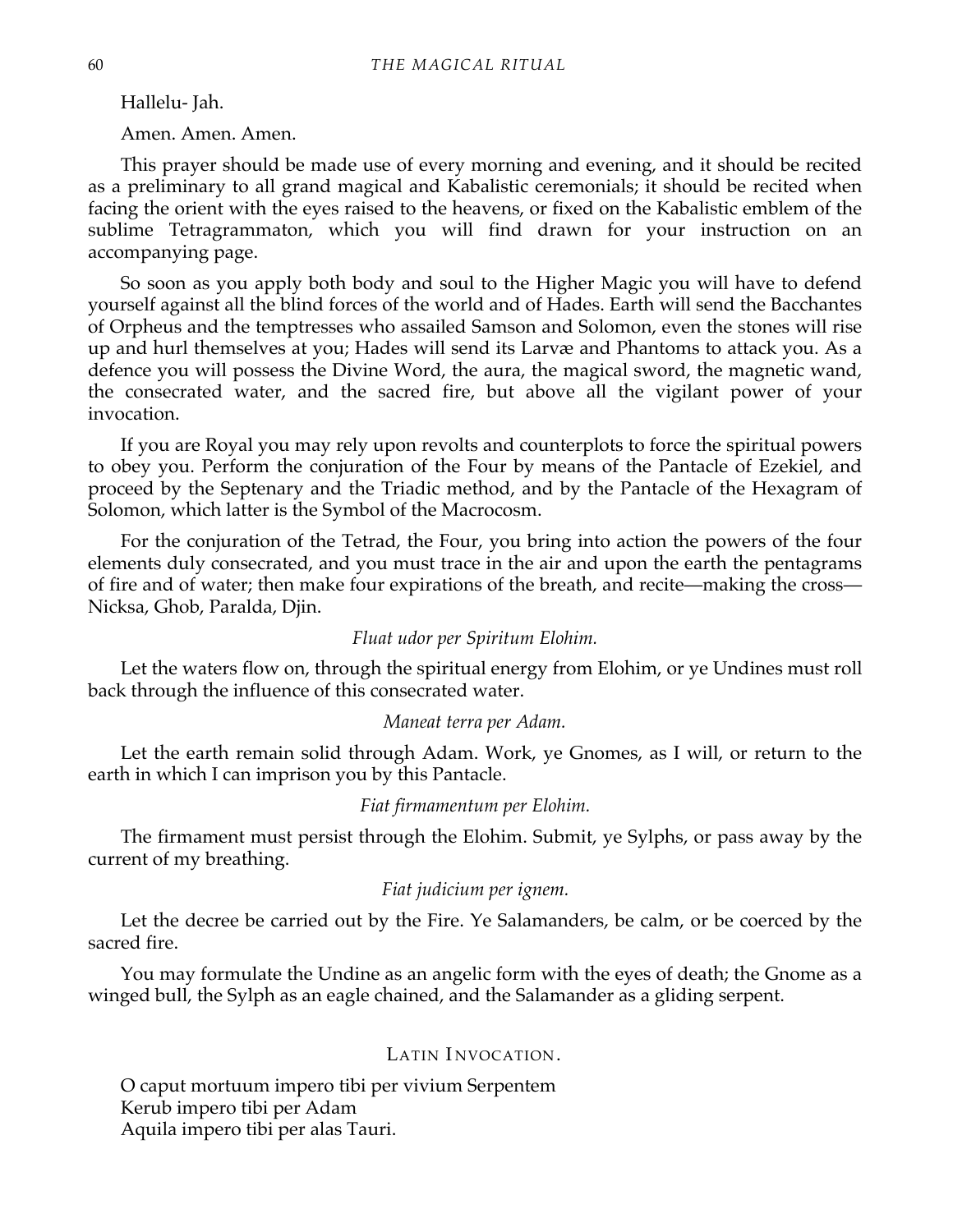Hallelu- Jah.

Amen. Amen. Amen.

This prayer should be made use of every morning and evening, and it should be recited as a preliminary to all grand magical and Kabalistic ceremonials; it should be recited when facing the orient with the eyes raised to the heavens, or fixed on the Kabalistic emblem of the sublime Tetragrammaton, which you will find drawn for your instruction on an accompanying page.

So soon as you apply both body and soul to the Higher Magic you will have to defend yourself against all the blind forces of the world and of Hades. Earth will send the Bacchantes of Orpheus and the temptresses who assailed Samson and Solomon, even the stones will rise up and hurl themselves at you; Hades will send its Larvæ and Phantoms to attack you. As a defence you will possess the Divine Word, the aura, the magical sword, the magnetic wand, the consecrated water, and the sacred fire, but above all the vigilant power of your invocation.

If you are Royal you may rely upon revolts and counterplots to force the spiritual powers to obey you. Perform the conjuration of the Four by means of the Pantacle of Ezekiel, and proceed by the Septenary and the Triadic method, and by the Pantacle of the Hexagram of Solomon, which latter is the Symbol of the Macrocosm.

For the conjuration of the Tetrad, the Four, you bring into action the powers of the four elements duly consecrated, and you must trace in the air and upon the earth the pentagrams of fire and of water; then make four expirations of the breath, and recite—making the cross—Nicksa, Ghob, Paralda, Djin.

*Fluat udor per Spiritum Elohim.*

Let the waters flow on, through the spiritual energy from Elohim, or ye Undines must roll back through the influence of this consecrated water.

*Maneat terra per Adam.*

Let the earth remain solid through Adam. Work, ye Gnomes, as I will, or return to the earth in which I can imprison you by this Pantacle.

*Fiat firmamentum per Elohim.*

The firmament must persist through the Elohim. Submit, ye Sylphs, or pass away by the current of my breathing.

*Fiat judicium per ignem.*

Let the decree be carried out by the Fire. Ye Salamanders, be calm, or be coerced by the sacred fire.

You may formulate the Undine as an angelic form with the eyes of death; the Gnome as a winged bull, the Sylph as an eagle chained, and the Salamander as a gliding serpent.

## Latin Invocation.

O caput mortuum impero tibi per vivium Serpentem
Kerub impero tibi per Adam
Aquila impero tibi per alas Tauri.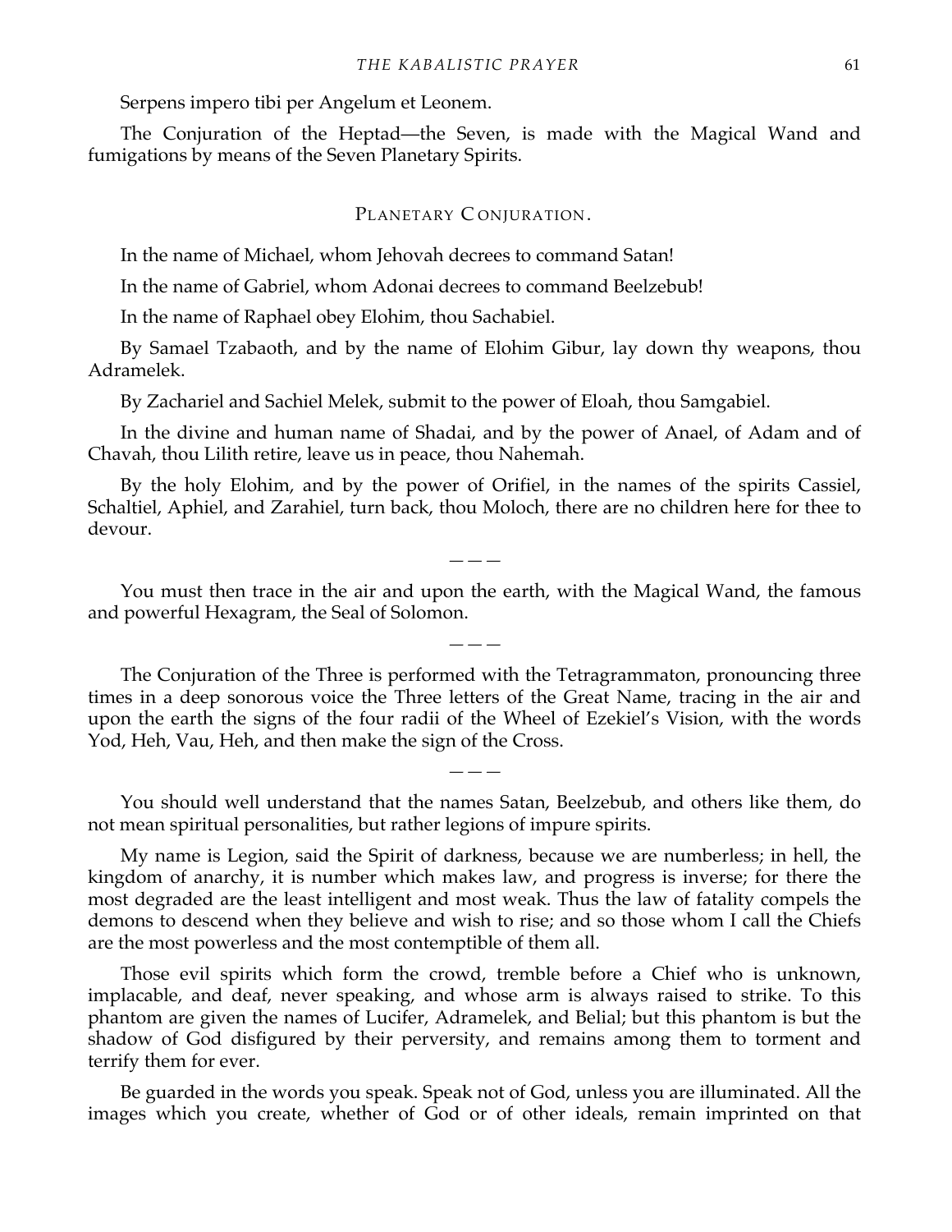Serpens impero tibi per Angelum et Leonem.

The Conjuration of the Heptad—the Seven, is made with the Magical Wand and fumigations by means of the Seven Planetary Spirits.

### PLANETARY CONJURATION.

In the name of Michael, whom Jehovah decrees to command Satan!

In the name of Gabriel, whom Adonai decrees to command Beelzebub!

In the name of Raphael obey Elohim, thou Sachabiel.

By Samael Tzabaoth, and by the name of Elohim Gibur, lay down thy weapons, thou Adramelek.

By Zachariel and Sachiel Melek, submit to the power of Eloah, thou Samgabiel.

In the divine and human name of Shadai, and by the power of Anael, of Adam and of Chavah, thou Lilith retire, leave us in peace, thou Nahemah.

By the holy Elohim, and by the power of Orifiel, in the names of the spirits Cassiel, Schaltiel, Aphiel, and Zarahiel, turn back, thou Moloch, there are no children here for thee to devour.

— — —

You must then trace in the air and upon the earth, with the Magical Wand, the famous and powerful Hexagram, the Seal of Solomon.

— — —

The Conjuration of the Three is performed with the Tetragrammaton, pronouncing three times in a deep sonorous voice the Three letters of the Great Name, tracing in the air and upon the earth the signs of the four radii of the Wheel of Ezekiel's Vision, with the words Yod, Heh, Vau, Heh, and then make the sign of the Cross.

— — —

You should well understand that the names Satan, Beelzebub, and others like them, do not mean spiritual personalities, but rather legions of impure spirits.

My name is Legion, said the Spirit of darkness, because we are numberless; in hell, the kingdom of anarchy, it is number which makes law, and progress is inverse; for there the most degraded are the least intelligent and most weak. Thus the law of fatality compels the demons to descend when they believe and wish to rise; and so those whom I call the Chiefs are the most powerless and the most contemptible of them all.

Those evil spirits which form the crowd, tremble before a Chief who is unknown, implacable, and deaf, never speaking, and whose arm is always raised to strike. To this phantom are given the names of Lucifer, Adramelek, and Belial; but this phantom is but the shadow of God disfigured by their perversity, and remains among them to torment and terrify them for ever.

Be guarded in the words you speak. Speak not of God, unless you are illuminated. All the images which you create, whether of God or of other ideals, remain imprinted on that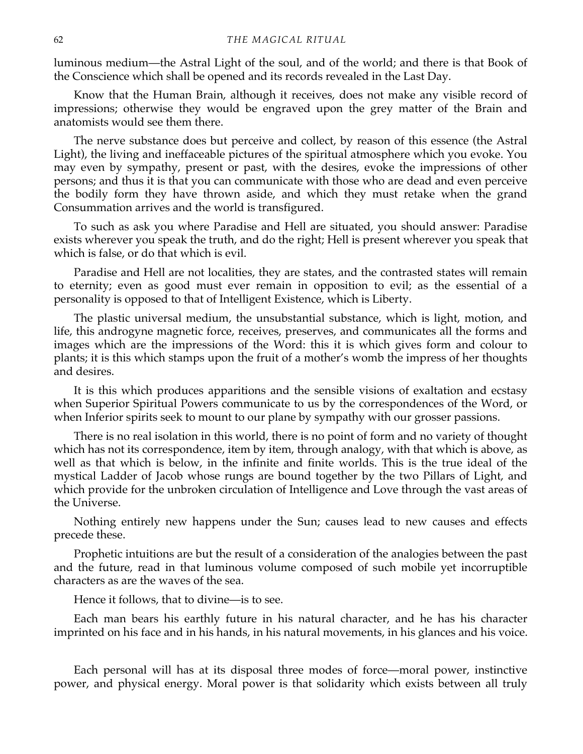luminous medium—the Astral Light of the soul, and of the world; and there is that Book of the Conscience which shall be opened and its records revealed in the Last Day.

Know that the Human Brain, although it receives, does not make any visible record of impressions; otherwise they would be engraved upon the grey matter of the Brain and anatomists would see them there.

The nerve substance does but perceive and collect, by reason of this essence (the Astral Light), the living and ineffaceable pictures of the spiritual atmosphere which you evoke. You may even by sympathy, present or past, with the desires, evoke the impressions of other persons; and thus it is that you can communicate with those who are dead and even perceive the bodily form they have thrown aside, and which they must retake when the grand Consummation arrives and the world is transfigured.

To such as ask you where Paradise and Hell are situated, you should answer: Paradise exists wherever you speak the truth, and do the right; Hell is present wherever you speak that which is false, or do that which is evil.

Paradise and Hell are not localities, they are states, and the contrasted states will remain to eternity; even as good must ever remain in opposition to evil; as the essential of a personality is opposed to that of Intelligent Existence, which is Liberty.

The plastic universal medium, the unsubstantial substance, which is light, motion, and life, this androgyne magnetic force, receives, preserves, and communicates all the forms and images which are the impressions of the Word: this it is which gives form and colour to plants; it is this which stamps upon the fruit of a mother's womb the impress of her thoughts and desires.

It is this which produces apparitions and the sensible visions of exaltation and ecstasy when Superior Spiritual Powers communicate to us by the correspondences of the Word, or when Inferior spirits seek to mount to our plane by sympathy with our grosser passions.

There is no real isolation in this world, there is no point of form and no variety of thought which has not its correspondence, item by item, through analogy, with that which is above, as well as that which is below, in the infinite and finite worlds. This is the true ideal of the mystical Ladder of Jacob whose rungs are bound together by the two Pillars of Light, and which provide for the unbroken circulation of Intelligence and Love through the vast areas of the Universe.

Nothing entirely new happens under the Sun; causes lead to new causes and effects precede these.

Prophetic intuitions are but the result of a consideration of the analogies between the past and the future, read in that luminous volume composed of such mobile yet incorruptible characters as are the waves of the sea.

Hence it follows, that to divine—is to see.

Each man bears his earthly future in his natural character, and he has his character imprinted on his face and in his hands, in his natural movements, in his glances and his voice.

Each personal will has at its disposal three modes of force—moral power, instinctive power, and physical energy. Moral power is that solidarity which exists between all truly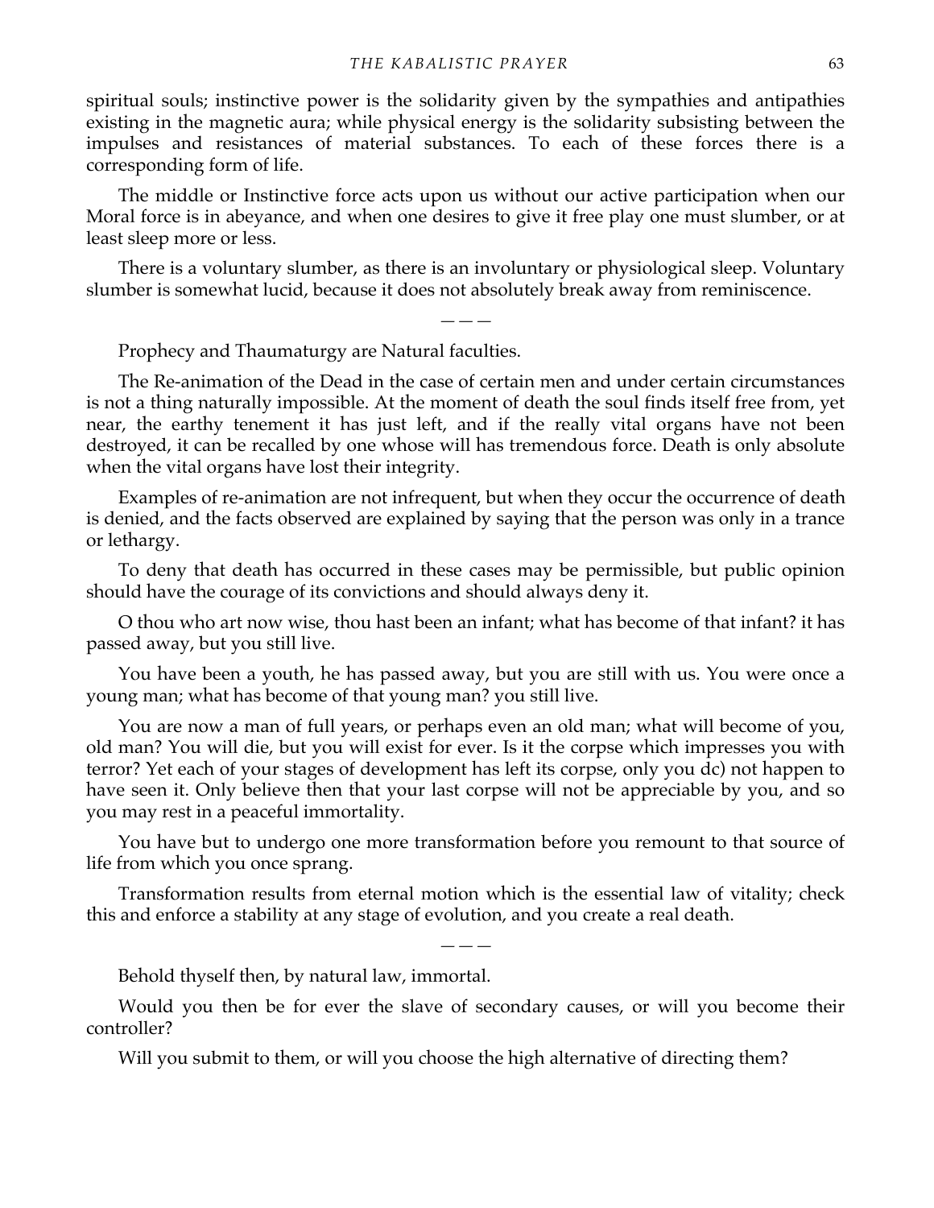spiritual souls; instinctive power is the solidarity given by the sympathies and antipathies existing in the magnetic aura; while physical energy is the solidarity subsisting between the impulses and resistances of material substances. To each of these forces there is a corresponding form of life.

The middle or Instinctive force acts upon us without our active participation when our Moral force is in abeyance, and when one desires to give it free play one must slumber, or at least sleep more or less.

There is a voluntary slumber, as there is an involuntary or physiological sleep. Voluntary slumber is somewhat lucid, because it does not absolutely break away from reminiscence.

— — —

Prophecy and Thaumaturgy are Natural faculties.

The Re-animation of the Dead in the case of certain men and under certain circumstances is not a thing naturally impossible. At the moment of death the soul finds itself free from, yet near, the earthy tenement it has just left, and if the really vital organs have not been destroyed, it can be recalled by one whose will has tremendous force. Death is only absolute when the vital organs have lost their integrity.

Examples of re-animation are not infrequent, but when they occur the occurrence of death is denied, and the facts observed are explained by saying that the person was only in a trance or lethargy.

To deny that death has occurred in these cases may be permissible, but public opinion should have the courage of its convictions and should always deny it.

O thou who art now wise, thou hast been an infant; what has become of that infant? it has passed away, but you still live.

You have been a youth, he has passed away, but you are still with us. You were once a young man; what has become of that young man? you still live.

You are now a man of full years, or perhaps even an old man; what will become of you, old man? You will die, but you will exist for ever. Is it the corpse which impresses you with terror? Yet each of your stages of development has left its corpse, only you dc) not happen to have seen it. Only believe then that your last corpse will not be appreciable by you, and so you may rest in a peaceful immortality.

You have but to undergo one more transformation before you remount to that source of life from which you once sprang.

Transformation results from eternal motion which is the essential law of vitality; check this and enforce a stability at any stage of evolution, and you create a real death.

— — —

Behold thyself then, by natural law, immortal.

Would you then be for ever the slave of secondary causes, or will you become their controller?

Will you submit to them, or will you choose the high alternative of directing them?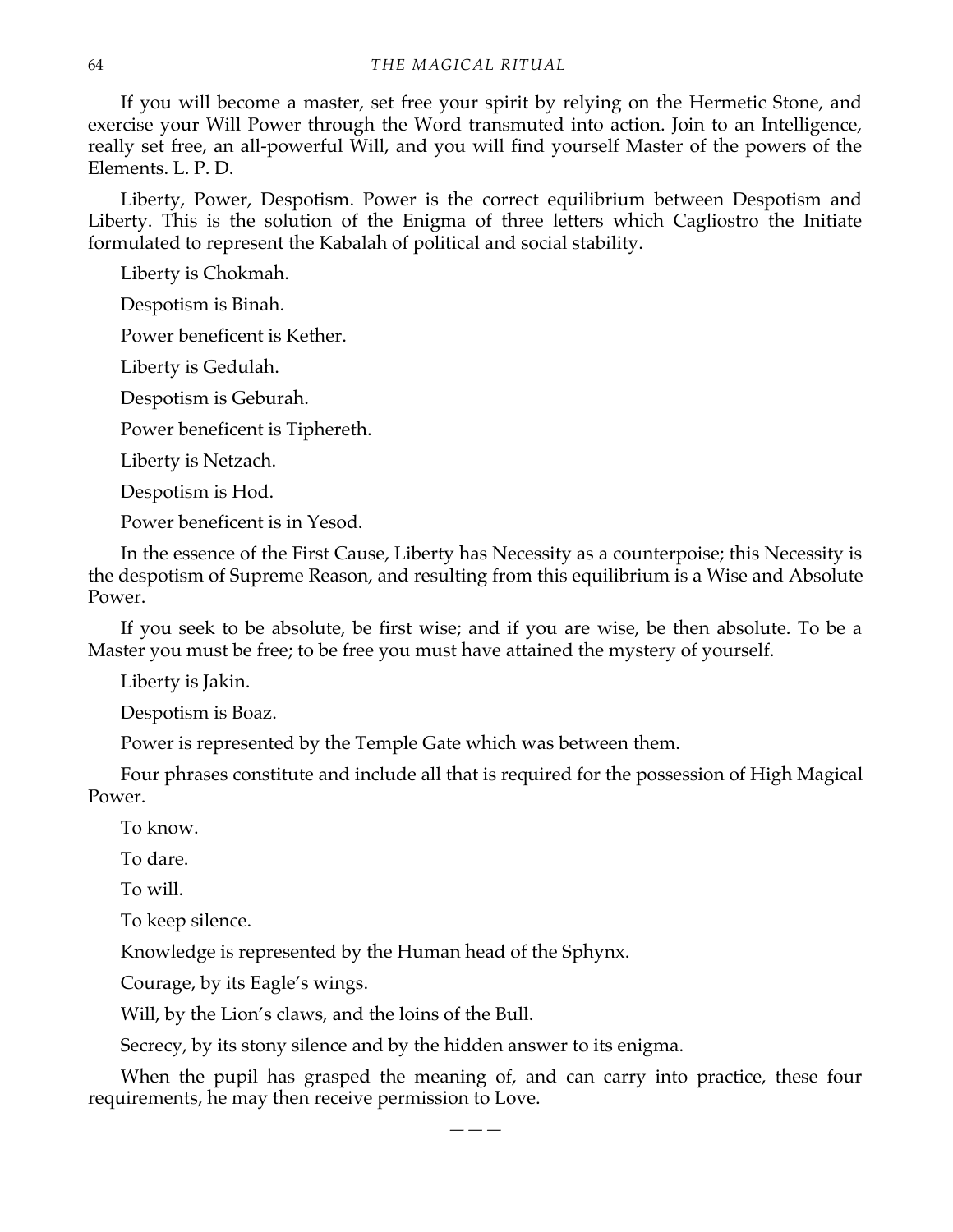If you will become a master, set free your spirit by relying on the Hermetic Stone, and exercise your Will Power through the Word transmuted into action. Join to an Intelligence, really set free, an all-powerful Will, and you will find yourself Master of the powers of the Elements. L. P. D.

Liberty, Power, Despotism. Power is the correct equilibrium between Despotism and Liberty. This is the solution of the Enigma of three letters which Cagliostro the Initiate formulated to represent the Kabalah of political and social stability.

Liberty is Chokmah.

Despotism is Binah.

Power beneficent is Kether.

Liberty is Gedulah.

Despotism is Geburah.

Power beneficent is Tiphereth.

Liberty is Netzach.

Despotism is Hod.

Power beneficent is in Yesod.

In the essence of the First Cause, Liberty has Necessity as a counterpoise; this Necessity is the despotism of Supreme Reason, and resulting from this equilibrium is a Wise and Absolute Power.

If you seek to be absolute, be first wise; and if you are wise, be then absolute. To be a Master you must be free; to be free you must have attained the mystery of yourself.

Liberty is Jakin.

Despotism is Boaz.

Power is represented by the Temple Gate which was between them.

Four phrases constitute and include all that is required for the possession of High Magical Power.

To know.

To dare.

To will.

To keep silence.

Knowledge is represented by the Human head of the Sphynx.

Courage, by its Eagle's wings.

Will, by the Lion's claws, and the loins of the Bull.

Secrecy, by its stony silence and by the hidden answer to its enigma.

When the pupil has grasped the meaning of, and can carry into practice, these four requirements, he may then receive permission to Love.

— — —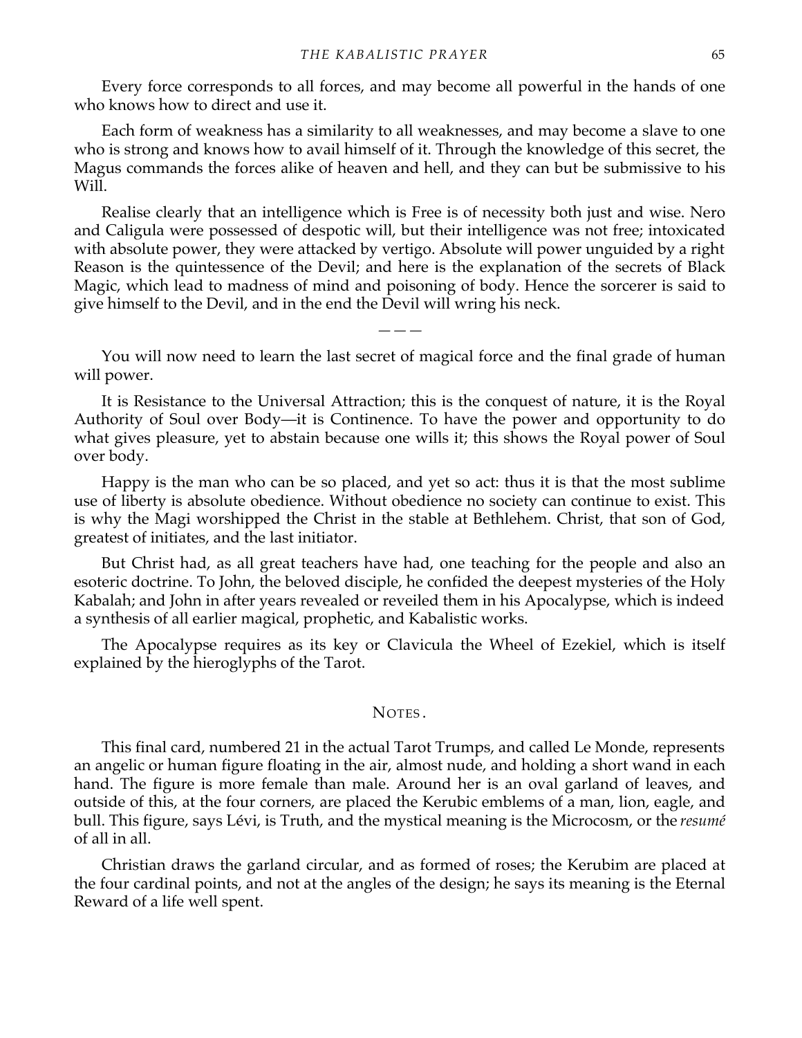Every force corresponds to all forces, and may become all powerful in the hands of one who knows how to direct and use it.

Each form of weakness has a similarity to all weaknesses, and may become a slave to one who is strong and knows how to avail himself of it. Through the knowledge of this secret, the Magus commands the forces alike of heaven and hell, and they can but be submissive to his Will.

Realise clearly that an intelligence which is Free is of necessity both just and wise. Nero and Caligula were possessed of despotic will, but their intelligence was not free; intoxicated with absolute power, they were attacked by vertigo. Absolute will power unguided by a right Reason is the quintessence of the Devil; and here is the explanation of the secrets of Black Magic, which lead to madness of mind and poisoning of body. Hence the sorcerer is said to give himself to the Devil, and in the end the Devil will wring his neck.

— — —

You will now need to learn the last secret of magical force and the final grade of human will power.

It is Resistance to the Universal Attraction; this is the conquest of nature, it is the Royal Authority of Soul over Body—it is Continence. To have the power and opportunity to do what gives pleasure, yet to abstain because one wills it; this shows the Royal power of Soul over body.

Happy is the man who can be so placed, and yet so act: thus it is that the most sublime use of liberty is absolute obedience. Without obedience no society can continue to exist. This is why the Magi worshipped the Christ in the stable at Bethlehem. Christ, that son of God, greatest of initiates, and the last initiator.

But Christ had, as all great teachers have had, one teaching for the people and also an esoteric doctrine. To John, the beloved disciple, he confided the deepest mysteries of the Holy Kabalah; and John in after years revealed or reveiled them in his Apocalypse, which is indeed a synthesis of all earlier magical, prophetic, and Kabalistic works.

The Apocalypse requires as its key or Clavicula the Wheel of Ezekiel, which is itself explained by the hieroglyphs of the Tarot.

## NOTES.

This final card, numbered 21 in the actual Tarot Trumps, and called Le Monde, represents an angelic or human figure floating in the air, almost nude, and holding a short wand in each hand. The figure is more female than male. Around her is an oval garland of leaves, and outside of this, at the four corners, are placed the Kerubic emblems of a man, lion, eagle, and bull. This figure, says Lévi, is Truth, and the mystical meaning is the Microcosm, or the *resumé* of all in all.

Christian draws the garland circular, and as formed of roses; the Kerubim are placed at the four cardinal points, and not at the angles of the design; he says its meaning is the Eternal Reward of a life well spent.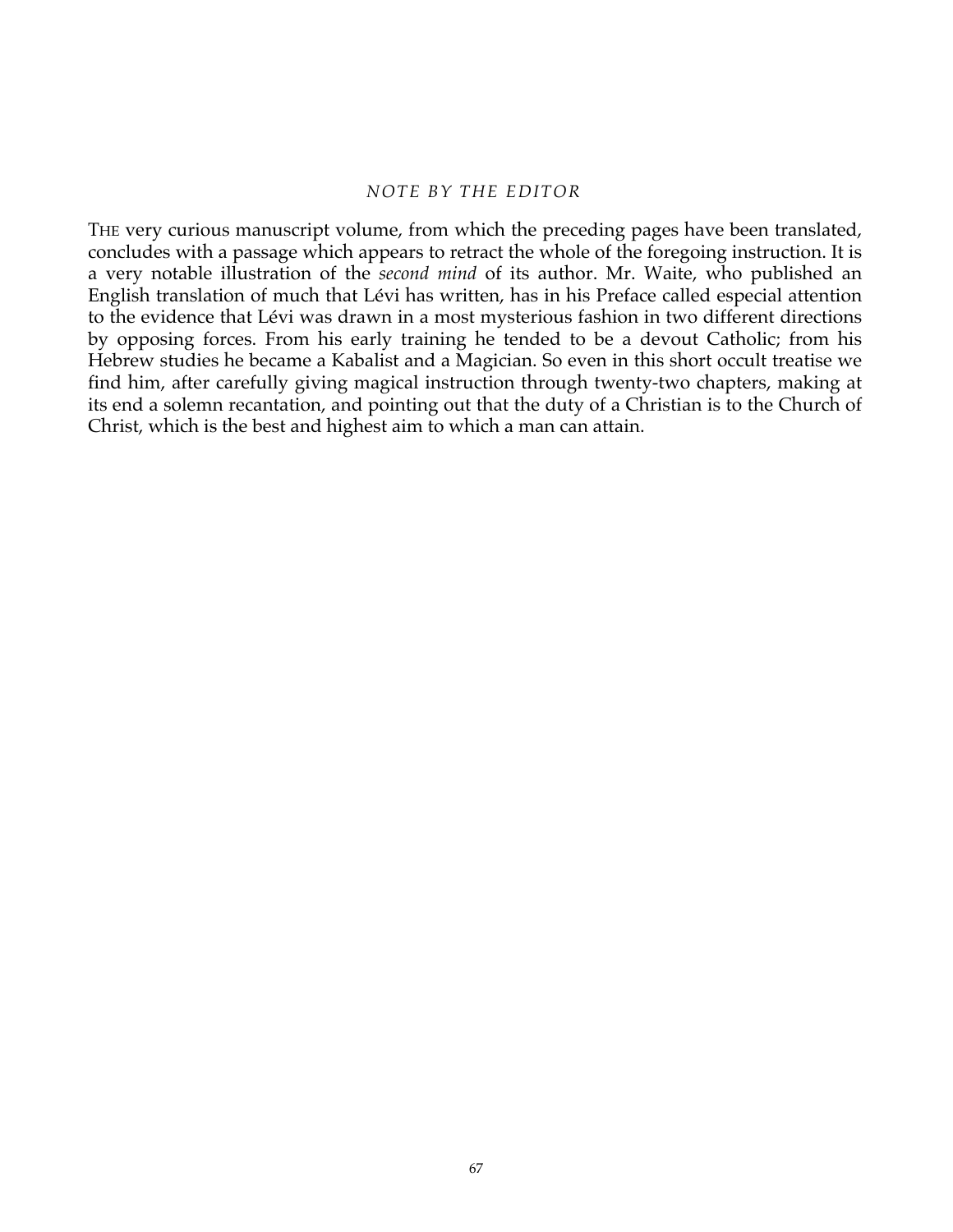## *NOTE BY THE EDITOR*

THE very curious manuscript volume, from which the preceding pages have been translated, concludes with a passage which appears to retract the whole of the foregoing instruction. It is a very notable illustration of the *second mind* of its author. Mr. Waite, who published an English translation of much that Lévi has written, has in his Preface called especial attention to the evidence that Lévi was drawn in a most mysterious fashion in two different directions by opposing forces. From his early training he tended to be a devout Catholic; from his Hebrew studies he became a Kabalist and a Magician. So even in this short occult treatise we find him, after carefully giving magical instruction through twenty-two chapters, making at its end a solemn recantation, and pointing out that the duty of a Christian is to the Church of Christ, which is the best and highest aim to which a man can attain.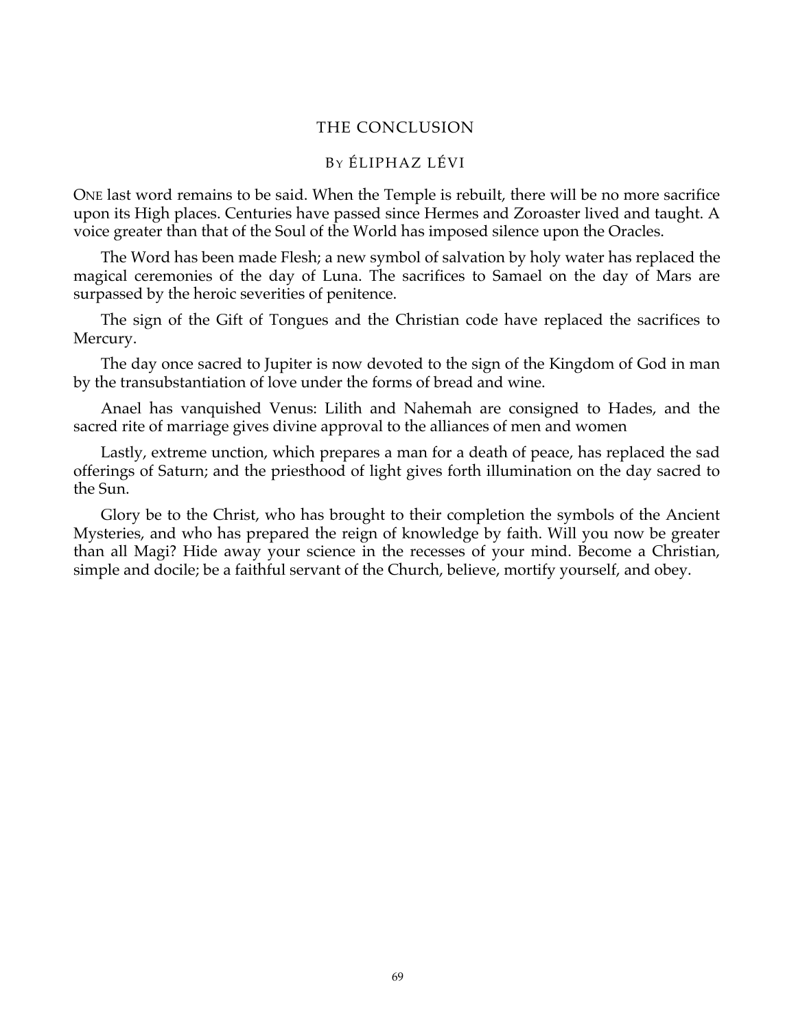# THE CONCLUSION

## By ÉLIPHAZ LÉVI

ONE last word remains to be said. When the Temple is rebuilt, there will be no more sacrifice upon its High places. Centuries have passed since Hermes and Zoroaster lived and taught. A voice greater than that of the Soul of the World has imposed silence upon the Oracles.

The Word has been made Flesh; a new symbol of salvation by holy water has replaced the magical ceremonies of the day of Luna. The sacrifices to Samael on the day of Mars are surpassed by the heroic severities of penitence.

The sign of the Gift of Tongues and the Christian code have replaced the sacrifices to Mercury.

The day once sacred to Jupiter is now devoted to the sign of the Kingdom of God in man by the transubstantiation of love under the forms of bread and wine.

Anael has vanquished Venus: Lilith and Nahemah are consigned to Hades, and the sacred rite of marriage gives divine approval to the alliances of men and women

Lastly, extreme unction, which prepares a man for a death of peace, has replaced the sad offerings of Saturn; and the priesthood of light gives forth illumination on the day sacred to the Sun.

Glory be to the Christ, who has brought to their completion the symbols of the Ancient Mysteries, and who has prepared the reign of knowledge by faith. Will you now be greater than all Magi? Hide away your science in the recesses of your mind. Become a Christian, simple and docile; be a faithful servant of the Church, believe, mortify yourself, and obey.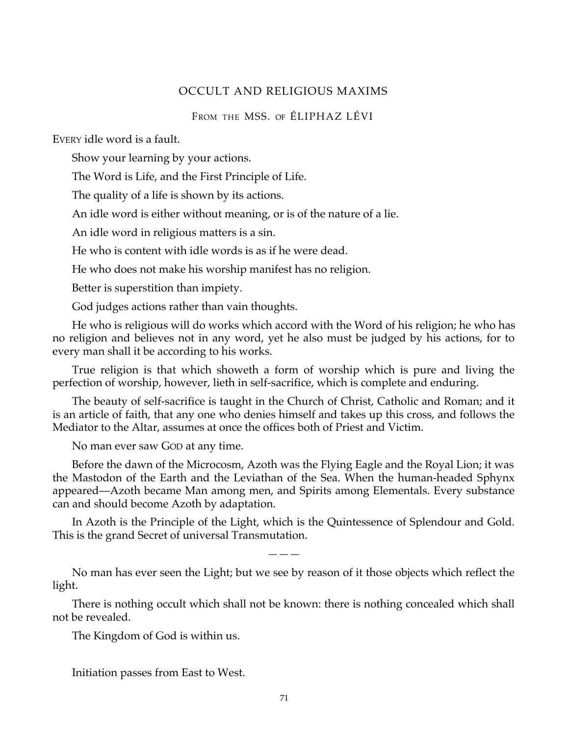## OCCULT AND RELIGIOUS MAXIMS

### FROM THE MSS. OF ÉLIPHAZ LÉVI

EVERY idle word is a fault.

Show your learning by your actions.

The Word is Life, and the First Principle of Life.

The quality of a life is shown by its actions.

An idle word is either without meaning, or is of the nature of a lie.

An idle word in religious matters is a sin.

He who is content with idle words is as if he were dead.

He who does not make his worship manifest has no religion.

Better is superstition than impiety.

God judges actions rather than vain thoughts.

He who is religious will do works which accord with the Word of his religion; he who has no religion and believes not in any word, yet he also must be judged by his actions, for to every man shall it be according to his works.

True religion is that which showeth a form of worship which is pure and living the perfection of worship, however, lieth in self-sacrifice, which is complete and enduring.

The beauty of self-sacrifice is taught in the Church of Christ, Catholic and Roman; and it is an article of faith, that any one who denies himself and takes up this cross, and follows the Mediator to the Altar, assumes at once the offices both of Priest and Victim.

No man ever saw GOD at any time.

Before the dawn of the Microcosm, Azoth was the Flying Eagle and the Royal Lion; it was the Mastodon of the Earth and the Leviathan of the Sea. When the human-headed Sphynx appeared—Azoth became Man among men, and Spirits among Elementals. Every substance can and should become Azoth by adaptation.

In Azoth is the Principle of the Light, which is the Quintessence of Splendour and Gold. This is the grand Secret of universal Transmutation.

———

No man has ever seen the Light; but we see by reason of it those objects which reflect the light.

There is nothing occult which shall not be known: there is nothing concealed which shall not be revealed.

The Kingdom of God is within us.

Initiation passes from East to West.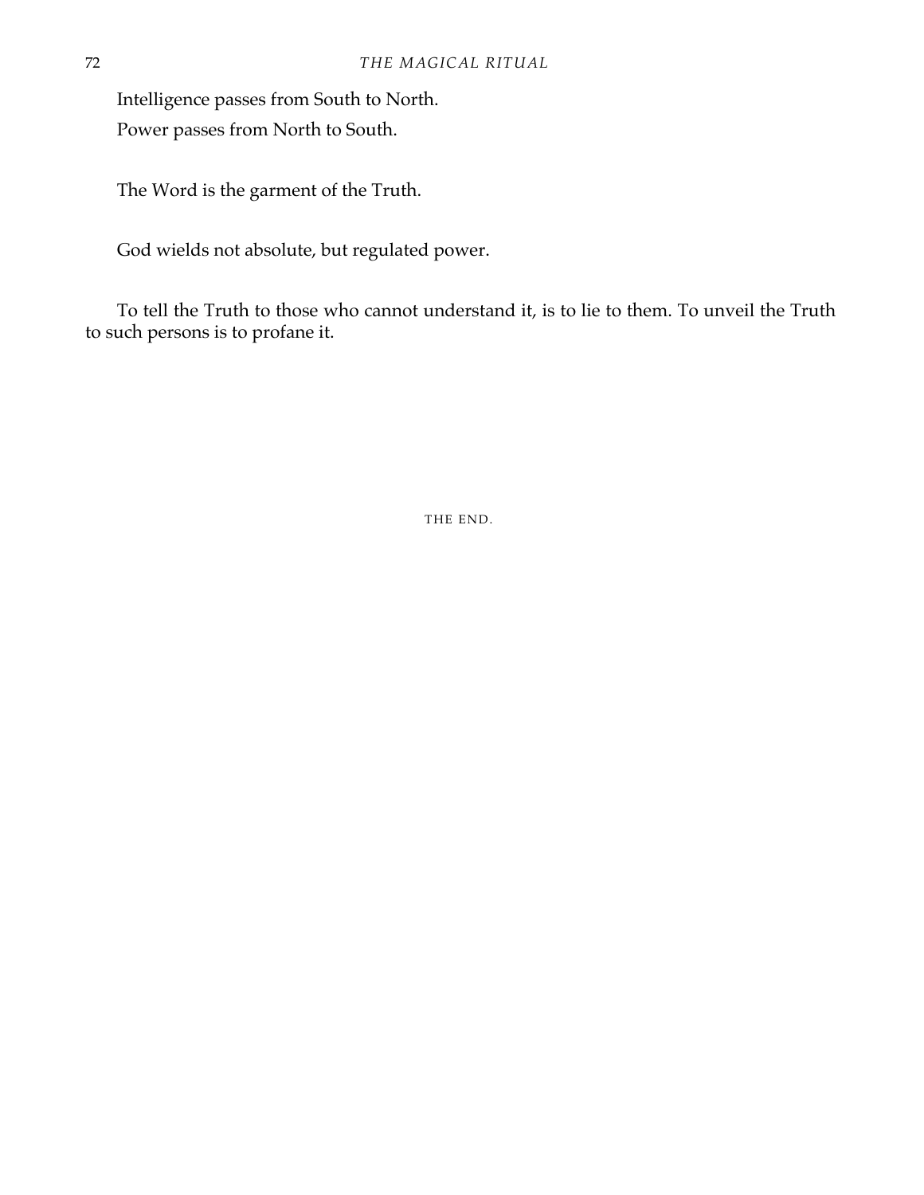Intelligence passes from South to North.

Power passes from North to South.

The Word is the garment of the Truth.

God wields not absolute, but regulated power.

To tell the Truth to those who cannot understand it, is to lie to them. To unveil the Truth to such persons is to profane it.

THE END.